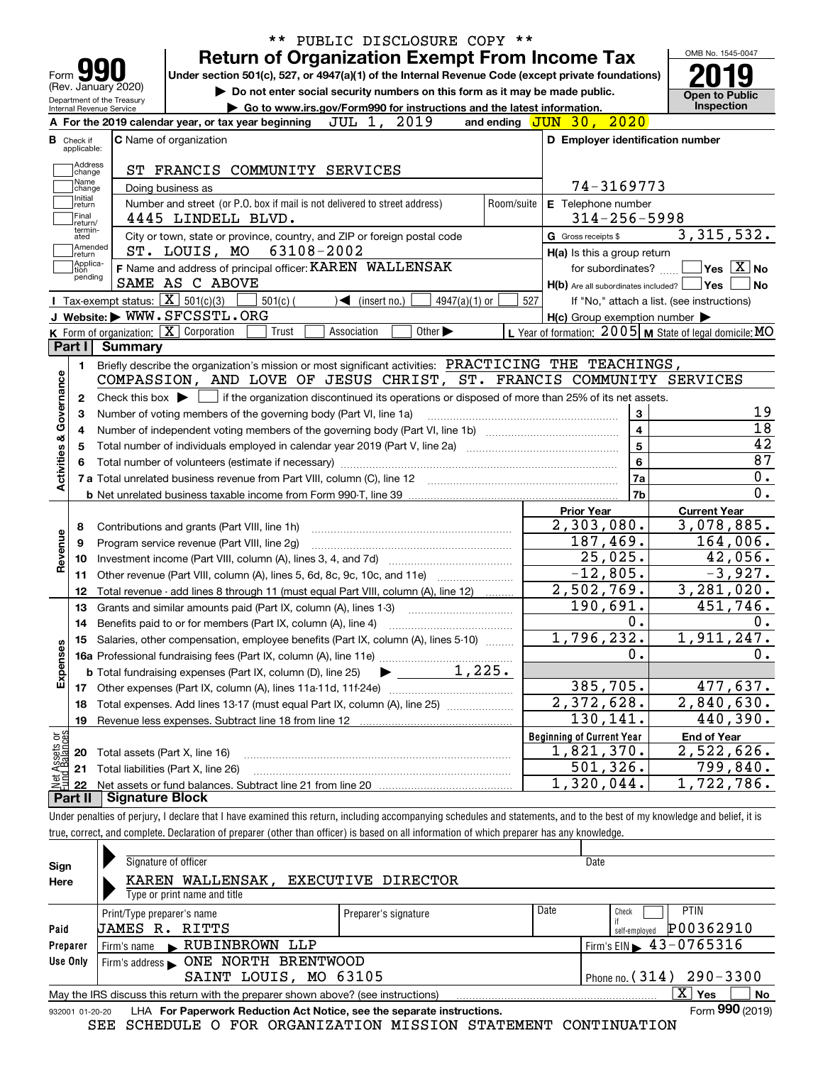\*\* PUBLIC DISCLOSURE COPY \*\*

# Form 990 — Return of Organization Exempt From Income Tax

Form **990** (Rev. January 2020)
Department of the Treasury
Internal Revenue Service

Under section 501(c), 527, or 4947(a)(1) of the Internal Revenue Code (except private foundations)

▶ Do not enter social security numbers on this form as it may be made public.

▶ Go to www.irs.gov/Form990 for instructions and the latest information.

OMB No. 1545-0047

**2019**

**Open to Public Inspection**

**A** For the 2019 calendar year, or tax year beginning JUL 1, 2019 and ending JUN 30, 2020

**B** Check if applicable: Address change; Name change; Initial return; Final return/terminated; Amended return; Application pending

**C** Name of organization: ST FRANCIS COMMUNITY SERVICES

Doing business as

Number and street (or P.O. box if mail is not delivered to street address): 4445 LINDELL BLVD. Room/suite

City or town, state or province, country, and ZIP or foreign postal code: ST. LOUIS, MO 63108-2002

**F** Name and address of principal officer: KAREN WALLENSAK, SAME AS C ABOVE

**D** Employer identification number: 74-3169773

**E** Telephone number: 314-256-5998

**G** Gross receipts $ 3,315,532.

**H(a)** Is this a group return for subordinates? Yes [ ] No [X]

**H(b)** Are all subordinates included? Yes [ ] No [ ]
If "No," attach a list. (see instructions)

**H(c)** Group exemption number ▶

**I** Tax-exempt status: [X] 501(c)(3) [ ] 501(c) ( ) ◀ (insert no.) [ ] 4947(a)(1) or [ ] 527

**J** Website: ▶ WWW.SFCSSTL.ORG

**K** Form of organization: [X] Corporation [ ] Trust [ ] Association [ ] Other ▶

**L** Year of formation: 2005 **M** State of legal domicile: MO

## Part I Summary

**Activities & Governance**

1 Briefly describe the organization's mission or most significant activities: PRACTICING THE TEACHINGS, COMPASSION, AND LOVE OF JESUS CHRIST, ST. FRANCIS COMMUNITY SERVICES

2 Check this box ▶ [ ] if the organization discontinued its operations or disposed of more than 25% of its net assets.

| Line | Description | No. | Value |
|---|---|---|---|
| 3 | Number of voting members of the governing body (Part VI, line 1a) | 3 | 19 |
| 4 | Number of independent voting members of the governing body (Part VI, line 1b) | 4 | 18 |
| 5 | Total number of individuals employed in calendar year 2019 (Part V, line 2a) | 5 | 42 |
| 6 | Total number of volunteers (estimate if necessary) | 6 | 87 |
| 7a | Total unrelated business revenue from Part VIII, column (C), line 12 | 7a | 0. |
| 7b | Net unrelated business taxable income from Form 990-T, line 39 | 7b | 0. |

| Line | Description | Prior Year | Current Year |
|---|---|---|---|
| **Revenue** | | | |
| 8 | Contributions and grants (Part VIII, line 1h) | 2,303,080. | 3,078,885. |
| 9 | Program service revenue (Part VIII, line 2g) | 187,469. | 164,006. |
| 10 | Investment income (Part VIII, column (A), lines 3, 4, and 7d) | 25,025. | 42,056. |
| 11 | Other revenue (Part VIII, column (A), lines 5, 6d, 8c, 9c, 10c, and 11e) | -12,805. | -3,927. |
| 12 | Total revenue - add lines 8 through 11 (must equal Part VIII, column (A), line 12) | 2,502,769. | 3,281,020. |
| **Expenses** | | | |
| 13 | Grants and similar amounts paid (Part IX, column (A), lines 1-3) | 190,691. | 451,746. |
| 14 | Benefits paid to or for members (Part IX, column (A), line 4) | 0. | 0. |
| 15 | Salaries, other compensation, employee benefits (Part IX, column (A), lines 5-10) | 1,796,232. | 1,911,247. |
| 16a | Professional fundraising fees (Part IX, column (A), line 11e) | 0. | 0. |
| b | Total fundraising expenses (Part IX, column (D), line 25) ▶ 1,225. | | |
| 17 | Other expenses (Part IX, column (A), lines 11a-11d, 11f-24e) | 385,705. | 477,637. |
| 18 | Total expenses. Add lines 13-17 (must equal Part IX, column (A), line 25) | 2,372,628. | 2,840,630. |
| 19 | Revenue less expenses. Subtract line 18 from line 12 | 130,141. | 440,390. |

| Line | Net Assets or Fund Balances | Beginning of Current Year | End of Year |
|---|---|---|---|
| 20 | Total assets (Part X, line 16) | 1,821,370. | 2,522,626. |
| 21 | Total liabilities (Part X, line 26) | 501,326. | 799,840. |
| 22 | Net assets or fund balances. Subtract line 21 from line 20 | 1,320,044. | 1,722,786. |

## Part II Signature Block

Under penalties of perjury, I declare that I have examined this return, including accompanying schedules and statements, and to the best of my knowledge and belief, it is true, correct, and complete. Declaration of preparer (other than officer) is based on all information of which preparer has any knowledge.

**Sign Here**
Signature of officer — Date
KAREN WALLENSAK, EXECUTIVE DIRECTOR
Type or print name and title

**Paid Preparer Use Only**

| Print/Type preparer's name | Preparer's signature | Date | Check if self-employed | PTIN |
|---|---|---|---|---|
| JAMES R. RITTS | | | [ ] | P00362910 |

Firm's name ▶ RUBINBROWN LLP — Firm's EIN ▶ 43-0765316

Firm's address ▶ ONE NORTH BRENTWOOD, SAINT LOUIS, MO 63105 — Phone no. (314) 290-3300

May the IRS discuss this return with the preparer shown above? (see instructions) [X] Yes [ ] No

932001 01-20-20 LHA For Paperwork Reduction Act Notice, see the separate instructions. Form **990** (2019)

SEE SCHEDULE O FOR ORGANIZATION MISSION STATEMENT CONTINUATION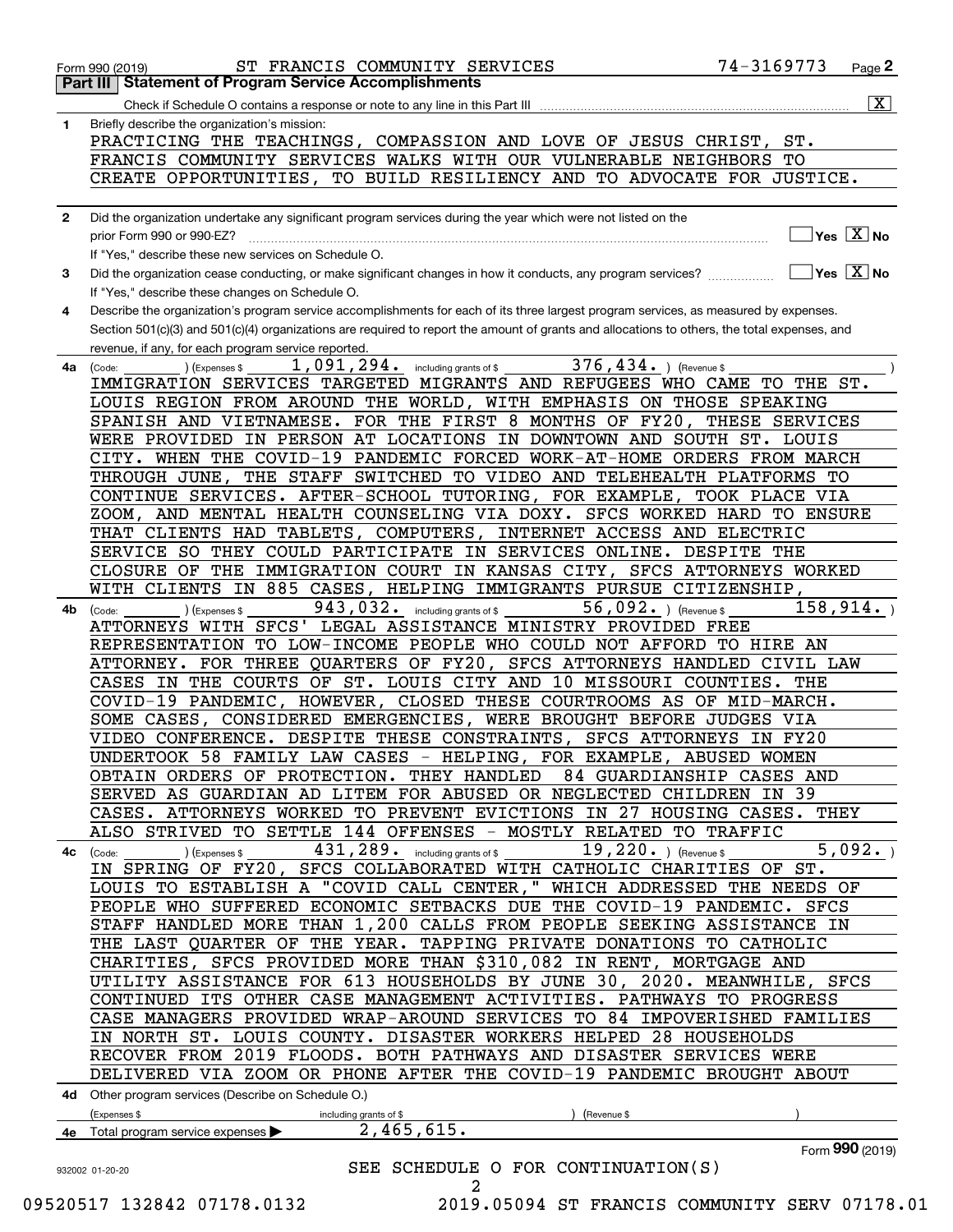Form 990 (2019) ST FRANCIS COMMUNITY SERVICES 74-3169773 Page 2

## Part III Statement of Program Service Accomplishments

Check if Schedule O contains a response or note to any line in this Part III [X]

**1** Briefly describe the organization's mission:

PRACTICING THE TEACHINGS, COMPASSION AND LOVE OF JESUS CHRIST, ST. FRANCIS COMMUNITY SERVICES WALKS WITH OUR VULNERABLE NEIGHBORS TO CREATE OPPORTUNITIES, TO BUILD RESILIENCY AND TO ADVOCATE FOR JUSTICE.

**2** Did the organization undertake any significant program services during the year which were not listed on the prior Form 990 or 990-EZ? [ ] Yes [X] No

If "Yes," describe these new services on Schedule O.

**3** Did the organization cease conducting, or make significant changes in how it conducts, any program services? [ ] Yes [X] No

If "Yes," describe these changes on Schedule O.

**4** Describe the organization's program service accomplishments for each of its three largest program services, as measured by expenses. Section 501(c)(3) and 501(c)(4) organizations are required to report the amount of grants and allocations to others, the total expenses, and revenue, if any, for each program service reported.

**4a** (Code: ) (Expenses $ 1,091,294. including grants of $ 376,434. ) (Revenue $ )

IMMIGRATION SERVICES TARGETED MIGRANTS AND REFUGEES WHO CAME TO THE ST. LOUIS REGION FROM AROUND THE WORLD, WITH EMPHASIS ON THOSE SPEAKING SPANISH AND VIETNAMESE. FOR THE FIRST 8 MONTHS OF FY20, THESE SERVICES WERE PROVIDED IN PERSON AT LOCATIONS IN DOWNTOWN AND SOUTH ST. LOUIS CITY. WHEN THE COVID-19 PANDEMIC FORCED WORK-AT-HOME ORDERS FROM MARCH THROUGH JUNE, THE STAFF SWITCHED TO VIDEO AND TELEHEALTH PLATFORMS TO CONTINUE SERVICES. AFTER-SCHOOL TUTORING, FOR EXAMPLE, TOOK PLACE VIA ZOOM, AND MENTAL HEALTH COUNSELING VIA DOXY. SFCS WORKED HARD TO ENSURE THAT CLIENTS HAD TABLETS, COMPUTERS, INTERNET ACCESS AND ELECTRIC SERVICE SO THEY COULD PARTICIPATE IN SERVICES ONLINE. DESPITE THE CLOSURE OF THE IMMIGRATION COURT IN KANSAS CITY, SFCS ATTORNEYS WORKED WITH CLIENTS IN 885 CASES, HELPING IMMIGRANTS PURSUE CITIZENSHIP,

**4b** (Code: ) (Expenses $ 943,032. including grants of $ 56,092. ) (Revenue $ 158,914. )

ATTORNEYS WITH SFCS' LEGAL ASSISTANCE MINISTRY PROVIDED FREE REPRESENTATION TO LOW-INCOME PEOPLE WHO COULD NOT AFFORD TO HIRE AN ATTORNEY. FOR THREE QUARTERS OF FY20, SFCS ATTORNEYS HANDLED CIVIL LAW CASES IN THE COURTS OF ST. LOUIS CITY AND 10 MISSOURI COUNTIES. THE COVID-19 PANDEMIC, HOWEVER, CLOSED THESE COURTROOMS AS OF MID-MARCH. SOME CASES, CONSIDERED EMERGENCIES, WERE BROUGHT BEFORE JUDGES VIA VIDEO CONFERENCE. DESPITE THESE CONSTRAINTS, SFCS ATTORNEYS IN FY20 UNDERTOOK 58 FAMILY LAW CASES - HELPING, FOR EXAMPLE, ABUSED WOMEN OBTAIN ORDERS OF PROTECTION. THEY HANDLED 84 GUARDIANSHIP CASES AND SERVED AS GUARDIAN AD LITEM FOR ABUSED OR NEGLECTED CHILDREN IN 39 CASES. ATTORNEYS WORKED TO PREVENT EVICTIONS IN 27 HOUSING CASES. THEY ALSO STRIVED TO SETTLE 144 OFFENSES - MOSTLY RELATED TO TRAFFIC

**4c** (Code: ) (Expenses $ 431,289. including grants of $ 19,220. ) (Revenue $ 5,092. )

IN SPRING OF FY20, SFCS COLLABORATED WITH CATHOLIC CHARITIES OF ST. LOUIS TO ESTABLISH A "COVID CALL CENTER," WHICH ADDRESSED THE NEEDS OF PEOPLE WHO SUFFERED ECONOMIC SETBACKS DUE THE COVID-19 PANDEMIC. SFCS STAFF HANDLED MORE THAN 1,200 CALLS FROM PEOPLE SEEKING ASSISTANCE IN THE LAST QUARTER OF THE YEAR. TAPPING PRIVATE DONATIONS TO CATHOLIC CHARITIES, SFCS PROVIDED MORE THAN $310,082 IN RENT, MORTGAGE AND UTILITY ASSISTANCE FOR 613 HOUSEHOLDS BY JUNE 30, 2020. MEANWHILE, SFCS CONTINUED ITS OTHER CASE MANAGEMENT ACTIVITIES. PATHWAYS TO PROGRESS CASE MANAGERS PROVIDED WRAP-AROUND SERVICES TO 84 IMPOVERISHED FAMILIES IN NORTH ST. LOUIS COUNTY. DISASTER WORKERS HELPED 28 HOUSEHOLDS RECOVER FROM 2019 FLOODS. BOTH PATHWAYS AND DISASTER SERVICES WERE DELIVERED VIA ZOOM OR PHONE AFTER THE COVID-19 PANDEMIC BROUGHT ABOUT

**4d** Other program services (Describe on Schedule O.)

(Expenses $ including grants of $ ) (Revenue $ )

**4e** Total program service expenses ▶ 2,465,615.

SEE SCHEDULE O FOR CONTINUATION(S)

Form 990 (2019)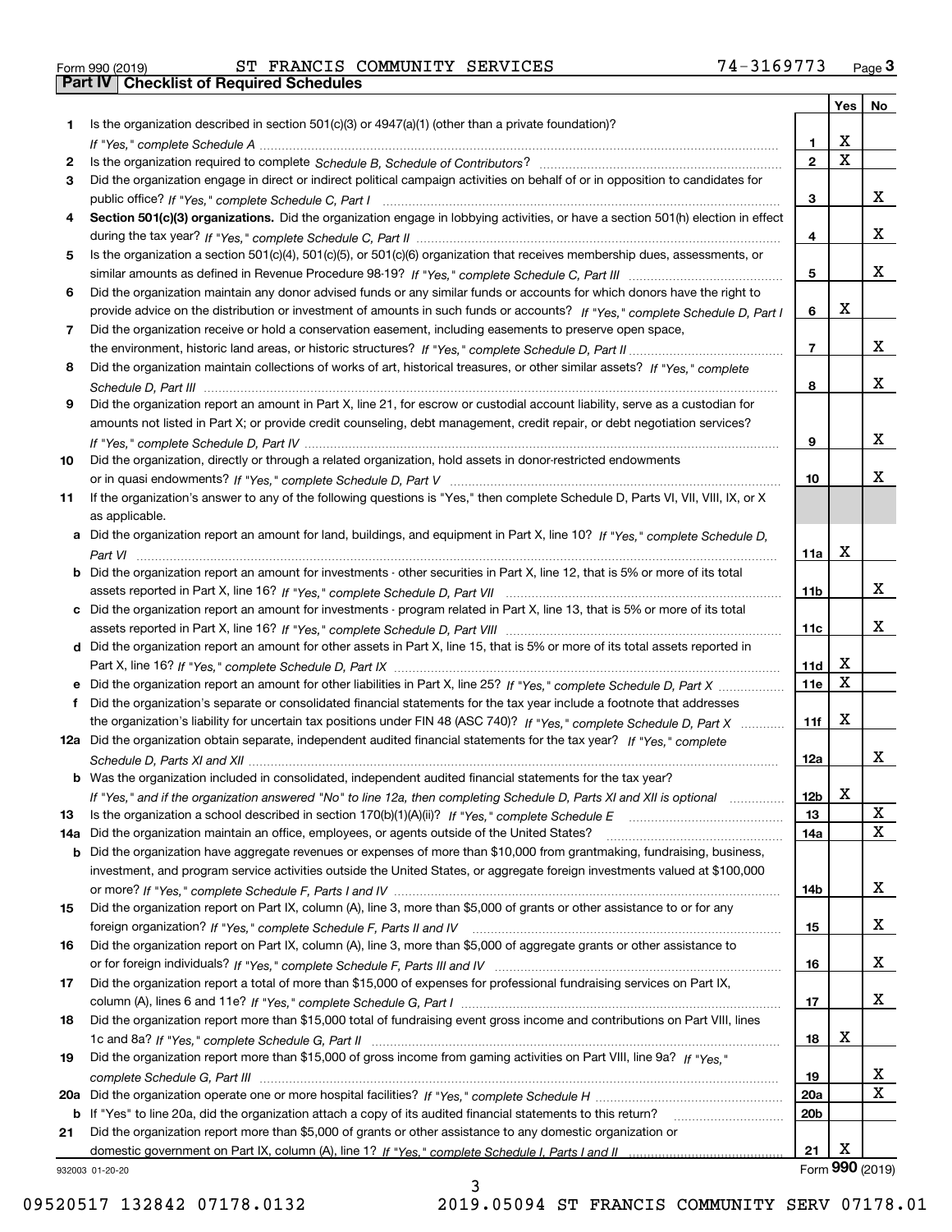Form 990 (2019) ST FRANCIS COMMUNITY SERVICES 74-3169773 Page 3

## Part IV Checklist of Required Schedules

| | | | Yes | No |
|---|---|---|---|---|
| 1 | Is the organization described in section 501(c)(3) or 4947(a)(1) (other than a private foundation)? *If "Yes," complete Schedule A* | 1 | X | |
| 2 | Is the organization required to complete *Schedule B, Schedule of Contributors*? | 2 | X | |
| 3 | Did the organization engage in direct or indirect political campaign activities on behalf of or in opposition to candidates for public office? *If "Yes," complete Schedule C, Part I* | 3 | | X |
| 4 | **Section 501(c)(3) organizations.** Did the organization engage in lobbying activities, or have a section 501(h) election in effect during the tax year? *If "Yes," complete Schedule C, Part II* | 4 | | X |
| 5 | Is the organization a section 501(c)(4), 501(c)(5), or 501(c)(6) organization that receives membership dues, assessments, or similar amounts as defined in Revenue Procedure 98-19? *If "Yes," complete Schedule C, Part III* | 5 | | X |
| 6 | Did the organization maintain any donor advised funds or any similar funds or accounts for which donors have the right to provide advice on the distribution or investment of amounts in such funds or accounts? *If "Yes," complete Schedule D, Part I* | 6 | X | |
| 7 | Did the organization receive or hold a conservation easement, including easements to preserve open space, the environment, historic land areas, or historic structures? *If "Yes," complete Schedule D, Part II* | 7 | | X |
| 8 | Did the organization maintain collections of works of art, historical treasures, or other similar assets? *If "Yes," complete Schedule D, Part III* | 8 | | X |
| 9 | Did the organization report an amount in Part X, line 21, for escrow or custodial account liability, serve as a custodian for amounts not listed in Part X; or provide credit counseling, debt management, credit repair, or debt negotiation services? *If "Yes," complete Schedule D, Part IV* | 9 | | X |
| 10 | Did the organization, directly or through a related organization, hold assets in donor-restricted endowments or in quasi endowments? *If "Yes," complete Schedule D, Part V* | 10 | | X |
| 11 | If the organization's answer to any of the following questions is "Yes," then complete Schedule D, Parts VI, VII, VIII, IX, or X as applicable. | | | |
| a | Did the organization report an amount for land, buildings, and equipment in Part X, line 10? *If "Yes," complete Schedule D, Part VI* | 11a | X | |
| b | Did the organization report an amount for investments - other securities in Part X, line 12, that is 5% or more of its total assets reported in Part X, line 16? *If "Yes," complete Schedule D, Part VII* | 11b | | X |
| c | Did the organization report an amount for investments - program related in Part X, line 13, that is 5% or more of its total assets reported in Part X, line 16? *If "Yes," complete Schedule D, Part VIII* | 11c | | X |
| d | Did the organization report an amount for other assets in Part X, line 15, that is 5% or more of its total assets reported in Part X, line 16? *If "Yes," complete Schedule D, Part IX* | 11d | X | |
| e | Did the organization report an amount for other liabilities in Part X, line 25? *If "Yes," complete Schedule D, Part X* | 11e | X | |
| f | Did the organization's separate or consolidated financial statements for the tax year include a footnote that addresses the organization's liability for uncertain tax positions under FIN 48 (ASC 740)? *If "Yes," complete Schedule D, Part X* | 11f | X | |
| 12a | Did the organization obtain separate, independent audited financial statements for the tax year? *If "Yes," complete Schedule D, Parts XI and XII* | 12a | | X |
| b | Was the organization included in consolidated, independent audited financial statements for the tax year? *If "Yes," and if the organization answered "No" to line 12a, then completing Schedule D, Parts XI and XII is optional* | 12b | X | |
| 13 | Is the organization a school described in section 170(b)(1)(A)(ii)? *If "Yes," complete Schedule E* | 13 | | X |
| 14a | Did the organization maintain an office, employees, or agents outside of the United States? | 14a | | X |
| b | Did the organization have aggregate revenues or expenses of more than $10,000 from grantmaking, fundraising, business, investment, and program service activities outside the United States, or aggregate foreign investments valued at $100,000 or more? *If "Yes," complete Schedule F, Parts I and IV* | 14b | | X |
| 15 | Did the organization report on Part IX, column (A), line 3, more than $5,000 of grants or other assistance to or for any foreign organization? *If "Yes," complete Schedule F, Parts II and IV* | 15 | | X |
| 16 | Did the organization report on Part IX, column (A), line 3, more than $5,000 of aggregate grants or other assistance to or for foreign individuals? *If "Yes," complete Schedule F, Parts III and IV* | 16 | | X |
| 17 | Did the organization report a total of more than $15,000 of expenses for professional fundraising services on Part IX, column (A), lines 6 and 11e? *If "Yes," complete Schedule G, Part I* | 17 | | X |
| 18 | Did the organization report more than $15,000 total of fundraising event gross income and contributions on Part VIII, lines 1c and 8a? *If "Yes," complete Schedule G, Part II* | 18 | X | |
| 19 | Did the organization report more than $15,000 of gross income from gaming activities on Part VIII, line 9a? *If "Yes," complete Schedule G, Part III* | 19 | | X |
| 20a | Did the organization operate one or more hospital facilities? *If "Yes," complete Schedule H* | 20a | | X |
| b | If "Yes" to line 20a, did the organization attach a copy of its audited financial statements to this return? | 20b | | |
| 21 | Did the organization report more than $5,000 of grants or other assistance to any domestic organization or domestic government on Part IX, column (A), line 1? *If "Yes," complete Schedule I, Parts I and II* | 21 | X | |

932003 01-20-20 Form **990** (2019)

09520517 132842 07178.0132 2019.05094 ST FRANCIS COMMUNITY SERV 07178.01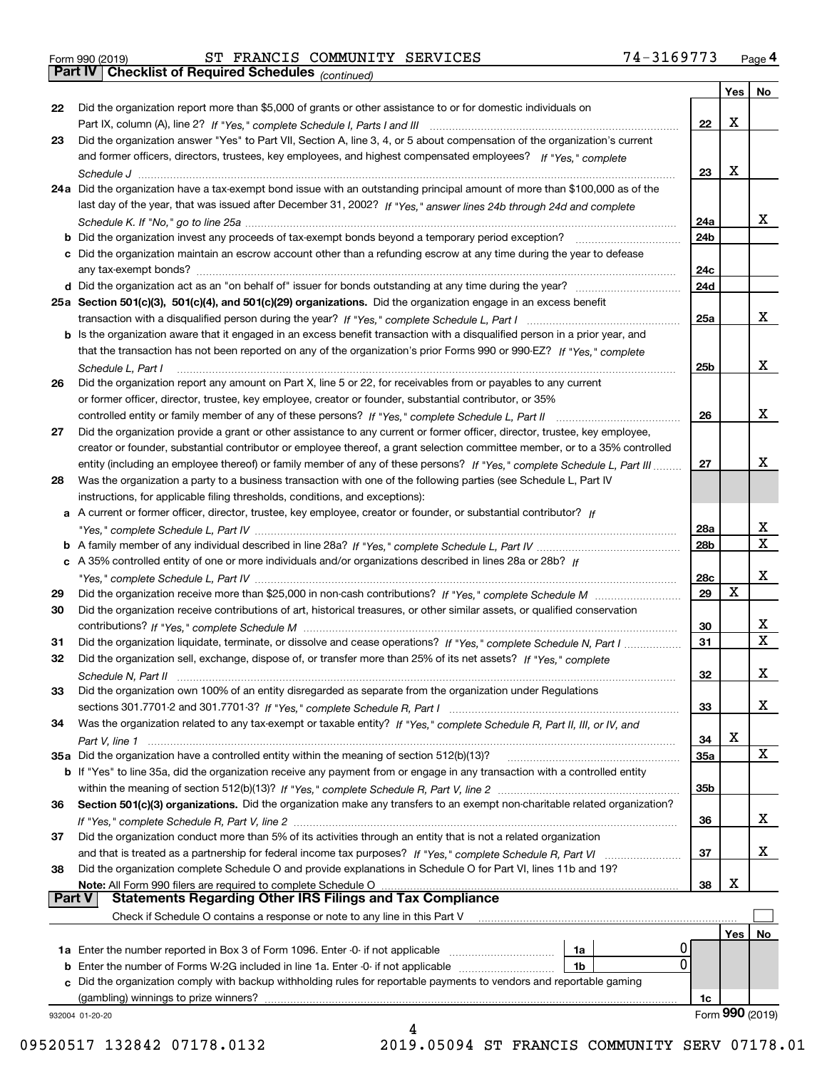Form 990 (2019) ST FRANCIS COMMUNITY SERVICES 74-3169773 Page 4

## Part IV Checklist of Required Schedules *(continued)*

| | | | Yes | No |
|---|---|---|---|---|
| 22 | Did the organization report more than $5,000 of grants or other assistance to or for domestic individuals on Part IX, column (A), line 2? *If "Yes," complete Schedule I, Parts I and III* | 22 | X | |
| 23 | Did the organization answer "Yes" to Part VII, Section A, line 3, 4, or 5 about compensation of the organization's current and former officers, directors, trustees, key employees, and highest compensated employees? *If "Yes," complete Schedule J* | 23 | X | |
| 24a | Did the organization have a tax-exempt bond issue with an outstanding principal amount of more than $100,000 as of the last day of the year, that was issued after December 31, 2002? *If "Yes," answer lines 24b through 24d and complete Schedule K. If "No," go to line 25a* | 24a | | X |
| b | Did the organization invest any proceeds of tax-exempt bonds beyond a temporary period exception? | 24b | | |
| c | Did the organization maintain an escrow account other than a refunding escrow at any time during the year to defease any tax-exempt bonds? | 24c | | |
| d | Did the organization act as an "on behalf of" issuer for bonds outstanding at any time during the year? | 24d | | |
| 25a | **Section 501(c)(3), 501(c)(4), and 501(c)(29) organizations.** Did the organization engage in an excess benefit transaction with a disqualified person during the year? *If "Yes," complete Schedule L, Part I* | 25a | | X |
| b | Is the organization aware that it engaged in an excess benefit transaction with a disqualified person in a prior year, and that the transaction has not been reported on any of the organization's prior Forms 990 or 990-EZ? *If "Yes," complete Schedule L, Part I* | 25b | | X |
| 26 | Did the organization report any amount on Part X, line 5 or 22, for receivables from or payables to any current or former officer, director, trustee, key employee, creator or founder, substantial contributor, or 35% controlled entity or family member of any of these persons? *If "Yes," complete Schedule L, Part II* | 26 | | X |
| 27 | Did the organization provide a grant or other assistance to any current or former officer, director, trustee, key employee, creator or founder, substantial contributor or employee thereof, a grant selection committee member, or to a 35% controlled entity (including an employee thereof) or family member of any of these persons? *If "Yes," complete Schedule L, Part III* | 27 | | X |
| 28 | Was the organization a party to a business transaction with one of the following parties (see Schedule L, Part IV instructions, for applicable filing thresholds, conditions, and exceptions): | | | |
| a | A current or former officer, director, trustee, key employee, creator or founder, or substantial contributor? *If "Yes," complete Schedule L, Part IV* | 28a | | X |
| b | A family member of any individual described in line 28a? *If "Yes," complete Schedule L, Part IV* | 28b | | X |
| c | A 35% controlled entity of one or more individuals and/or organizations described in lines 28a or 28b? *If "Yes," complete Schedule L, Part IV* | 28c | | X |
| 29 | Did the organization receive more than $25,000 in non-cash contributions? *If "Yes," complete Schedule M* | 29 | X | |
| 30 | Did the organization receive contributions of art, historical treasures, or other similar assets, or qualified conservation contributions? *If "Yes," complete Schedule M* | 30 | | X |
| 31 | Did the organization liquidate, terminate, or dissolve and cease operations? *If "Yes," complete Schedule N, Part I* | 31 | | X |
| 32 | Did the organization sell, exchange, dispose of, or transfer more than 25% of its net assets? *If "Yes," complete Schedule N, Part II* | 32 | | X |
| 33 | Did the organization own 100% of an entity disregarded as separate from the organization under Regulations sections 301.7701-2 and 301.7701-3? *If "Yes," complete Schedule R, Part I* | 33 | | X |
| 34 | Was the organization related to any tax-exempt or taxable entity? *If "Yes," complete Schedule R, Part II, III, or IV, and Part V, line 1* | 34 | X | |
| 35a | Did the organization have a controlled entity within the meaning of section 512(b)(13)? | 35a | | X |
| b | If "Yes" to line 35a, did the organization receive any payment from or engage in any transaction with a controlled entity within the meaning of section 512(b)(13)? *If "Yes," complete Schedule R, Part V, line 2* | 35b | | |
| 36 | **Section 501(c)(3) organizations.** Did the organization make any transfers to an exempt non-charitable related organization? *If "Yes," complete Schedule R, Part V, line 2* | 36 | | X |
| 37 | Did the organization conduct more than 5% of its activities through an entity that is not a related organization and that is treated as a partnership for federal income tax purposes? *If "Yes," complete Schedule R, Part VI* | 37 | | X |
| 38 | Did the organization complete Schedule O and provide explanations in Schedule O for Part VI, lines 11b and 19? **Note:** All Form 990 filers are required to complete Schedule O | 38 | X | |

## Part V Statements Regarding Other IRS Filings and Tax Compliance

Check if Schedule O contains a response or note to any line in this Part V

| | | | | | Yes | No |
|---|---|---|---|---|---|---|
| 1a | Enter the number reported in Box 3 of Form 1096. Enter -0- if not applicable | 1a | 0 | | | |
| b | Enter the number of Forms W-2G included in line 1a. Enter -0- if not applicable | 1b | 0 | | | |
| c | Did the organization comply with backup withholding rules for reportable payments to vendors and reportable gaming (gambling) winnings to prize winners? | | | 1c | | |

932004 01-20-20 Form **990** (2019)

09520517 132842 07178.0132 2019.05094 ST FRANCIS COMMUNITY SERV 07178.01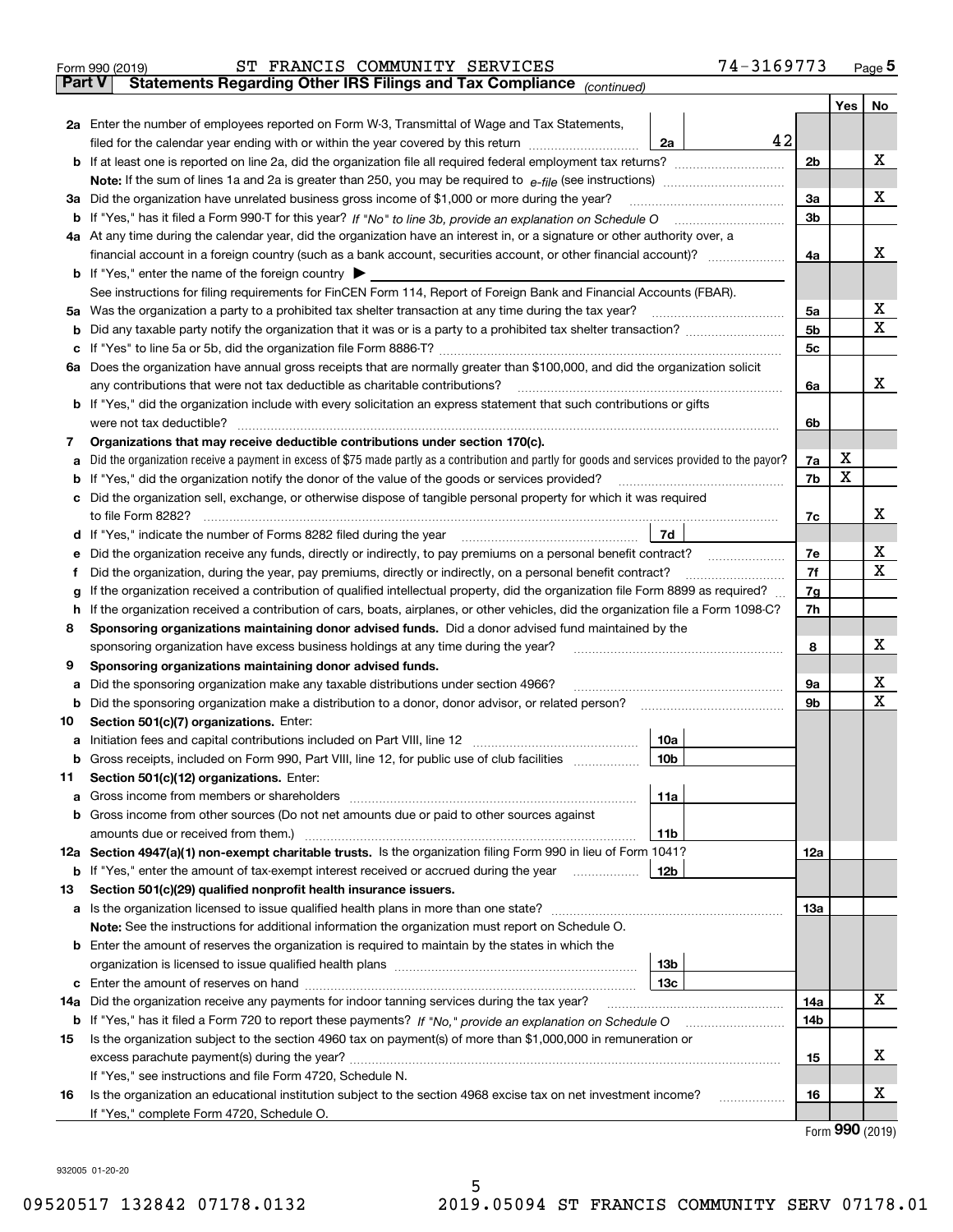Form 990 (2019) ST FRANCIS COMMUNITY SERVICES 74-3169773 Page 5

## Part V Statements Regarding Other IRS Filings and Tax Compliance *(continued)*

| | | | | Yes | No |
|---|---|---|---|---|---|
| **2a** | Enter the number of employees reported on Form W-3, Transmittal of Wage and Tax Statements, filed for the calendar year ending with or within the year covered by this return | 2a | 42 | | |
| **b** | If at least one is reported on line 2a, did the organization file all required federal employment tax returns? | | 2b | | X |
| | **Note:** If the sum of lines 1a and 2a is greater than 250, you may be required to *e-file* (see instructions) | | | | |
| **3a** | Did the organization have unrelated business gross income of $1,000 or more during the year? | | 3a | | X |
| **b** | If "Yes," has it filed a Form 990-T for this year? *If "No" to line 3b, provide an explanation on Schedule O* | | 3b | | |
| **4a** | At any time during the calendar year, did the organization have an interest in, or a signature or other authority over, a financial account in a foreign country (such as a bank account, securities account, or other financial account)? | | 4a | | X |
| **b** | If "Yes," enter the name of the foreign country ▶ | | | | |
| | See instructions for filing requirements for FinCEN Form 114, Report of Foreign Bank and Financial Accounts (FBAR). | | | | |
| **5a** | Was the organization a party to a prohibited tax shelter transaction at any time during the tax year? | | 5a | | X |
| **b** | Did any taxable party notify the organization that it was or is a party to a prohibited tax shelter transaction? | | 5b | | X |
| **c** | If "Yes" to line 5a or 5b, did the organization file Form 8886-T? | | 5c | | |
| **6a** | Does the organization have annual gross receipts that are normally greater than $100,000, and did the organization solicit any contributions that were not tax deductible as charitable contributions? | | 6a | | X |
| **b** | If "Yes," did the organization include with every solicitation an express statement that such contributions or gifts were not tax deductible? | | 6b | | |
| **7** | **Organizations that may receive deductible contributions under section 170(c).** | | | | |
| **a** | Did the organization receive a payment in excess of $75 made partly as a contribution and partly for goods and services provided to the payor? | | 7a | X | |
| **b** | If "Yes," did the organization notify the donor of the value of the goods or services provided? | | 7b | X | |
| **c** | Did the organization sell, exchange, or otherwise dispose of tangible personal property for which it was required to file Form 8282? | | 7c | | X |
| **d** | If "Yes," indicate the number of Forms 8282 filed during the year | 7d | | | |
| **e** | Did the organization receive any funds, directly or indirectly, to pay premiums on a personal benefit contract? | | 7e | | X |
| **f** | Did the organization, during the year, pay premiums, directly or indirectly, on a personal benefit contract? | | 7f | | X |
| **g** | If the organization received a contribution of qualified intellectual property, did the organization file Form 8899 as required? | | 7g | | |
| **h** | If the organization received a contribution of cars, boats, airplanes, or other vehicles, did the organization file a Form 1098-C? | | 7h | | |
| **8** | **Sponsoring organizations maintaining donor advised funds.** Did a donor advised fund maintained by the sponsoring organization have excess business holdings at any time during the year? | | 8 | | X |
| **9** | **Sponsoring organizations maintaining donor advised funds.** | | | | |
| **a** | Did the sponsoring organization make any taxable distributions under section 4966? | | 9a | | X |
| **b** | Did the sponsoring organization make a distribution to a donor, donor advisor, or related person? | | 9b | | X |
| **10** | **Section 501(c)(7) organizations.** Enter: | | | | |
| **a** | Initiation fees and capital contributions included on Part VIII, line 12 | 10a | | | |
| **b** | Gross receipts, included on Form 990, Part VIII, line 12, for public use of club facilities | 10b | | | |
| **11** | **Section 501(c)(12) organizations.** Enter: | | | | |
| **a** | Gross income from members or shareholders | 11a | | | |
| **b** | Gross income from other sources (Do not net amounts due or paid to other sources against amounts due or received from them.) | 11b | | | |
| **12a** | **Section 4947(a)(1) non-exempt charitable trusts.** Is the organization filing Form 990 in lieu of Form 1041? | | 12a | | |
| **b** | If "Yes," enter the amount of tax-exempt interest received or accrued during the year | 12b | | | |
| **13** | **Section 501(c)(29) qualified nonprofit health insurance issuers.** | | | | |
| **a** | Is the organization licensed to issue qualified health plans in more than one state? | | 13a | | |
| | **Note:** See the instructions for additional information the organization must report on Schedule O. | | | | |
| **b** | Enter the amount of reserves the organization is required to maintain by the states in which the organization is licensed to issue qualified health plans | 13b | | | |
| **c** | Enter the amount of reserves on hand | 13c | | | |
| **14a** | Did the organization receive any payments for indoor tanning services during the tax year? | | 14a | | X |
| **b** | If "Yes," has it filed a Form 720 to report these payments? *If "No," provide an explanation on Schedule O* | | 14b | | |
| **15** | Is the organization subject to the section 4960 tax on payment(s) of more than $1,000,000 in remuneration or excess parachute payment(s) during the year? | | 15 | | X |
| | If "Yes," see instructions and file Form 4720, Schedule N. | | | | |
| **16** | Is the organization an educational institution subject to the section 4968 excise tax on net investment income? | | 16 | | X |
| | If "Yes," complete Form 4720, Schedule O. | | | | |

Form **990** (2019)

932005 01-20-20

09520517 132842 07178.0132 2019.05094 ST FRANCIS COMMUNITY SERV 07178.01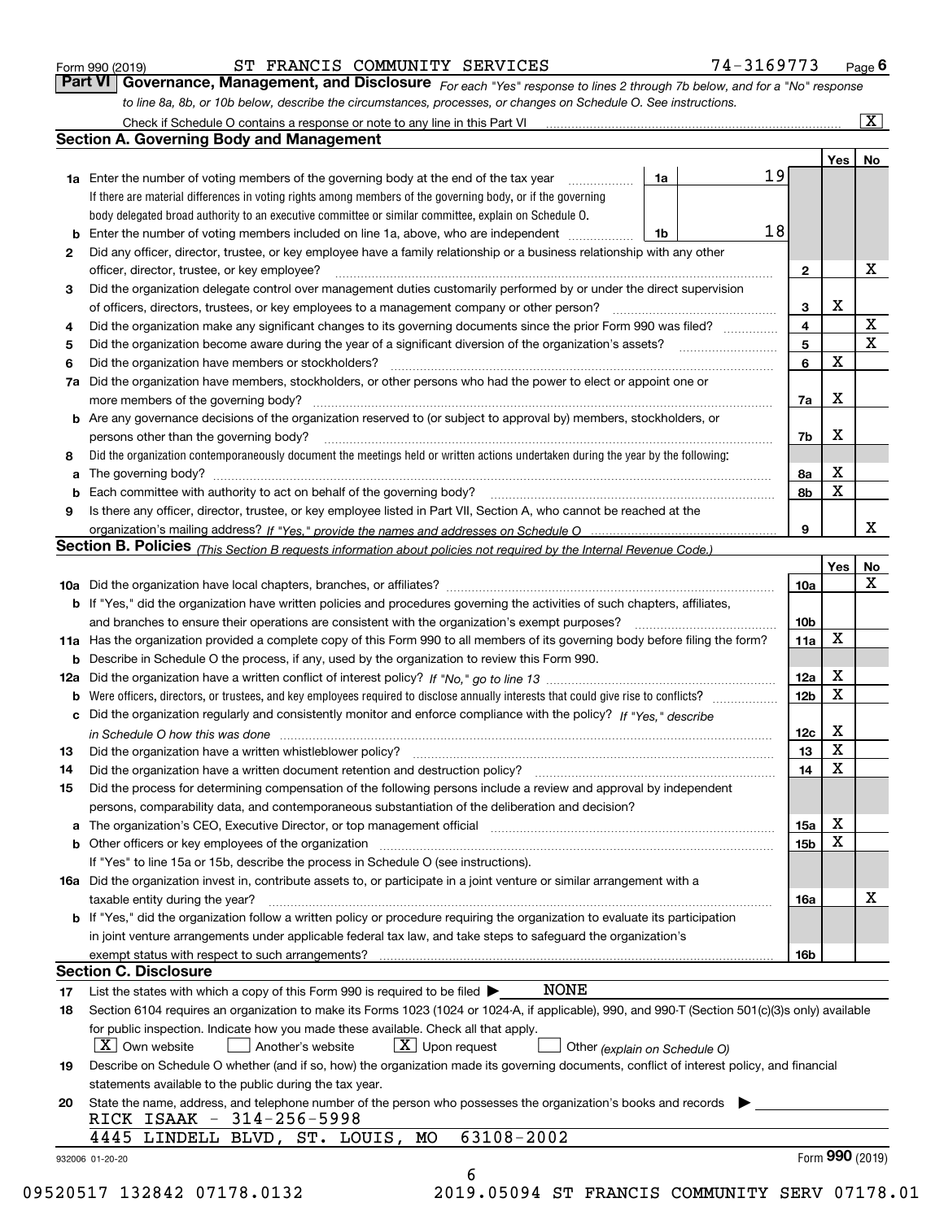Form 990 (2019) ST FRANCIS COMMUNITY SERVICES 74-3169773

## Part VI Governance, Management, and Disclosure

*For each "Yes" response to lines 2 through 7b below, and for a "No" response to line 8a, 8b, or 10b below, describe the circumstances, processes, or changes on Schedule O. See instructions.*

Check if Schedule O contains a response or note to any line in this Part VI .......... [X]

### Section A. Governing Body and Management

| | | | | Yes | No |
|---|---|---|---|---|---|
| **1a** | Enter the number of voting members of the governing body at the end of the tax year (1a) | 19 | | | |
| | If there are material differences in voting rights among members of the governing body, or if the governing body delegated broad authority to an executive committee or similar committee, explain on Schedule O. | | | | |
| **b** | Enter the number of voting members included on line 1a, above, who are independent (1b) | 18 | | | |
| **2** | Did any officer, director, trustee, or key employee have a family relationship or a business relationship with any other officer, director, trustee, or key employee? | | 2 | | X |
| **3** | Did the organization delegate control over management duties customarily performed by or under the direct supervision of officers, directors, trustees, or key employees to a management company or other person? | | 3 | X | |
| **4** | Did the organization make any significant changes to its governing documents since the prior Form 990 was filed? | | 4 | | X |
| **5** | Did the organization become aware during the year of a significant diversion of the organization's assets? | | 5 | | X |
| **6** | Did the organization have members or stockholders? | | 6 | X | |
| **7a** | Did the organization have members, stockholders, or other persons who had the power to elect or appoint one or more members of the governing body? | | 7a | X | |
| **b** | Are any governance decisions of the organization reserved to (or subject to approval by) members, stockholders, or persons other than the governing body? | | 7b | X | |
| **8** | Did the organization contemporaneously document the meetings held or written actions undertaken during the year by the following: | | | | |
| **a** | The governing body? | | 8a | X | |
| **b** | Each committee with authority to act on behalf of the governing body? | | 8b | X | |
| **9** | Is there any officer, director, trustee, or key employee listed in Part VII, Section A, who cannot be reached at the organization's mailing address? *If "Yes," provide the names and addresses on Schedule O* | | 9 | | X |

### Section B. Policies *(This Section B requests information about policies not required by the Internal Revenue Code.)*

| | | | Yes | No |
|---|---|---|---|---|
| **10a** | Did the organization have local chapters, branches, or affiliates? | 10a | | X |
| **b** | If "Yes," did the organization have written policies and procedures governing the activities of such chapters, affiliates, and branches to ensure their operations are consistent with the organization's exempt purposes? | 10b | | |
| **11a** | Has the organization provided a complete copy of this Form 990 to all members of its governing body before filing the form? | 11a | X | |
| **b** | Describe in Schedule O the process, if any, used by the organization to review this Form 990. | | | |
| **12a** | Did the organization have a written conflict of interest policy? *If "No," go to line 13* | 12a | X | |
| **b** | Were officers, directors, or trustees, and key employees required to disclose annually interests that could give rise to conflicts? | 12b | X | |
| **c** | Did the organization regularly and consistently monitor and enforce compliance with the policy? *If "Yes," describe in Schedule O how this was done* | 12c | X | |
| **13** | Did the organization have a written whistleblower policy? | 13 | X | |
| **14** | Did the organization have a written document retention and destruction policy? | 14 | X | |
| **15** | Did the process for determining compensation of the following persons include a review and approval by independent persons, comparability data, and contemporaneous substantiation of the deliberation and decision? | | | |
| **a** | The organization's CEO, Executive Director, or top management official | 15a | X | |
| **b** | Other officers or key employees of the organization | 15b | X | |
| | If "Yes" to line 15a or 15b, describe the process in Schedule O (see instructions). | | | |
| **16a** | Did the organization invest in, contribute assets to, or participate in a joint venture or similar arrangement with a taxable entity during the year? | 16a | | X |
| **b** | If "Yes," did the organization follow a written policy or procedure requiring the organization to evaluate its participation in joint venture arrangements under applicable federal tax law, and take steps to safeguard the organization's exempt status with respect to such arrangements? | 16b | | |

### Section C. Disclosure

**17** List the states with which a copy of this Form 990 is required to be filed ▶ NONE

**18** Section 6104 requires an organization to make its Forms 1023 (1024 or 1024-A, if applicable), 990, and 990-T (Section 501(c)(3)s only) available for public inspection. Indicate how you made these available. Check all that apply.

[X] Own website [ ] Another's website [X] Upon request [ ] Other *(explain on Schedule O)*

**19** Describe on Schedule O whether (and if so, how) the organization made its governing documents, conflict of interest policy, and financial statements available to the public during the tax year.

**20** State the name, address, and telephone number of the person who possesses the organization's books and records ▶

RICK ISAAK - 314-256-5998
4445 LINDELL BLVD, ST. LOUIS, MO 63108-2002

932006 01-20-20 Form 990 (2019)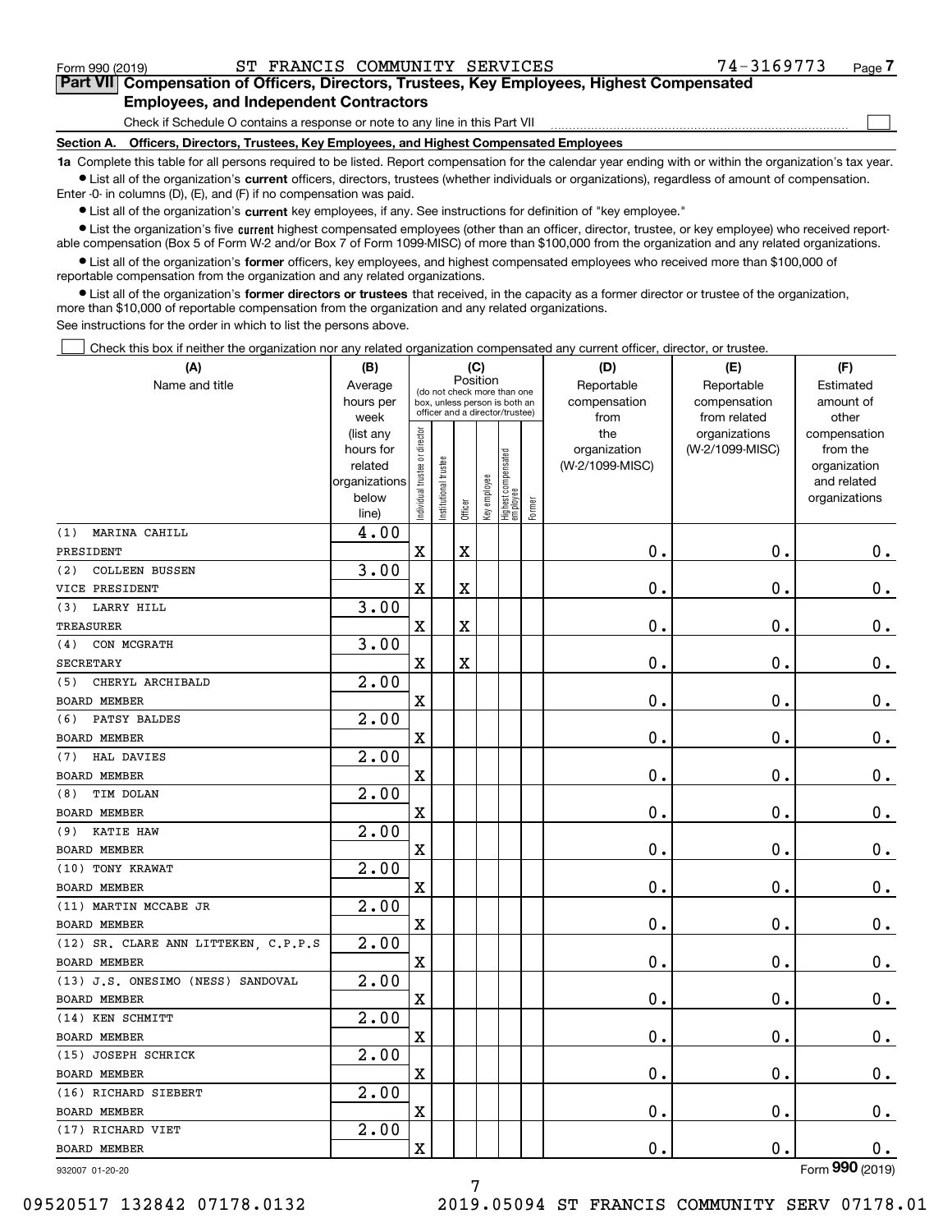Form 990 (2019) ST FRANCIS COMMUNITY SERVICES 74-3169773

## Part VII Compensation of Officers, Directors, Trustees, Key Employees, Highest Compensated Employees, and Independent Contractors

Check if Schedule O contains a response or note to any line in this Part VII ☐

### Section A. Officers, Directors, Trustees, Key Employees, and Highest Compensated Employees

**1a** Complete this table for all persons required to be listed. Report compensation for the calendar year ending with or within the organization's tax year.

- List all of the organization's **current** officers, directors, trustees (whether individuals or organizations), regardless of amount of compensation. Enter -0- in columns (D), (E), and (F) if no compensation was paid.
- List all of the organization's **current** key employees, if any. See instructions for definition of "key employee."
- List the organization's five **current** highest compensated employees (other than an officer, director, trustee, or key employee) who received reportable compensation (Box 5 of Form W-2 and/or Box 7 of Form 1099-MISC) of more than $100,000 from the organization and any related organizations.
- List all of the organization's **former** officers, key employees, and highest compensated employees who received more than $100,000 of reportable compensation from the organization and any related organizations.
- List all of the organization's **former directors or trustees** that received, in the capacity as a former director or trustee of the organization, more than $10,000 of reportable compensation from the organization and any related organizations.

See instructions for the order in which to list the persons above.

☐ Check this box if neither the organization nor any related organization compensated any current officer, director, or trustee.

| (A) Name and title | (B) Average hours per week (list any hours for related organizations below line) | (C) Position: Individual trustee or director | Institutional trustee | Officer | Key employee | Highest compensated employee | Former | (D) Reportable compensation from the organization (W-2/1099-MISC) | (E) Reportable compensation from related organizations (W-2/1099-MISC) | (F) Estimated amount of other compensation from the organization and related organizations |
|---|---|---|---|---|---|---|---|---|---|---|
| (1) MARINA CAHILL<br>PRESIDENT | 4.00 | X | | X | | | | 0. | 0. | 0. |
| (2) COLLEEN BUSSEN<br>VICE PRESIDENT | 3.00 | X | | X | | | | 0. | 0. | 0. |
| (3) LARRY HILL<br>TREASURER | 3.00 | X | | X | | | | 0. | 0. | 0. |
| (4) CON MCGRATH<br>SECRETARY | 3.00 | X | | X | | | | 0. | 0. | 0. |
| (5) CHERYL ARCHIBALD<br>BOARD MEMBER | 2.00 | X | | | | | | 0. | 0. | 0. |
| (6) PATSY BALDES<br>BOARD MEMBER | 2.00 | X | | | | | | 0. | 0. | 0. |
| (7) HAL DAVIES<br>BOARD MEMBER | 2.00 | X | | | | | | 0. | 0. | 0. |
| (8) TIM DOLAN<br>BOARD MEMBER | 2.00 | X | | | | | | 0. | 0. | 0. |
| (9) KATIE HAW<br>BOARD MEMBER | 2.00 | X | | | | | | 0. | 0. | 0. |
| (10) TONY KRAWAT<br>BOARD MEMBER | 2.00 | X | | | | | | 0. | 0. | 0. |
| (11) MARTIN MCCABE JR<br>BOARD MEMBER | 2.00 | X | | | | | | 0. | 0. | 0. |
| (12) SR. CLARE ANN LITTEKEN, C.P.P.S<br>BOARD MEMBER | 2.00 | X | | | | | | 0. | 0. | 0. |
| (13) J.S. ONESIMO (NESS) SANDOVAL<br>BOARD MEMBER | 2.00 | X | | | | | | 0. | 0. | 0. |
| (14) KEN SCHMITT<br>BOARD MEMBER | 2.00 | X | | | | | | 0. | 0. | 0. |
| (15) JOSEPH SCHRICK<br>BOARD MEMBER | 2.00 | X | | | | | | 0. | 0. | 0. |
| (16) RICHARD SIEBERT<br>BOARD MEMBER | 2.00 | X | | | | | | 0. | 0. | 0. |
| (17) RICHARD VIET<br>BOARD MEMBER | 2.00 | X | | | | | | 0. | 0. | 0. |

932007 01-20-20 Form 990 (2019)

09520517 132842 07178.0132 2019.05094 ST FRANCIS COMMUNITY SERV 07178.01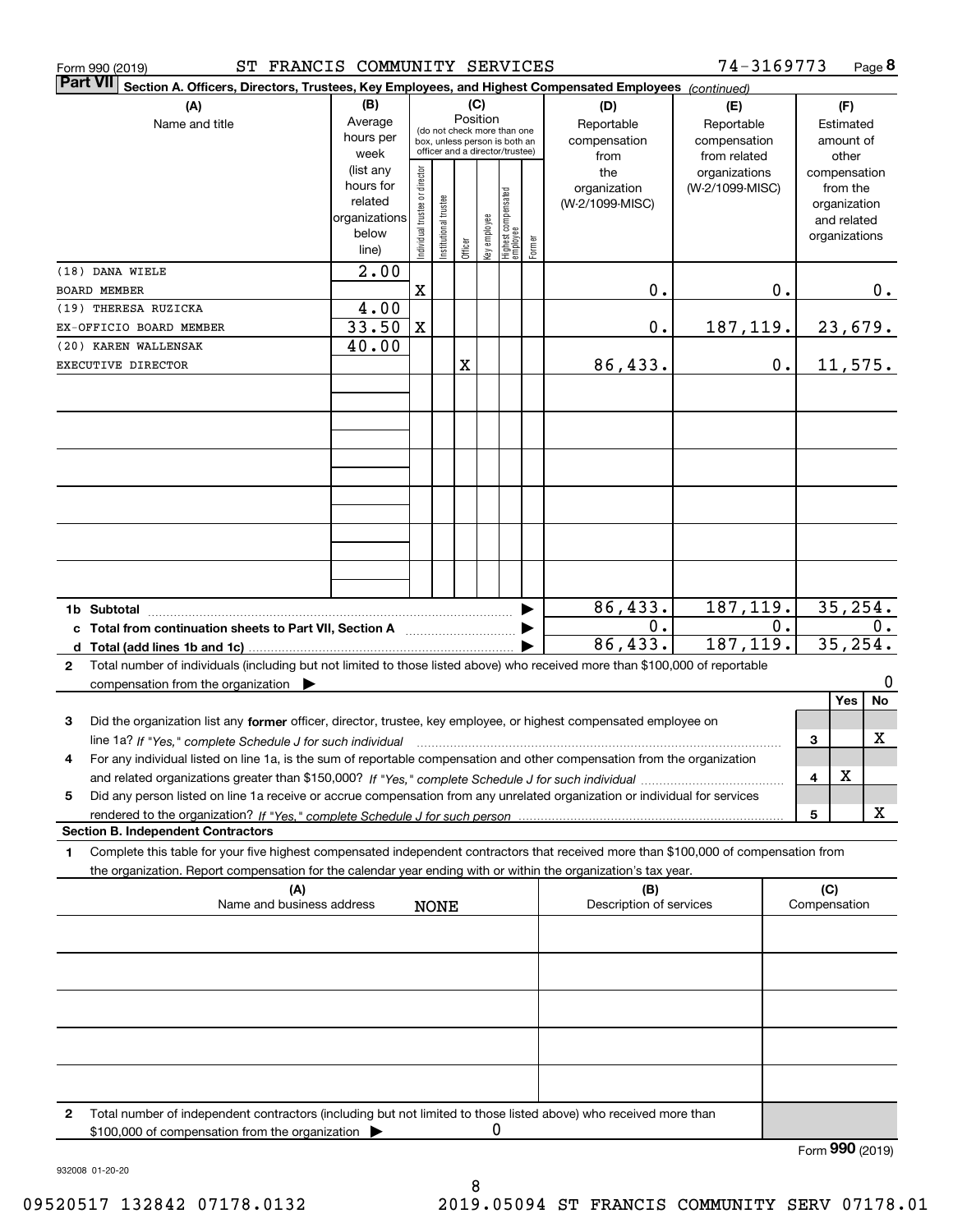Form 990 (2019) ST FRANCIS COMMUNITY SERVICES 74-3169773 Page **8**

**Part VII** Section A. Officers, Directors, Trustees, Key Employees, and Highest Compensated Employees *(continued)*

| (A) Name and title | (B) Average hours per week (list any hours for related organizations below line) | (C) Position: Individual trustee or director | Institutional trustee | Officer | Key employee | Highest compensated employee | Former | (D) Reportable compensation from the organization (W-2/1099-MISC) | (E) Reportable compensation from related organizations (W-2/1099-MISC) | (F) Estimated amount of other compensation from the organization and related organizations |
|---|---|---|---|---|---|---|---|---|---|---|
| (18) DANA WIELE<br>BOARD MEMBER | 2.00 | X | | | | | | 0. | 0. | 0. |
| (19) THERESA RUZICKA<br>EX-OFFICIO BOARD MEMBER | 4.00<br>33.50 | X | | | | | | 0. | 187,119. | 23,679. |
| (20) KAREN WALLENSAK<br>EXECUTIVE DIRECTOR | 40.00 | | | X | | | | 86,433. | 0. | 11,575. |
| **1b Subtotal** | | | | | | | | 86,433. | 187,119. | 35,254. |
| **c Total from continuation sheets to Part VII, Section A** | | | | | | | | 0. | 0. | 0. |
| **d Total (add lines 1b and 1c)** | | | | | | | | 86,433. | 187,119. | 35,254. |

**2** Total number of individuals (including but not limited to those listed above) who received more than $100,000 of reportable compensation from the organization ▶ 0

| | | Yes | No |
|---|---|---|---|
| **3** Did the organization list any **former** officer, director, trustee, key employee, or highest compensated employee on line 1a? *If "Yes," complete Schedule J for such individual* | 3 | | X |
| **4** For any individual listed on line 1a, is the sum of reportable compensation and other compensation from the organization and related organizations greater than $150,000? *If "Yes," complete Schedule J for such individual* | 4 | X | |
| **5** Did any person listed on line 1a receive or accrue compensation from any unrelated organization or individual for services rendered to the organization? *If "Yes," complete Schedule J for such person* | 5 | | X |

**Section B. Independent Contractors**

**1** Complete this table for your five highest compensated independent contractors that received more than $100,000 of compensation from the organization. Report compensation for the calendar year ending with or within the organization's tax year.

| (A) Name and business address | (B) Description of services | (C) Compensation |
|---|---|---|
| NONE | | |
| | | |
| | | |
| | | |
| | | |

**2** Total number of independent contractors (including but not limited to those listed above) who received more than $100,000 of compensation from the organization ▶ 0

Form **990** (2019)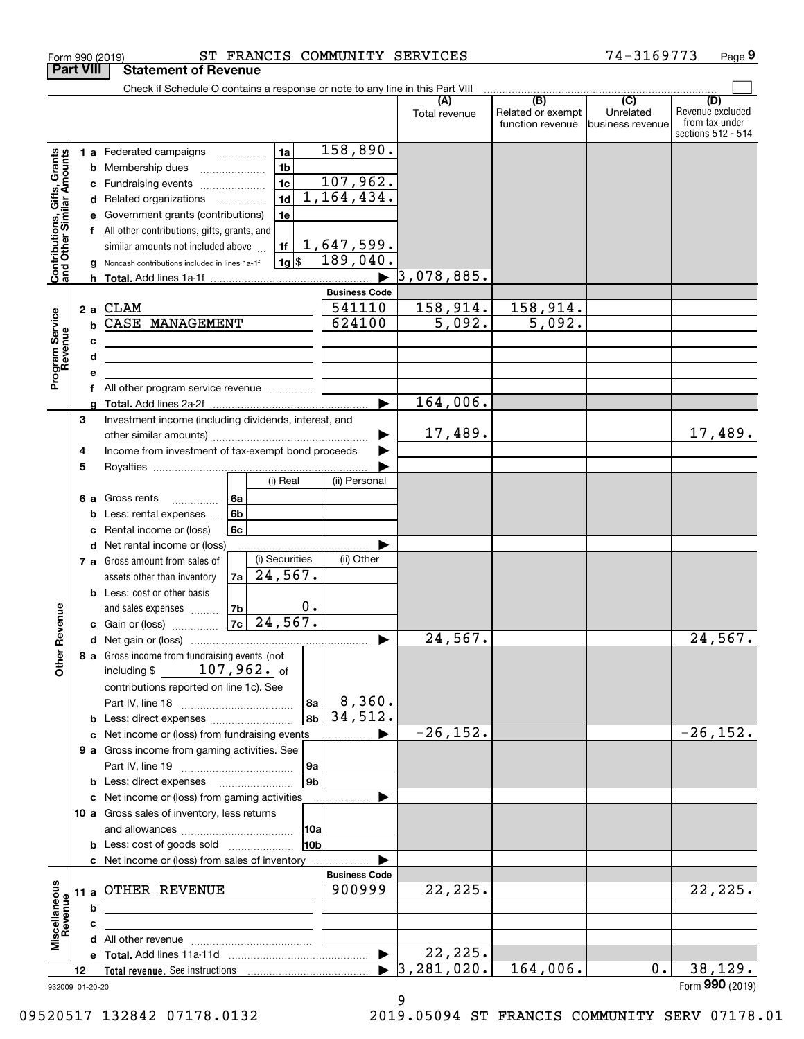Form 990 (2019) ST FRANCIS COMMUNITY SERVICES 74-3169773

## Part VIII Statement of Revenue

Check if Schedule O contains a response or note to any line in this Part VIII ☐

| | | | | (A) Total revenue | (B) Related or exempt function revenue | (C) Unrelated business revenue | (D) Revenue excluded from tax under sections 512 - 514 |
|---|---|---|---|---|---|---|---|
| **Contributions, Gifts, Grants and Other Similar Amounts** | 1 a Federated campaigns | 1a | 158,890. | | | | |
| | b Membership dues | 1b | | | | | |
| | c Fundraising events | 1c | 107,962. | | | | |
| | d Related organizations | 1d | 1,164,434. | | | | |
| | e Government grants (contributions) | 1e | | | | | |
| | f All other contributions, gifts, grants, and similar amounts not included above | 1f | 1,647,599. | | | | |
| | g Noncash contributions included in lines 1a-1f | 1g $ | 189,040. | | | | |
| | h **Total.** Add lines 1a-1f | | | 3,078,885. | | | |
| | | | **Business Code** | | | | |
| **Program Service Revenue** | 2 a CLAM | | 541110 | 158,914. | 158,914. | | |
| | b CASE MANAGEMENT | | 624100 | 5,092. | 5,092. | | |
| | c | | | | | | |
| | d | | | | | | |
| | e | | | | | | |
| | f All other program service revenue | | | | | | |
| | g **Total.** Add lines 2a-2f | | | 164,006. | | | |
| **Other Revenue** | 3 Investment income (including dividends, interest, and other similar amounts) | | | 17,489. | | | 17,489. |
| | 4 Income from investment of tax-exempt bond proceeds | | | | | | |
| | 5 Royalties | | | | | | |
| | | (i) Real | (ii) Personal | | | | |
| | 6 a Gross rents (6a) | | | | | | |
| | b Less: rental expenses (6b) | | | | | | |
| | c Rental income or (loss) (6c) | | | | | | |
| | d Net rental income or (loss) | | | | | | |
| | | (i) Securities | (ii) Other | | | | |
| | 7 a Gross amount from sales of assets other than inventory (7a) | 24,567. | | | | | |
| | b Less: cost or other basis and sales expenses (7b) | 0. | | | | | |
| | c Gain or (loss) (7c) | 24,567. | | | | | |
| | d Net gain or (loss) | | | 24,567. | | | 24,567. |
| | 8 a Gross income from fundraising events (not including $ 107,962. of contributions reported on line 1c). See Part IV, line 18 | 8a | 8,360. | | | | |
| | b Less: direct expenses | 8b | 34,512. | | | | |
| | c Net income or (loss) from fundraising events | | | -26,152. | | | -26,152. |
| | 9 a Gross income from gaming activities. See Part IV, line 19 | 9a | | | | | |
| | b Less: direct expenses | 9b | | | | | |
| | c Net income or (loss) from gaming activities | | | | | | |
| | 10 a Gross sales of inventory, less returns and allowances | 10a | | | | | |
| | b Less: cost of goods sold | 10b | | | | | |
| | c Net income or (loss) from sales of inventory | | | | | | |
| | | | **Business Code** | | | | |
| **Miscellaneous Revenue** | 11 a OTHER REVENUE | | 900999 | 22,225. | | | 22,225. |
| | b | | | | | | |
| | c | | | | | | |
| | d All other revenue | | | | | | |
| | e **Total.** Add lines 11a-11d | | | 22,225. | | | |
| | 12 **Total revenue.** See instructions | | | 3,281,020. | 164,006. | 0. | 38,129. |

932009 01-20-20

Form **990** (2019)

09520517 132842 07178.0132 2019.05094 ST FRANCIS COMMUNITY SERV 07178.01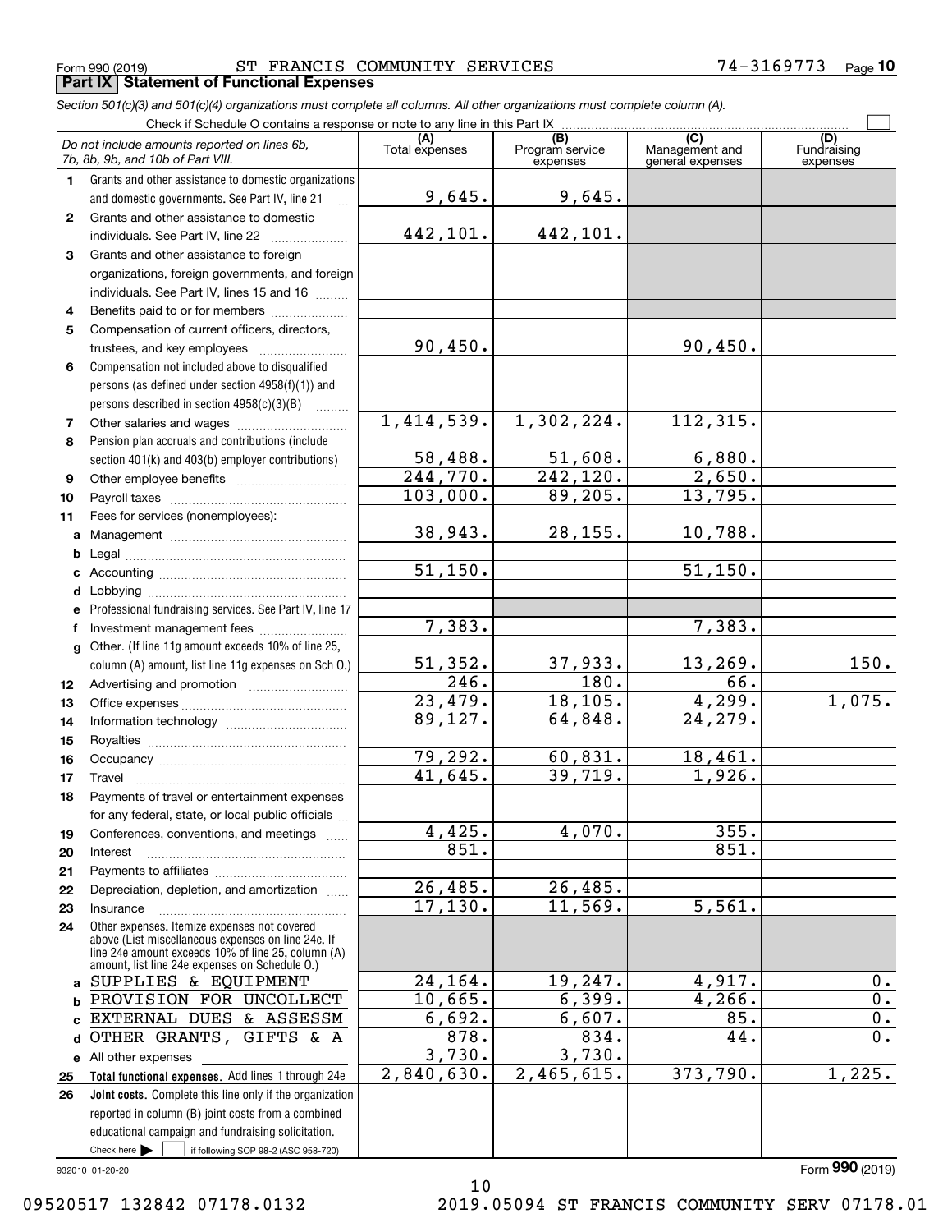Form 990 (2019) ST FRANCIS COMMUNITY SERVICES 74-3169773

## Part IX Statement of Functional Expenses

*Section 501(c)(3) and 501(c)(4) organizations must complete all columns. All other organizations must complete column (A).*

Check if Schedule O contains a response or note to any line in this Part IX ☐

| *Do not include amounts reported on lines 6b, 7b, 8b, 9b, and 10b of Part VIII.* | (A) Total expenses | (B) Program service expenses | (C) Management and general expenses | (D) Fundraising expenses |
|---|---|---|---|---|
| 1 Grants and other assistance to domestic organizations and domestic governments. See Part IV, line 21 | 9,645. | 9,645. | | |
| 2 Grants and other assistance to domestic individuals. See Part IV, line 22 | 442,101. | 442,101. | | |
| 3 Grants and other assistance to foreign organizations, foreign governments, and foreign individuals. See Part IV, lines 15 and 16 | | | | |
| 4 Benefits paid to or for members | | | | |
| 5 Compensation of current officers, directors, trustees, and key employees | 90,450. | | 90,450. | |
| 6 Compensation not included above to disqualified persons (as defined under section 4958(f)(1)) and persons described in section 4958(c)(3)(B) | | | | |
| 7 Other salaries and wages | 1,414,539. | 1,302,224. | 112,315. | |
| 8 Pension plan accruals and contributions (include section 401(k) and 403(b) employer contributions) | 58,488. | 51,608. | 6,880. | |
| 9 Other employee benefits | 244,770. | 242,120. | 2,650. | |
| 10 Payroll taxes | 103,000. | 89,205. | 13,795. | |
| 11 Fees for services (nonemployees): | | | | |
| a Management | 38,943. | 28,155. | 10,788. | |
| b Legal | | | | |
| c Accounting | 51,150. | | 51,150. | |
| d Lobbying | | | | |
| e Professional fundraising services. See Part IV, line 17 | | | | |
| f Investment management fees | 7,383. | | 7,383. | |
| g Other. (If line 11g amount exceeds 10% of line 25, column (A) amount, list line 11g expenses on Sch O.) | 51,352. | 37,933. | 13,269. | 150. |
| 12 Advertising and promotion | 246. | 180. | 66. | |
| 13 Office expenses | 23,479. | 18,105. | 4,299. | 1,075. |
| 14 Information technology | 89,127. | 64,848. | 24,279. | |
| 15 Royalties | | | | |
| 16 Occupancy | 79,292. | 60,831. | 18,461. | |
| 17 Travel | 41,645. | 39,719. | 1,926. | |
| 18 Payments of travel or entertainment expenses for any federal, state, or local public officials | | | | |
| 19 Conferences, conventions, and meetings | 4,425. | 4,070. | 355. | |
| 20 Interest | 851. | | 851. | |
| 21 Payments to affiliates | | | | |
| 22 Depreciation, depletion, and amortization | 26,485. | 26,485. | | |
| 23 Insurance | 17,130. | 11,569. | 5,561. | |
| 24 Other expenses. Itemize expenses not covered above (List miscellaneous expenses on line 24e. If line 24e amount exceeds 10% of line 25, column (A) amount, list line 24e expenses on Schedule O.) | | | | |
| a SUPPLIES & EQUIPMENT | 24,164. | 19,247. | 4,917. | 0. |
| b PROVISION FOR UNCOLLECT | 10,665. | 6,399. | 4,266. | 0. |
| c EXTERNAL DUES & ASSESSM | 6,692. | 6,607. | 85. | 0. |
| d OTHER GRANTS, GIFTS & A | 878. | 834. | 44. | 0. |
| e All other expenses | 3,730. | 3,730. | | |
| 25 **Total functional expenses.** Add lines 1 through 24e | 2,840,630. | 2,465,615. | 373,790. | 1,225. |
| 26 **Joint costs.** Complete this line only if the organization reported in column (B) joint costs from a combined educational campaign and fundraising solicitation. Check here ☐ if following SOP 98-2 (ASC 958-720) | | | | |

932010 01-20-20 Form **990** (2019)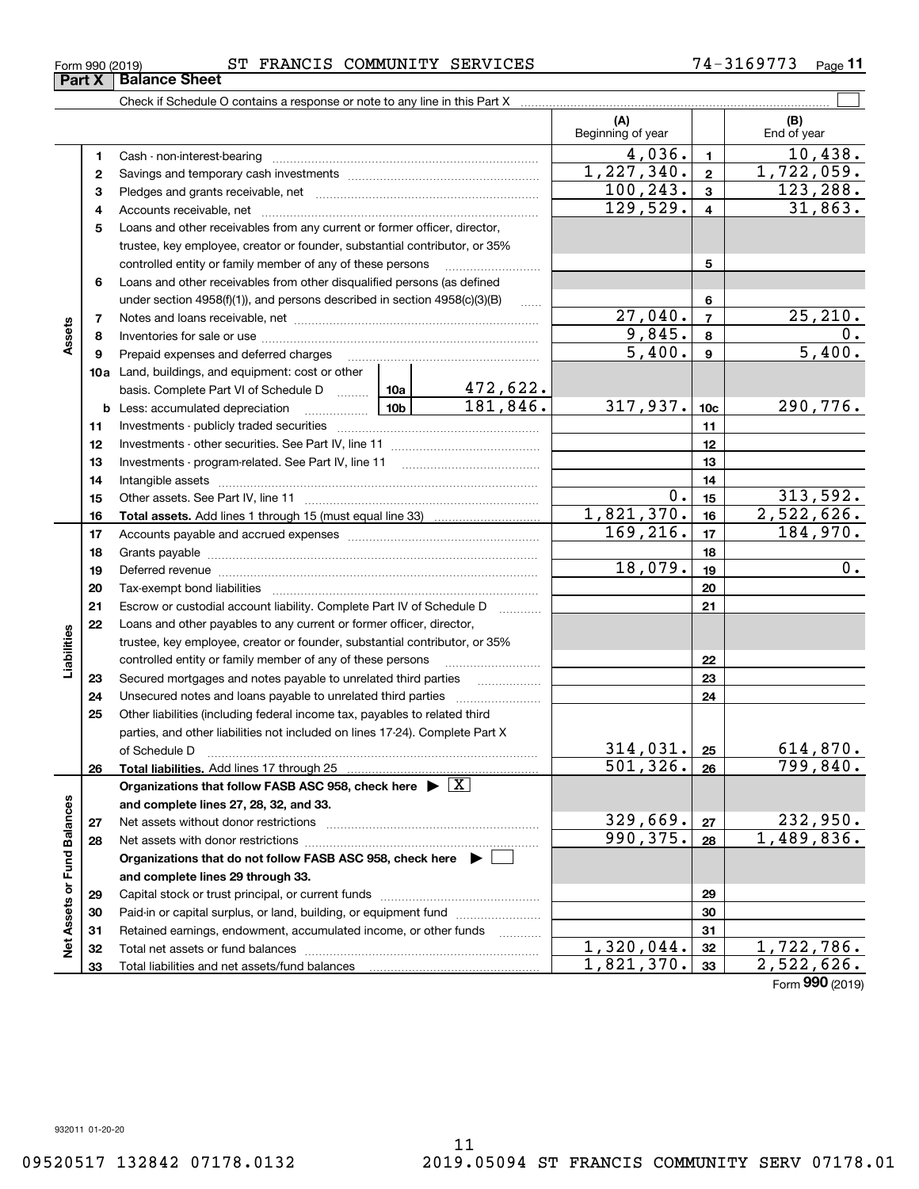Form 990 (2019) ST FRANCIS COMMUNITY SERVICES 74-3169773

## Part X Balance Sheet

Check if Schedule O contains a response or note to any line in this Part X ☐

| Section | Line | Description | | (A) Beginning of year | Line | (B) End of year |
|---|---|---|---|---|---|---|
| Assets | 1 | Cash - non-interest-bearing | | 4,036. | 1 | 10,438. |
| | 2 | Savings and temporary cash investments | | 1,227,340. | 2 | 1,722,059. |
| | 3 | Pledges and grants receivable, net | | 100,243. | 3 | 123,288. |
| | 4 | Accounts receivable, net | | 129,529. | 4 | 31,863. |
| | 5 | Loans and other receivables from any current or former officer, director, trustee, key employee, creator or founder, substantial contributor, or 35% controlled entity or family member of any of these persons | | | 5 | |
| | 6 | Loans and other receivables from other disqualified persons (as defined under section 4958(f)(1)), and persons described in section 4958(c)(3)(B) | | | 6 | |
| | 7 | Notes and loans receivable, net | | 27,040. | 7 | 25,210. |
| | 8 | Inventories for sale or use | | 9,845. | 8 | 0. |
| | 9 | Prepaid expenses and deferred charges | | 5,400. | 9 | 5,400. |
| | 10a | Land, buildings, and equipment: cost or other basis. Complete Part VI of Schedule D | 10a 472,622. | | | |
| | b | Less: accumulated depreciation | 10b 181,846. | 317,937. | 10c | 290,776. |
| | 11 | Investments - publicly traded securities | | | 11 | |
| | 12 | Investments - other securities. See Part IV, line 11 | | | 12 | |
| | 13 | Investments - program-related. See Part IV, line 11 | | | 13 | |
| | 14 | Intangible assets | | | 14 | |
| | 15 | Other assets. See Part IV, line 11 | | 0. | 15 | 313,592. |
| | 16 | **Total assets.** Add lines 1 through 15 (must equal line 33) | | 1,821,370. | 16 | 2,522,626. |
| Liabilities | 17 | Accounts payable and accrued expenses | | 169,216. | 17 | 184,970. |
| | 18 | Grants payable | | | 18 | |
| | 19 | Deferred revenue | | 18,079. | 19 | 0. |
| | 20 | Tax-exempt bond liabilities | | | 20 | |
| | 21 | Escrow or custodial account liability. Complete Part IV of Schedule D | | | 21 | |
| | 22 | Loans and other payables to any current or former officer, director, trustee, key employee, creator or founder, substantial contributor, or 35% controlled entity or family member of any of these persons | | | 22 | |
| | 23 | Secured mortgages and notes payable to unrelated third parties | | | 23 | |
| | 24 | Unsecured notes and loans payable to unrelated third parties | | | 24 | |
| | 25 | Other liabilities (including federal income tax, payables to related third parties, and other liabilities not included on lines 17-24). Complete Part X of Schedule D | | 314,031. | 25 | 614,870. |
| | 26 | **Total liabilities.** Add lines 17 through 25 | | 501,326. | 26 | 799,840. |
| Net Assets or Fund Balances | | **Organizations that follow FASB ASC 958, check here ▶ ☒ and complete lines 27, 28, 32, and 33.** | | | | |
| | 27 | Net assets without donor restrictions | | 329,669. | 27 | 232,950. |
| | 28 | Net assets with donor restrictions | | 990,375. | 28 | 1,489,836. |
| | | **Organizations that do not follow FASB ASC 958, check here ▶ ☐ and complete lines 29 through 33.** | | | | |
| | 29 | Capital stock or trust principal, or current funds | | | 29 | |
| | 30 | Paid-in or capital surplus, or land, building, or equipment fund | | | 30 | |
| | 31 | Retained earnings, endowment, accumulated income, or other funds | | | 31 | |
| | 32 | Total net assets or fund balances | | 1,320,044. | 32 | 1,722,786. |
| | 33 | Total liabilities and net assets/fund balances | | 1,821,370. | 33 | 2,522,626. |

Form **990** (2019)

932011 01-20-20

09520517 132842 07178.0132 2019.05094 ST FRANCIS COMMUNITY SERV 07178.01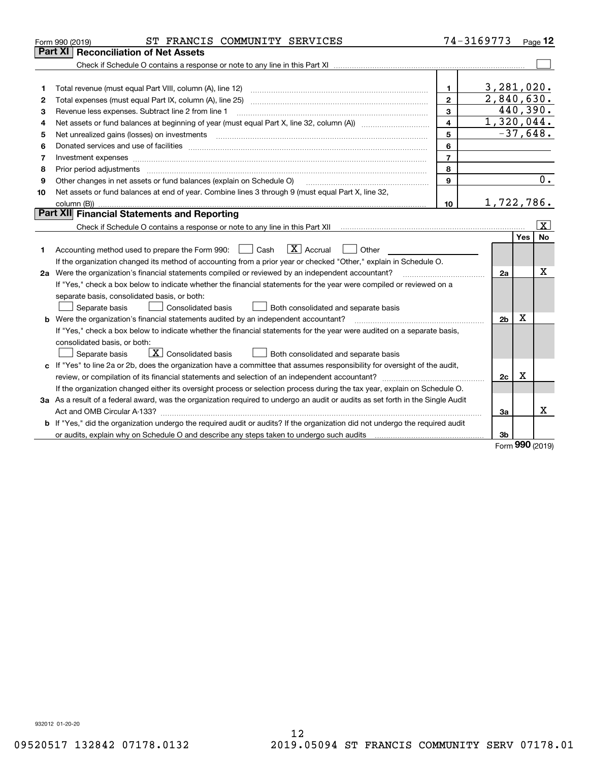Form 990 (2019) ST FRANCIS COMMUNITY SERVICES 74-3169773 Page **12**

## Part XI Reconciliation of Net Assets

Check if Schedule O contains a response or note to any line in this Part XI ☐

| | | | |
|---|---|---|---|
| 1 | Total revenue (must equal Part VIII, column (A), line 12) | 1 | 3,281,020. |
| 2 | Total expenses (must equal Part IX, column (A), line 25) | 2 | 2,840,630. |
| 3 | Revenue less expenses. Subtract line 2 from line 1 | 3 | 440,390. |
| 4 | Net assets or fund balances at beginning of year (must equal Part X, line 32, column (A)) | 4 | 1,320,044. |
| 5 | Net unrealized gains (losses) on investments | 5 | -37,648. |
| 6 | Donated services and use of facilities | 6 | |
| 7 | Investment expenses | 7 | |
| 8 | Prior period adjustments | 8 | |
| 9 | Other changes in net assets or fund balances (explain on Schedule O) | 9 | 0. |
| 10 | Net assets or fund balances at end of year. Combine lines 3 through 9 (must equal Part X, line 32, column (B)) | 10 | 1,722,786. |

## Part XII Financial Statements and Reporting

Check if Schedule O contains a response or note to any line in this Part XII ☒

| | | | Yes | No |
|---|---|---|---|---|
| 1 | Accounting method used to prepare the Form 990: ☐ Cash ☒ Accrual ☐ Other<br>If the organization changed its method of accounting from a prior year or checked "Other," explain in Schedule O. | | | |
| 2a | Were the organization's financial statements compiled or reviewed by an independent accountant?<br>If "Yes," check a box below to indicate whether the financial statements for the year were compiled or reviewed on a separate basis, consolidated basis, or both:<br>☐ Separate basis ☐ Consolidated basis ☐ Both consolidated and separate basis | 2a | | X |
| b | Were the organization's financial statements audited by an independent accountant?<br>If "Yes," check a box below to indicate whether the financial statements for the year were audited on a separate basis, consolidated basis, or both:<br>☐ Separate basis ☒ Consolidated basis ☐ Both consolidated and separate basis | 2b | X | |
| c | If "Yes" to line 2a or 2b, does the organization have a committee that assumes responsibility for oversight of the audit, review, or compilation of its financial statements and selection of an independent accountant?<br>If the organization changed either its oversight process or selection process during the tax year, explain on Schedule O. | 2c | X | |
| 3a | As a result of a federal award, was the organization required to undergo an audit or audits as set forth in the Single Audit Act and OMB Circular A-133? | 3a | | X |
| b | If "Yes," did the organization undergo the required audit or audits? If the organization did not undergo the required audit or audits, explain why on Schedule O and describe any steps taken to undergo such audits | 3b | | |

Form **990** (2019)

932012 01-20-20

09520517 132842 07178.0132 2019.05094 ST FRANCIS COMMUNITY SERV 07178.01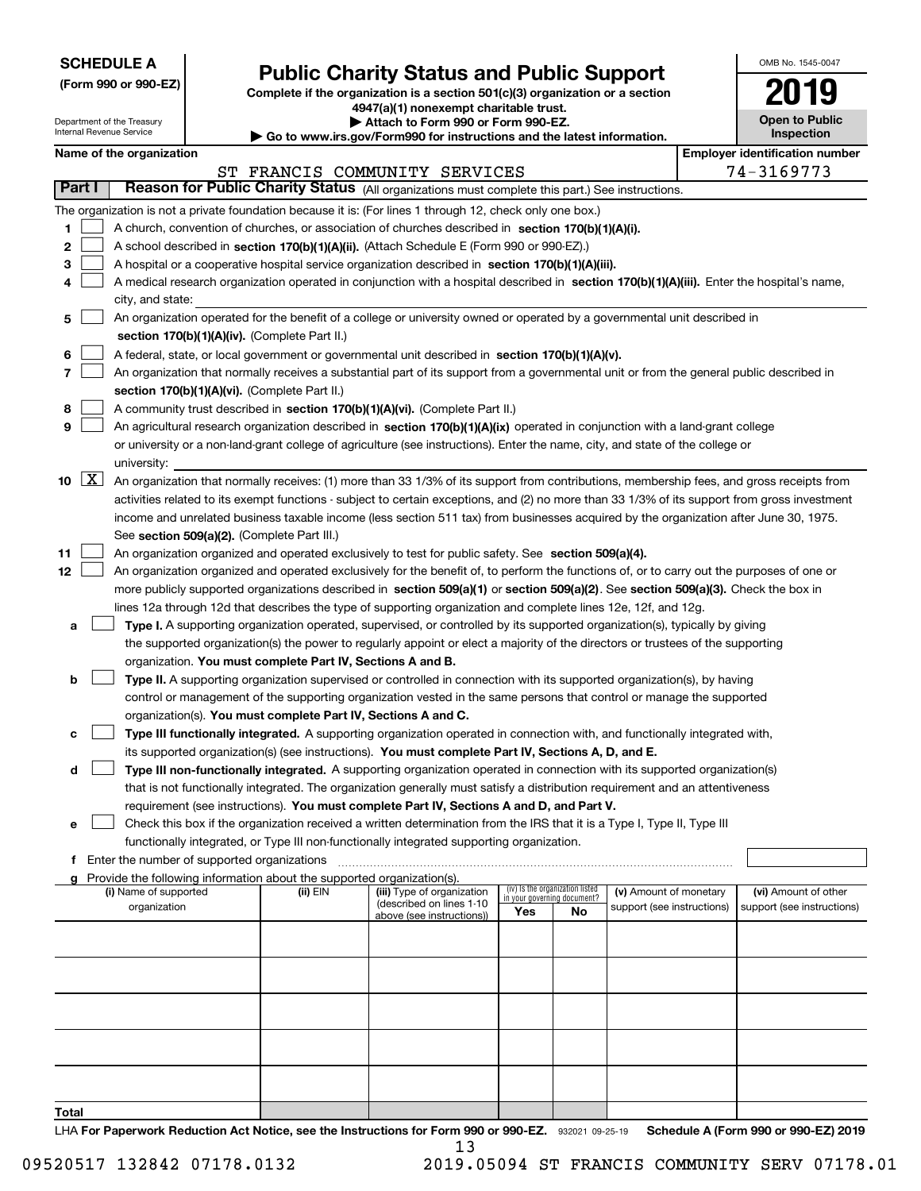**SCHEDULE A**
**(Form 990 or 990-EZ)**

Department of the Treasury
Internal Revenue Service

# Public Charity Status and Public Support

**Complete if the organization is a section 501(c)(3) organization or a section 4947(a)(1) nonexempt charitable trust.**
**▶ Attach to Form 990 or Form 990-EZ.**
**▶ Go to www.irs.gov/Form990 for instructions and the latest information.**

OMB No. 1545-0047
**2019**
**Open to Public Inspection**

**Name of the organization**: ST FRANCIS COMMUNITY SERVICES
**Employer identification number**: 74-3169773

## Part I Reason for Public Charity Status (All organizations must complete this part.) See instructions.

The organization is not a private foundation because it is: (For lines 1 through 12, check only one box.)

1. [ ] A church, convention of churches, or association of churches described in **section 170(b)(1)(A)(i).**
2. [ ] A school described in **section 170(b)(1)(A)(ii).** (Attach Schedule E (Form 990 or 990-EZ).)
3. [ ] A hospital or a cooperative hospital service organization described in **section 170(b)(1)(A)(iii).**
4. [ ] A medical research organization operated in conjunction with a hospital described in **section 170(b)(1)(A)(iii).** Enter the hospital's name, city, and state:
5. [ ] An organization operated for the benefit of a college or university owned or operated by a governmental unit described in **section 170(b)(1)(A)(iv).** (Complete Part II.)
6. [ ] A federal, state, or local government or governmental unit described in **section 170(b)(1)(A)(v).**
7. [ ] An organization that normally receives a substantial part of its support from a governmental unit or from the general public described in **section 170(b)(1)(A)(vi).** (Complete Part II.)
8. [ ] A community trust described in **section 170(b)(1)(A)(vi).** (Complete Part II.)
9. [ ] An agricultural research organization described in **section 170(b)(1)(A)(ix)** operated in conjunction with a land-grant college or university or a non-land-grant college of agriculture (see instructions). Enter the name, city, and state of the college or university:
10. [X] An organization that normally receives: (1) more than 33 1/3% of its support from contributions, membership fees, and gross receipts from activities related to its exempt functions - subject to certain exceptions, and (2) no more than 33 1/3% of its support from gross investment income and unrelated business taxable income (less section 511 tax) from businesses acquired by the organization after June 30, 1975. See **section 509(a)(2).** (Complete Part III.)
11. [ ] An organization organized and operated exclusively to test for public safety. See **section 509(a)(4).**
12. [ ] An organization organized and operated exclusively for the benefit of, to perform the functions of, or to carry out the purposes of one or more publicly supported organizations described in **section 509(a)(1)** or **section 509(a)(2)**. See **section 509(a)(3).** Check the box in lines 12a through 12d that describes the type of supporting organization and complete lines 12e, 12f, and 12g.
   - **a** [ ] **Type I.** A supporting organization operated, supervised, or controlled by its supported organization(s), typically by giving the supported organization(s) the power to regularly appoint or elect a majority of the directors or trustees of the supporting organization. **You must complete Part IV, Sections A and B.**
   - **b** [ ] **Type II.** A supporting organization supervised or controlled in connection with its supported organization(s), by having control or management of the supporting organization vested in the same persons that control or manage the supported organization(s). **You must complete Part IV, Sections A and C.**
   - **c** [ ] **Type III functionally integrated.** A supporting organization operated in connection with, and functionally integrated with, its supported organization(s) (see instructions). **You must complete Part IV, Sections A, D, and E.**
   - **d** [ ] **Type III non-functionally integrated.** A supporting organization operated in connection with its supported organization(s) that is not functionally integrated. The organization generally must satisfy a distribution requirement and an attentiveness requirement (see instructions). **You must complete Part IV, Sections A and D, and Part V.**
   - **e** [ ] Check this box if the organization received a written determination from the IRS that it is a Type I, Type II, Type III functionally integrated, or Type III non-functionally integrated supporting organization.
   - **f** Enter the number of supported organizations
   - **g** Provide the following information about the supported organization(s).

| (i) Name of supported organization | (ii) EIN | (iii) Type of organization (described on lines 1-10 above (see instructions)) | (iv) Is the organization listed in your governing document? Yes | No | (v) Amount of monetary support (see instructions) | (vi) Amount of other support (see instructions) |
|---|---|---|---|---|---|---|
| | | | | | | |
| | | | | | | |
| | | | | | | |
| | | | | | | |
| | | | | | | |
| **Total** | | | | | | |

LHA **For Paperwork Reduction Act Notice, see the Instructions for Form 990 or 990-EZ.** 932021 09-25-19 **Schedule A (Form 990 or 990-EZ) 2019**

09520517 132842 07178.0132 2019.05094 ST FRANCIS COMMUNITY SERV 07178.01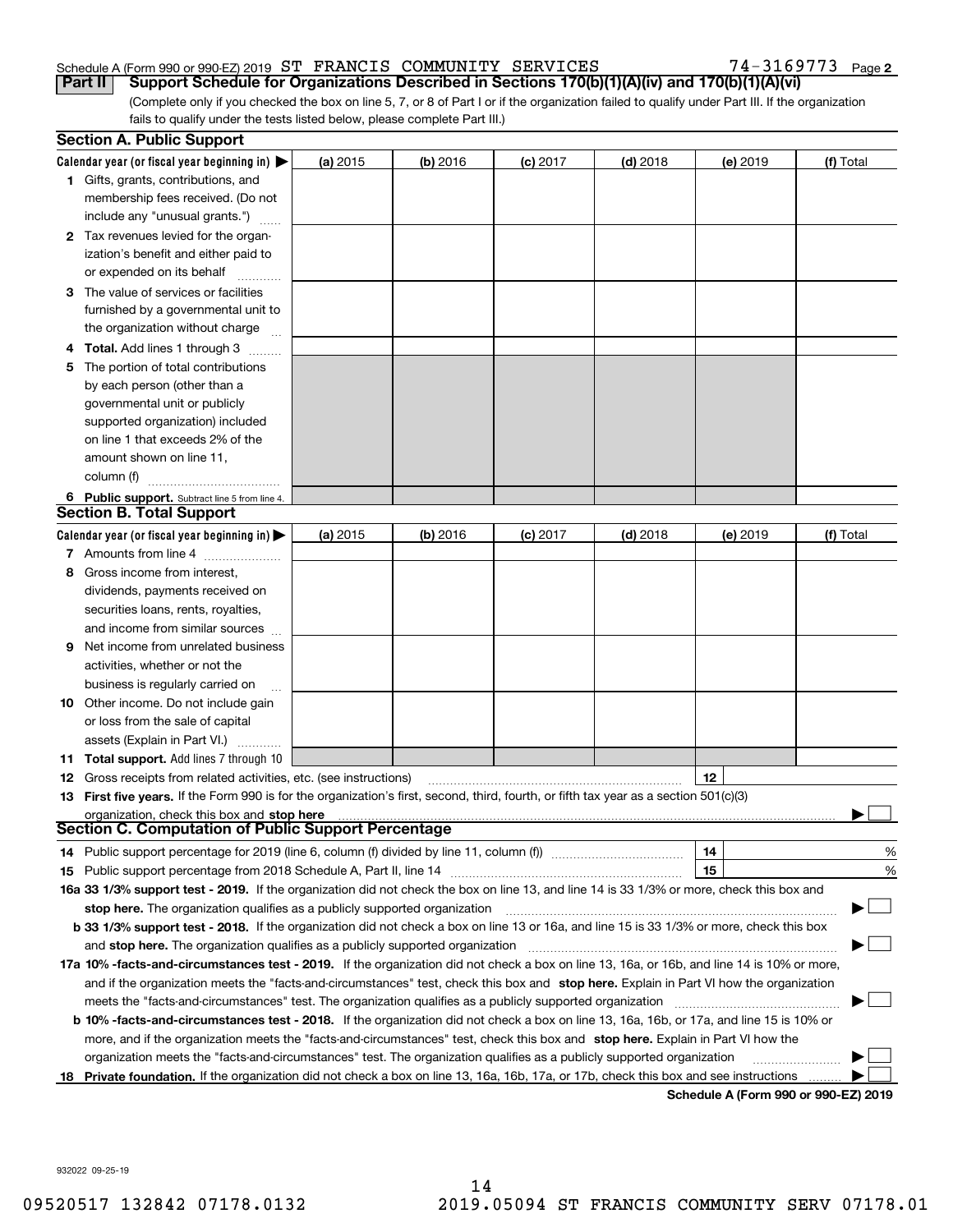Schedule A (Form 990 or 990-EZ) 2019 ST FRANCIS COMMUNITY SERVICES 74-3169773 Page 2

**Part II Support Schedule for Organizations Described in Sections 170(b)(1)(A)(iv) and 170(b)(1)(A)(vi)**

(Complete only if you checked the box on line 5, 7, or 8 of Part I or if the organization failed to qualify under Part III. If the organization fails to qualify under the tests listed below, please complete Part III.)

### Section A. Public Support

| Calendar year (or fiscal year beginning in) ▶ | (a) 2015 | (b) 2016 | (c) 2017 | (d) 2018 | (e) 2019 | (f) Total |
|---|---|---|---|---|---|---|
| **1** Gifts, grants, contributions, and membership fees received. (Do not include any "unusual grants.") | | | | | | |
| **2** Tax revenues levied for the organization's benefit and either paid to or expended on its behalf | | | | | | |
| **3** The value of services or facilities furnished by a governmental unit to the organization without charge | | | | | | |
| **4 Total.** Add lines 1 through 3 | | | | | | |
| **5** The portion of total contributions by each person (other than a governmental unit or publicly supported organization) included on line 1 that exceeds 2% of the amount shown on line 11, column (f) | | | | | | |
| **6 Public support.** Subtract line 5 from line 4. | | | | | | |

### Section B. Total Support

| Calendar year (or fiscal year beginning in) ▶ | (a) 2015 | (b) 2016 | (c) 2017 | (d) 2018 | (e) 2019 | (f) Total |
|---|---|---|---|---|---|---|
| **7** Amounts from line 4 | | | | | | |
| **8** Gross income from interest, dividends, payments received on securities loans, rents, royalties, and income from similar sources | | | | | | |
| **9** Net income from unrelated business activities, whether or not the business is regularly carried on | | | | | | |
| **10** Other income. Do not include gain or loss from the sale of capital assets (Explain in Part VI.) | | | | | | |
| **11 Total support.** Add lines 7 through 10 | | | | | | |

**12** Gross receipts from related activities, etc. (see instructions) | **12** |

**13 First five years.** If the Form 990 is for the organization's first, second, third, fourth, or fifth tax year as a section 501(c)(3) organization, check this box and **stop here** ▶ ☐

### Section C. Computation of Public Support Percentage

**14** Public support percentage for 2019 (line 6, column (f) divided by line 11, column (f)) | **14** | %

**15** Public support percentage from 2018 Schedule A, Part II, line 14 | **15** | %

**16a 33 1/3% support test - 2019.** If the organization did not check the box on line 13, and line 14 is 33 1/3% or more, check this box and **stop here.** The organization qualifies as a publicly supported organization ▶ ☐

**b 33 1/3% support test - 2018.** If the organization did not check a box on line 13 or 16a, and line 15 is 33 1/3% or more, check this box and **stop here.** The organization qualifies as a publicly supported organization ▶ ☐

**17a 10% -facts-and-circumstances test - 2019.** If the organization did not check a box on line 13, 16a, or 16b, and line 14 is 10% or more, and if the organization meets the "facts-and-circumstances" test, check this box and **stop here.** Explain in Part VI how the organization meets the "facts-and-circumstances" test. The organization qualifies as a publicly supported organization ▶ ☐

**b 10% -facts-and-circumstances test - 2018.** If the organization did not check a box on line 13, 16a, 16b, or 17a, and line 15 is 10% or more, and if the organization meets the "facts-and-circumstances" test, check this box and **stop here.** Explain in Part VI how the organization meets the "facts-and-circumstances" test. The organization qualifies as a publicly supported organization ▶ ☐

**18 Private foundation.** If the organization did not check a box on line 13, 16a, 16b, 17a, or 17b, check this box and see instructions ▶ ☐

**Schedule A (Form 990 or 990-EZ) 2019**

932022 09-25-19

09520517 132842 07178.0132 2019.05094 ST FRANCIS COMMUNITY SERV 07178.01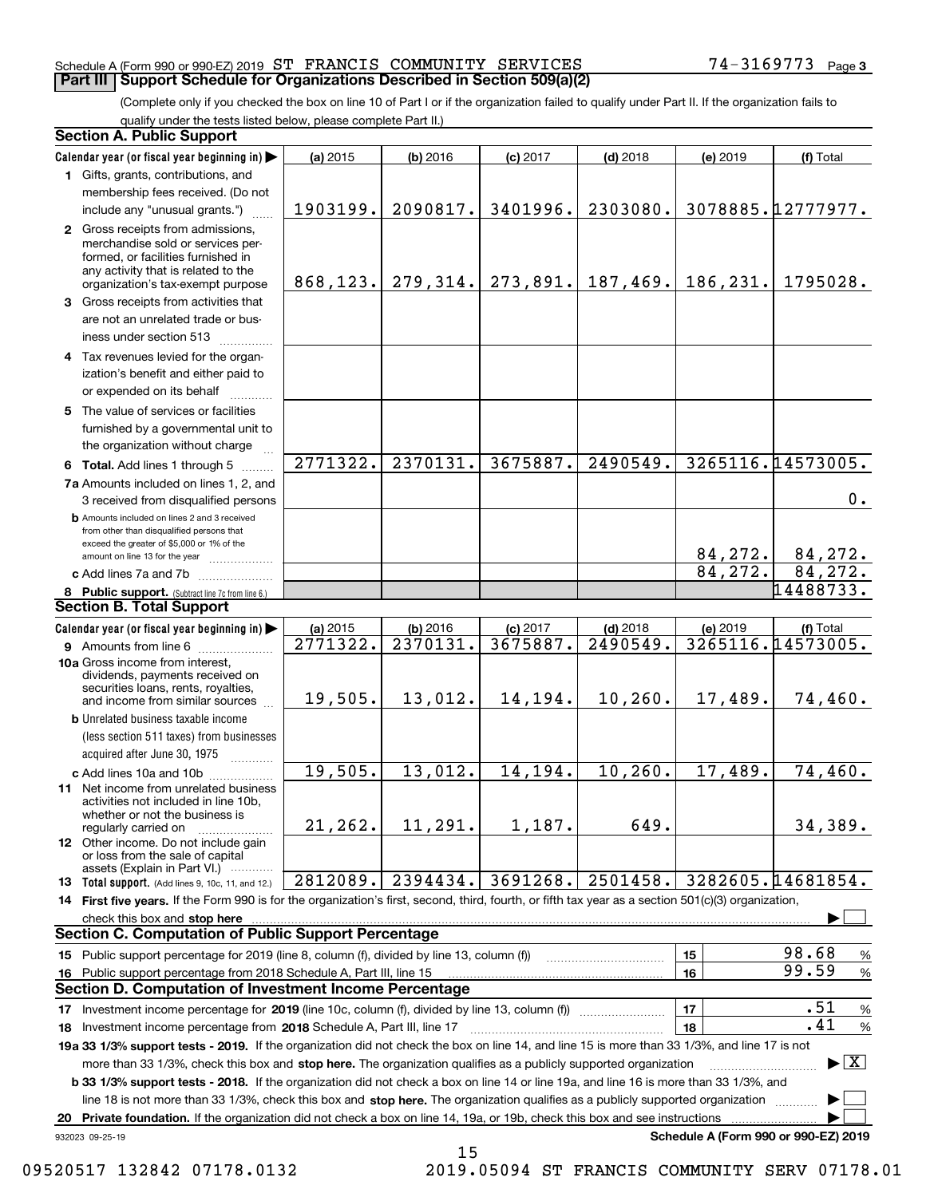Schedule A (Form 990 or 990-EZ) 2019 ST FRANCIS COMMUNITY SERVICES 74-3169773 Page 3

## Part III Support Schedule for Organizations Described in Section 509(a)(2)

(Complete only if you checked the box on line 10 of Part I or if the organization failed to qualify under Part II. If the organization fails to qualify under the tests listed below, please complete Part II.)

### Section A. Public Support

| Calendar year (or fiscal year beginning in) | (a) 2015 | (b) 2016 | (c) 2017 | (d) 2018 | (e) 2019 | (f) Total |
|---|---|---|---|---|---|---|
| 1 Gifts, grants, contributions, and membership fees received. (Do not include any "unusual grants.") | 1903199. | 2090817. | 3401996. | 2303080. | 3078885. | 12777977. |
| 2 Gross receipts from admissions, merchandise sold or services performed, or facilities furnished in any activity that is related to the organization's tax-exempt purpose | 868,123. | 279,314. | 273,891. | 187,469. | 186,231. | 1795028. |
| 3 Gross receipts from activities that are not an unrelated trade or business under section 513 | | | | | | |
| 4 Tax revenues levied for the organization's benefit and either paid to or expended on its behalf | | | | | | |
| 5 The value of services or facilities furnished by a governmental unit to the organization without charge | | | | | | |
| 6 Total. Add lines 1 through 5 | 2771322. | 2370131. | 3675887. | 2490549. | 3265116. | 14573005. |
| 7a Amounts included on lines 1, 2, and 3 received from disqualified persons | | | | | | 0. |
| b Amounts included on lines 2 and 3 received from other than disqualified persons that exceed the greater of $5,000 or 1% of the amount on line 13 for the year | | | | | 84,272. | 84,272. |
| c Add lines 7a and 7b | | | | | 84,272. | 84,272. |
| 8 Public support. (Subtract line 7c from line 6.) | | | | | | 14488733. |

### Section B. Total Support

| Calendar year (or fiscal year beginning in) | (a) 2015 | (b) 2016 | (c) 2017 | (d) 2018 | (e) 2019 | (f) Total |
|---|---|---|---|---|---|---|
| 9 Amounts from line 6 | 2771322. | 2370131. | 3675887. | 2490549. | 3265116. | 14573005. |
| 10a Gross income from interest, dividends, payments received on securities loans, rents, royalties, and income from similar sources | 19,505. | 13,012. | 14,194. | 10,260. | 17,489. | 74,460. |
| b Unrelated business taxable income (less section 511 taxes) from businesses acquired after June 30, 1975 | | | | | | |
| c Add lines 10a and 10b | 19,505. | 13,012. | 14,194. | 10,260. | 17,489. | 74,460. |
| 11 Net income from unrelated business activities not included in line 10b, whether or not the business is regularly carried on | 21,262. | 11,291. | 1,187. | 649. | | 34,389. |
| 12 Other income. Do not include gain or loss from the sale of capital assets (Explain in Part VI.) | | | | | | |
| 13 Total support. (Add lines 9, 10c, 11, and 12.) | 2812089. | 2394434. | 3691268. | 2501458. | 3282605. | 14681854. |

14 **First five years.** If the Form 990 is for the organization's first, second, third, fourth, or fifth tax year as a section 501(c)(3) organization, check this box and **stop here** ☐

### Section C. Computation of Public Support Percentage

| | | |
|---|---|---|
| 15 Public support percentage for 2019 (line 8, column (f), divided by line 13, column (f)) | 15 | 98.68 % |
| 16 Public support percentage from 2018 Schedule A, Part III, line 15 | 16 | 99.59 % |

### Section D. Computation of Investment Income Percentage

| | | |
|---|---|---|
| 17 Investment income percentage for 2019 (line 10c, column (f), divided by line 13, column (f)) | 17 | .51 % |
| 18 Investment income percentage from 2018 Schedule A, Part III, line 17 | 18 | .41 % |

19a **33 1/3% support tests - 2019.** If the organization did not check the box on line 14, and line 15 is more than 33 1/3%, and line 17 is not more than 33 1/3%, check this box and **stop here.** The organization qualifies as a publicly supported organization ☒

b **33 1/3% support tests - 2018.** If the organization did not check a box on line 14 or line 19a, and line 16 is more than 33 1/3%, and line 18 is not more than 33 1/3%, check this box and **stop here.** The organization qualifies as a publicly supported organization ☐

20 **Private foundation.** If the organization did not check a box on line 14, 19a, or 19b, check this box and see instructions ☐

932023 09-25-19 **Schedule A (Form 990 or 990-EZ) 2019**

09520517 132842 07178.0132 2019.05094 ST FRANCIS COMMUNITY SERV 07178.01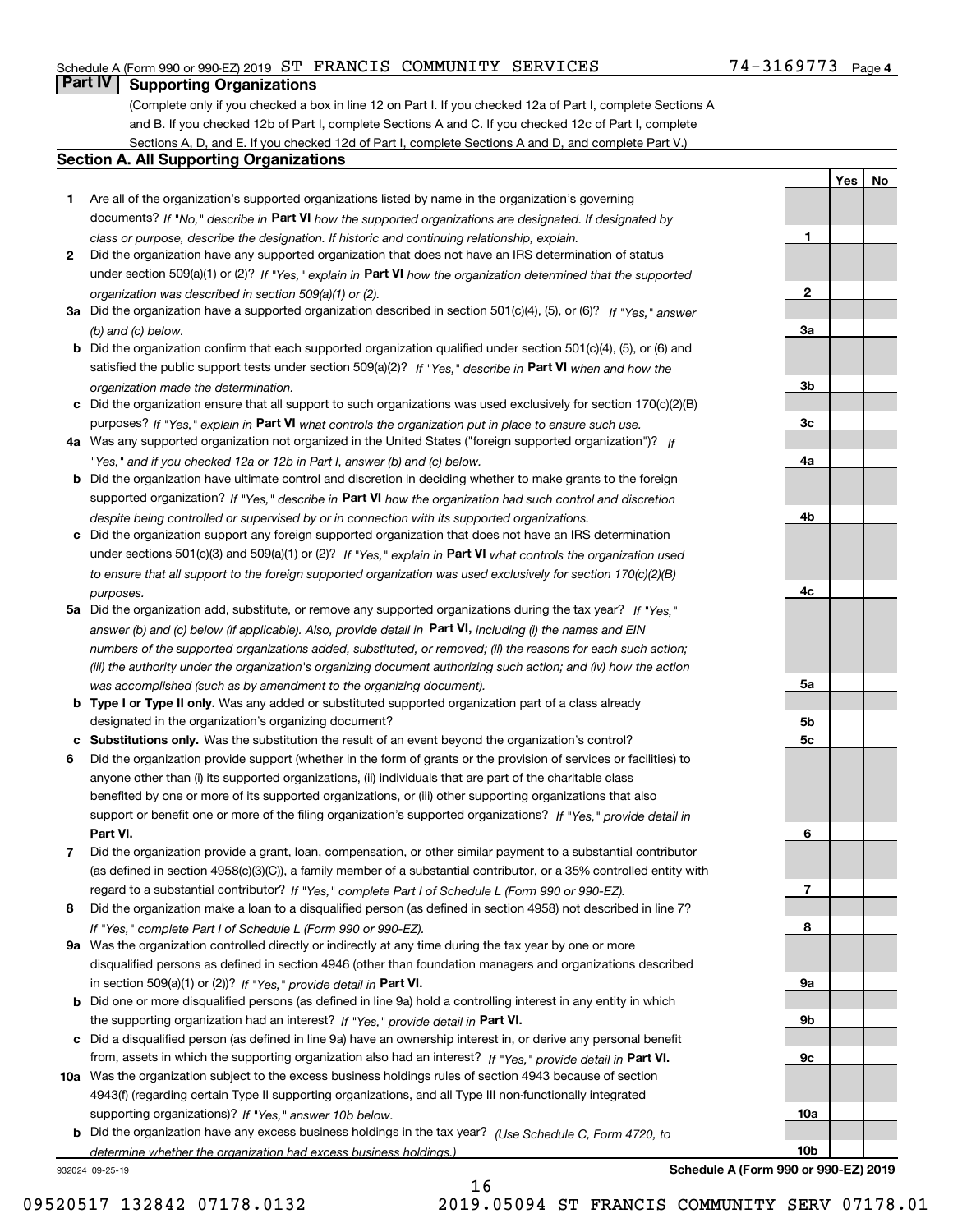Schedule A (Form 990 or 990-EZ) 2019 ST FRANCIS COMMUNITY SERVICES 74-3169773 Page 4

## Part IV Supporting Organizations

(Complete only if you checked a box in line 12 on Part I. If you checked 12a of Part I, complete Sections A and B. If you checked 12b of Part I, complete Sections A and C. If you checked 12c of Part I, complete Sections A, D, and E. If you checked 12d of Part I, complete Sections A and D, and complete Part V.)

### Section A. All Supporting Organizations

| | | | Yes | No |
|---|---|---|---|---|
| **1** | Are all of the organization's supported organizations listed by name in the organization's governing documents? *If "No," describe in* **Part VI** *how the supported organizations are designated. If designated by class or purpose, describe the designation. If historic and continuing relationship, explain.* | **1** | | |
| **2** | Did the organization have any supported organization that does not have an IRS determination of status under section 509(a)(1) or (2)? *If "Yes," explain in* **Part VI** *how the organization determined that the supported organization was described in section 509(a)(1) or (2).* | **2** | | |
| **3a** | Did the organization have a supported organization described in section 501(c)(4), (5), or (6)? *If "Yes," answer (b) and (c) below.* | **3a** | | |
| **b** | Did the organization confirm that each supported organization qualified under section 501(c)(4), (5), or (6) and satisfied the public support tests under section 509(a)(2)? *If "Yes," describe in* **Part VI** *when and how the organization made the determination.* | **3b** | | |
| **c** | Did the organization ensure that all support to such organizations was used exclusively for section 170(c)(2)(B) purposes? *If "Yes," explain in* **Part VI** *what controls the organization put in place to ensure such use.* | **3c** | | |
| **4a** | Was any supported organization not organized in the United States ("foreign supported organization")? *If "Yes," and if you checked 12a or 12b in Part I, answer (b) and (c) below.* | **4a** | | |
| **b** | Did the organization have ultimate control and discretion in deciding whether to make grants to the foreign supported organization? *If "Yes," describe in* **Part VI** *how the organization had such control and discretion despite being controlled or supervised by or in connection with its supported organizations.* | **4b** | | |
| **c** | Did the organization support any foreign supported organization that does not have an IRS determination under sections 501(c)(3) and 509(a)(1) or (2)? *If "Yes," explain in* **Part VI** *what controls the organization used to ensure that all support to the foreign supported organization was used exclusively for section 170(c)(2)(B) purposes.* | **4c** | | |
| **5a** | Did the organization add, substitute, or remove any supported organizations during the tax year? *If "Yes," answer (b) and (c) below (if applicable). Also, provide detail in* **Part VI,** *including (i) the names and EIN numbers of the supported organizations added, substituted, or removed; (ii) the reasons for each such action; (iii) the authority under the organization's organizing document authorizing such action; and (iv) how the action was accomplished (such as by amendment to the organizing document).* | **5a** | | |
| **b** | **Type I or Type II only.** Was any added or substituted supported organization part of a class already designated in the organization's organizing document? | **5b** | | |
| **c** | **Substitutions only.** Was the substitution the result of an event beyond the organization's control? | **5c** | | |
| **6** | Did the organization provide support (whether in the form of grants or the provision of services or facilities) to anyone other than (i) its supported organizations, (ii) individuals that are part of the charitable class benefited by one or more of its supported organizations, or (iii) other supporting organizations that also support or benefit one or more of the filing organization's supported organizations? *If "Yes," provide detail in* **Part VI.** | **6** | | |
| **7** | Did the organization provide a grant, loan, compensation, or other similar payment to a substantial contributor (as defined in section 4958(c)(3)(C)), a family member of a substantial contributor, or a 35% controlled entity with regard to a substantial contributor? *If "Yes," complete Part I of Schedule L (Form 990 or 990-EZ).* | **7** | | |
| **8** | Did the organization make a loan to a disqualified person (as defined in section 4958) not described in line 7? *If "Yes," complete Part I of Schedule L (Form 990 or 990-EZ).* | **8** | | |
| **9a** | Was the organization controlled directly or indirectly at any time during the tax year by one or more disqualified persons as defined in section 4946 (other than foundation managers and organizations described in section 509(a)(1) or (2))? *If "Yes," provide detail in* **Part VI.** | **9a** | | |
| **b** | Did one or more disqualified persons (as defined in line 9a) hold a controlling interest in any entity in which the supporting organization had an interest? *If "Yes," provide detail in* **Part VI.** | **9b** | | |
| **c** | Did a disqualified person (as defined in line 9a) have an ownership interest in, or derive any personal benefit from, assets in which the supporting organization also had an interest? *If "Yes," provide detail in* **Part VI.** | **9c** | | |
| **10a** | Was the organization subject to the excess business holdings rules of section 4943 because of section 4943(f) (regarding certain Type II supporting organizations, and all Type III non-functionally integrated supporting organizations)? *If "Yes," answer 10b below.* | **10a** | | |
| **b** | Did the organization have any excess business holdings in the tax year? *(Use Schedule C, Form 4720, to determine whether the organization had excess business holdings.)* | **10b** | | |

932024 09-25-19 **Schedule A (Form 990 or 990-EZ) 2019**

09520517 132842 07178.0132 2019.05094 ST FRANCIS COMMUNITY SERV 07178.01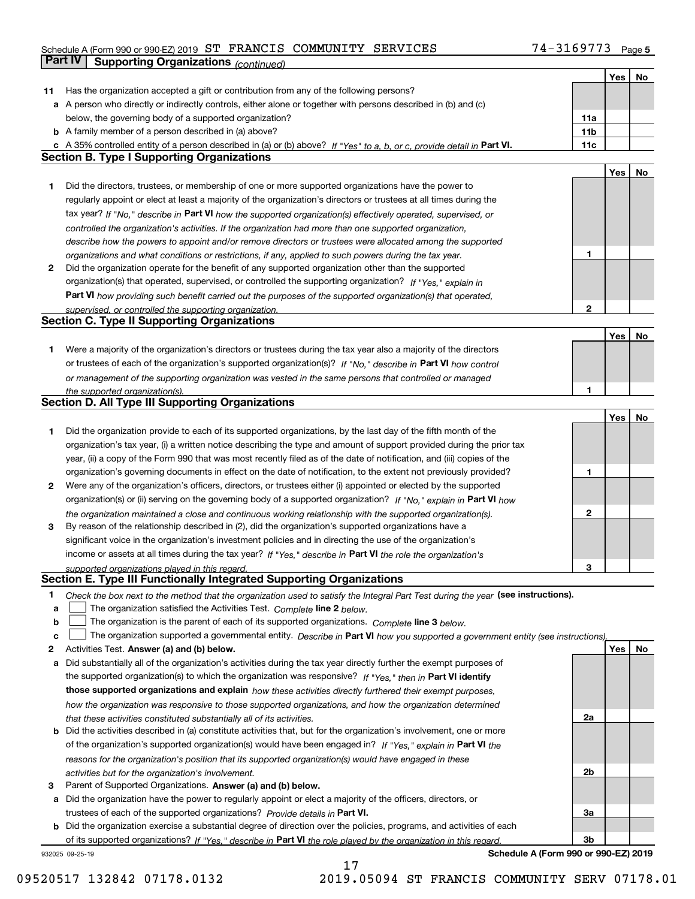Schedule A (Form 990 or 990-EZ) 2019 ST FRANCIS COMMUNITY SERVICES 74-3169773

## Part IV Supporting Organizations *(continued)*

| | | | Yes | No |
|---|---|---|---|---|
| **11** | Has the organization accepted a gift or contribution from any of the following persons? | | | |
| **a** | A person who directly or indirectly controls, either alone or together with persons described in (b) and (c) below, the governing body of a supported organization? | **11a** | | |
| **b** | A family member of a person described in (a) above? | **11b** | | |
| **c** | A 35% controlled entity of a person described in (a) or (b) above? *If "Yes" to a, b, or c, provide detail in* **Part VI.** | **11c** | | |

### Section B. Type I Supporting Organizations

| | | | Yes | No |
|---|---|---|---|---|
| **1** | Did the directors, trustees, or membership of one or more supported organizations have the power to regularly appoint or elect at least a majority of the organization's directors or trustees at all times during the tax year? *If "No," describe in* **Part VI** *how the supported organization(s) effectively operated, supervised, or controlled the organization's activities. If the organization had more than one supported organization, describe how the powers to appoint and/or remove directors or trustees were allocated among the supported organizations and what conditions or restrictions, if any, applied to such powers during the tax year.* | **1** | | |
| **2** | Did the organization operate for the benefit of any supported organization other than the supported organization(s) that operated, supervised, or controlled the supporting organization? *If "Yes," explain in* **Part VI** *how providing such benefit carried out the purposes of the supported organization(s) that operated, supervised, or controlled the supporting organization.* | **2** | | |

### Section C. Type II Supporting Organizations

| | | | Yes | No |
|---|---|---|---|---|
| **1** | Were a majority of the organization's directors or trustees during the tax year also a majority of the directors or trustees of each of the organization's supported organization(s)? *If "No," describe in* **Part VI** *how control or management of the supporting organization was vested in the same persons that controlled or managed the supported organization(s).* | **1** | | |

### Section D. All Type III Supporting Organizations

| | | | Yes | No |
|---|---|---|---|---|
| **1** | Did the organization provide to each of its supported organizations, by the last day of the fifth month of the organization's tax year, (i) a written notice describing the type and amount of support provided during the prior tax year, (ii) a copy of the Form 990 that was most recently filed as of the date of notification, and (iii) copies of the organization's governing documents in effect on the date of notification, to the extent not previously provided? | **1** | | |
| **2** | Were any of the organization's officers, directors, or trustees either (i) appointed or elected by the supported organization(s) or (ii) serving on the governing body of a supported organization? *If "No," explain in* **Part VI** *how the organization maintained a close and continuous working relationship with the supported organization(s).* | **2** | | |
| **3** | By reason of the relationship described in (2), did the organization's supported organizations have a significant voice in the organization's investment policies and in directing the use of the organization's income or assets at all times during the tax year? *If "Yes," describe in* **Part VI** *the role the organization's supported organizations played in this regard.* | **3** | | |

### Section E. Type III Functionally Integrated Supporting Organizations

**1** *Check the box next to the method that the organization used to satisfy the Integral Part Test during the year* **(see instructions).**

- **a** ☐ The organization satisfied the Activities Test. *Complete* **line 2** *below.*
- **b** ☐ The organization is the parent of each of its supported organizations. *Complete* **line 3** *below.*
- **c** ☐ The organization supported a governmental entity. *Describe in* **Part VI** *how you supported a government entity (see instructions).*

| | | | Yes | No |
|---|---|---|---|---|
| **2** | Activities Test. **Answer (a) and (b) below.** | | | |
| **a** | Did substantially all of the organization's activities during the tax year directly further the exempt purposes of the supported organization(s) to which the organization was responsive? *If "Yes," then in* **Part VI identify those supported organizations and explain** *how these activities directly furthered their exempt purposes, how the organization was responsive to those supported organizations, and how the organization determined that these activities constituted substantially all of its activities.* | **2a** | | |
| **b** | Did the activities described in (a) constitute activities that, but for the organization's involvement, one or more of the organization's supported organization(s) would have been engaged in? *If "Yes," explain in* **Part VI** *the reasons for the organization's position that its supported organization(s) would have engaged in these activities but for the organization's involvement.* | **2b** | | |
| **3** | Parent of Supported Organizations. **Answer (a) and (b) below.** | | | |
| **a** | Did the organization have the power to regularly appoint or elect a majority of the officers, directors, or trustees of each of the supported organizations? *Provide details in* **Part VI.** | **3a** | | |
| **b** | Did the organization exercise a substantial degree of direction over the policies, programs, and activities of each of its supported organizations? *If "Yes," describe in* **Part VI** *the role played by the organization in this regard.* | **3b** | | |

932025 09-25-19 **Schedule A (Form 990 or 990-EZ) 2019**

09520517 132842 07178.0132 2019.05094 ST FRANCIS COMMUNITY SERV 07178.01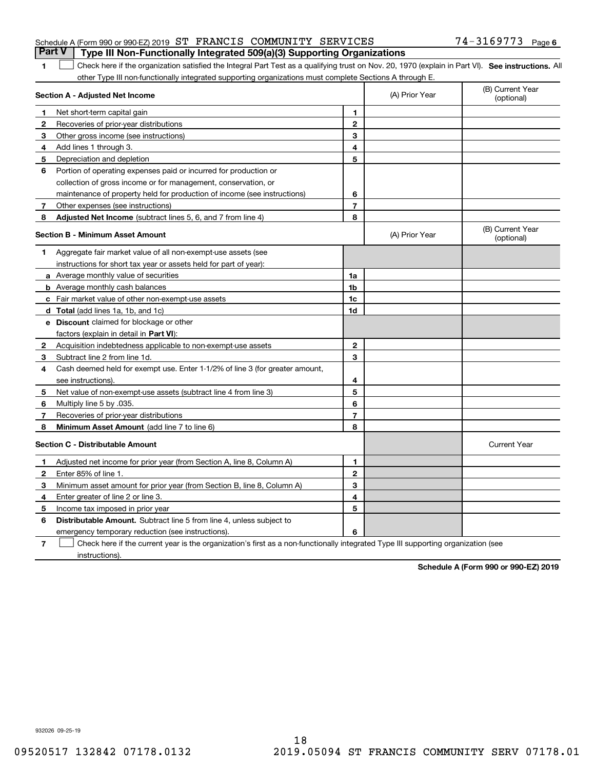Schedule A (Form 990 or 990-EZ) 2019 ST FRANCIS COMMUNITY SERVICES 74-3169773 Page 6

## Part V Type III Non-Functionally Integrated 509(a)(3) Supporting Organizations

**1** ☐ Check here if the organization satisfied the Integral Part Test as a qualifying trust on Nov. 20, 1970 (explain in Part VI). **See instructions.** All other Type III non-functionally integrated supporting organizations must complete Sections A through E.

| **Section A - Adjusted Net Income** | | (A) Prior Year | (B) Current Year (optional) |
|---|---|---|---|
| **1** Net short-term capital gain | 1 | | |
| **2** Recoveries of prior-year distributions | 2 | | |
| **3** Other gross income (see instructions) | 3 | | |
| **4** Add lines 1 through 3. | 4 | | |
| **5** Depreciation and depletion | 5 | | |
| **6** Portion of operating expenses paid or incurred for production or collection of gross income or for management, conservation, or maintenance of property held for production of income (see instructions) | 6 | | |
| **7** Other expenses (see instructions) | 7 | | |
| **8** **Adjusted Net Income** (subtract lines 5, 6, and 7 from line 4) | 8 | | |

| **Section B - Minimum Asset Amount** | | (A) Prior Year | (B) Current Year (optional) |
|---|---|---|---|
| **1** Aggregate fair market value of all non-exempt-use assets (see instructions for short tax year or assets held for part of year): | | | |
| **a** Average monthly value of securities | 1a | | |
| **b** Average monthly cash balances | 1b | | |
| **c** Fair market value of other non-exempt-use assets | 1c | | |
| **d** **Total** (add lines 1a, 1b, and 1c) | 1d | | |
| **e** **Discount** claimed for blockage or other factors (explain in detail in **Part VI**): | | | |
| **2** Acquisition indebtedness applicable to non-exempt-use assets | 2 | | |
| **3** Subtract line 2 from line 1d. | 3 | | |
| **4** Cash deemed held for exempt use. Enter 1-1/2% of line 3 (for greater amount, see instructions). | 4 | | |
| **5** Net value of non-exempt-use assets (subtract line 4 from line 3) | 5 | | |
| **6** Multiply line 5 by .035. | 6 | | |
| **7** Recoveries of prior-year distributions | 7 | | |
| **8** **Minimum Asset Amount** (add line 7 to line 6) | 8 | | |

| **Section C - Distributable Amount** | | | Current Year |
|---|---|---|---|
| **1** Adjusted net income for prior year (from Section A, line 8, Column A) | 1 | | |
| **2** Enter 85% of line 1. | 2 | | |
| **3** Minimum asset amount for prior year (from Section B, line 8, Column A) | 3 | | |
| **4** Enter greater of line 2 or line 3. | 4 | | |
| **5** Income tax imposed in prior year | 5 | | |
| **6** **Distributable Amount.** Subtract line 5 from line 4, unless subject to emergency temporary reduction (see instructions). | 6 | | |

**7** ☐ Check here if the current year is the organization's first as a non-functionally integrated Type III supporting organization (see instructions).

**Schedule A (Form 990 or 990-EZ) 2019**

932026 09-25-19

09520517 132842 07178.0132 2019.05094 ST FRANCIS COMMUNITY SERV 07178.01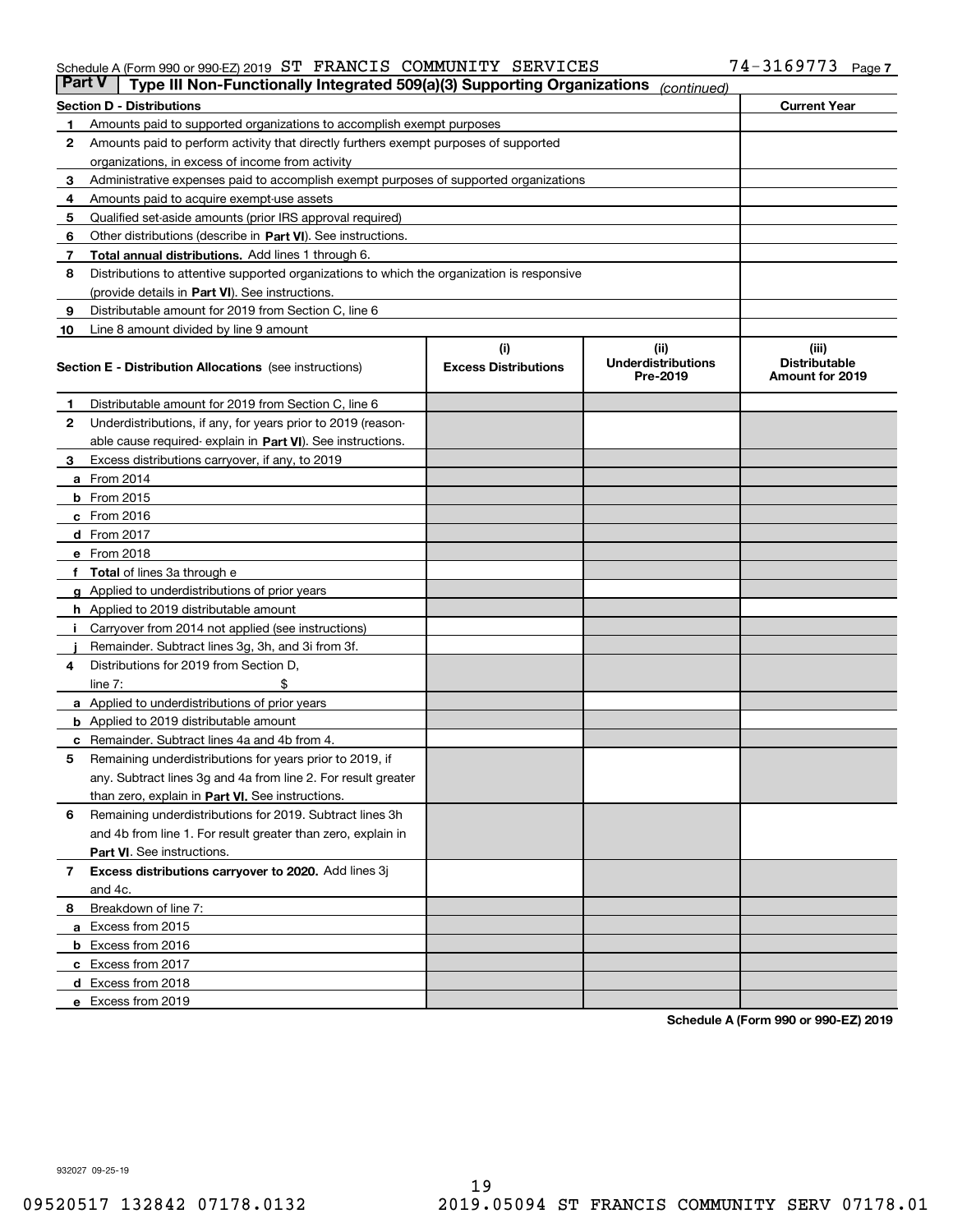Schedule A (Form 990 or 990-EZ) 2019 ST FRANCIS COMMUNITY SERVICES 74-3169773 Page 7

**Part V | Type III Non-Functionally Integrated 509(a)(3) Supporting Organizations** *(continued)*

| **Section D - Distributions** | | **Current Year** |
|---|---|---|
| 1 | Amounts paid to supported organizations to accomplish exempt purposes | |
| 2 | Amounts paid to perform activity that directly furthers exempt purposes of supported organizations, in excess of income from activity | |
| 3 | Administrative expenses paid to accomplish exempt purposes of supported organizations | |
| 4 | Amounts paid to acquire exempt-use assets | |
| 5 | Qualified set-aside amounts (prior IRS approval required) | |
| 6 | Other distributions (describe in **Part VI**). See instructions. | |
| 7 | **Total annual distributions.** Add lines 1 through 6. | |
| 8 | Distributions to attentive supported organizations to which the organization is responsive (provide details in **Part VI**). See instructions. | |
| 9 | Distributable amount for 2019 from Section C, line 6 | |
| 10 | Line 8 amount divided by line 9 amount | |

| **Section E - Distribution Allocations** (see instructions) | | (i) **Excess Distributions** | (ii) **Underdistributions Pre-2019** | (iii) **Distributable Amount for 2019** |
|---|---|---|---|---|
| 1 | Distributable amount for 2019 from Section C, line 6 | | | |
| 2 | Underdistributions, if any, for years prior to 2019 (reasonable cause required- explain in **Part VI**). See instructions. | | | |
| 3 | Excess distributions carryover, if any, to 2019 | | | |
| a | From 2014 | | | |
| b | From 2015 | | | |
| c | From 2016 | | | |
| d | From 2017 | | | |
| e | From 2018 | | | |
| f | **Total** of lines 3a through e | | | |
| g | Applied to underdistributions of prior years | | | |
| h | Applied to 2019 distributable amount | | | |
| i | Carryover from 2014 not applied (see instructions) | | | |
| j | Remainder. Subtract lines 3g, 3h, and 3i from 3f. | | | |
| 4 | Distributions for 2019 from Section D, line 7: $ | | | |
| a | Applied to underdistributions of prior years | | | |
| b | Applied to 2019 distributable amount | | | |
| c | Remainder. Subtract lines 4a and 4b from 4. | | | |
| 5 | Remaining underdistributions for years prior to 2019, if any. Subtract lines 3g and 4a from line 2. For result greater than zero, explain in **Part VI.** See instructions. | | | |
| 6 | Remaining underdistributions for 2019. Subtract lines 3h and 4b from line 1. For result greater than zero, explain in **Part VI**. See instructions. | | | |
| 7 | **Excess distributions carryover to 2020.** Add lines 3j and 4c. | | | |
| 8 | Breakdown of line 7: | | | |
| a | Excess from 2015 | | | |
| b | Excess from 2016 | | | |
| c | Excess from 2017 | | | |
| d | Excess from 2018 | | | |
| e | Excess from 2019 | | | |

**Schedule A (Form 990 or 990-EZ) 2019**

932027 09-25-19

09520517 132842 07178.0132 2019.05094 ST FRANCIS COMMUNITY SERV 07178.01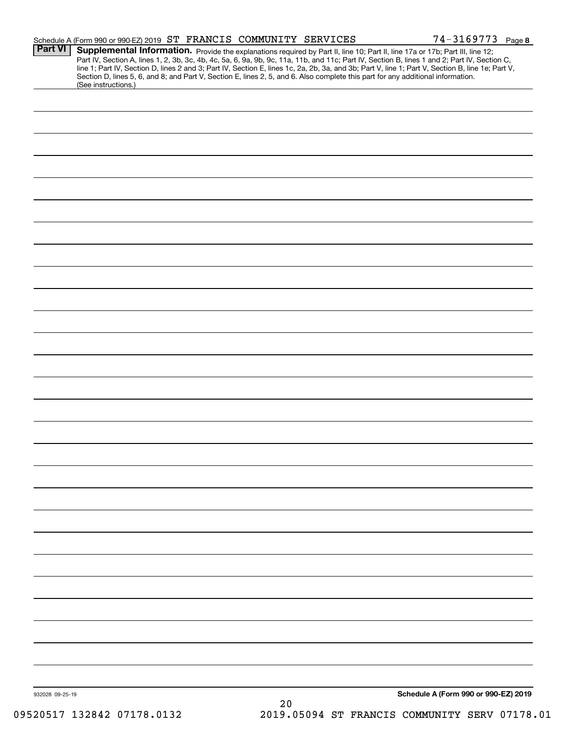Schedule A (Form 990 or 990-EZ) 2019 ST FRANCIS COMMUNITY SERVICES 74-3169773 Page 8

**Part VI** **Supplemental Information.** Provide the explanations required by Part II, line 10; Part II, line 17a or 17b; Part III, line 12; Part IV, Section A, lines 1, 2, 3b, 3c, 4b, 4c, 5a, 6, 9a, 9b, 9c, 11a, 11b, and 11c; Part IV, Section B, lines 1 and 2; Part IV, Section C, line 1; Part IV, Section D, lines 2 and 3; Part IV, Section E, lines 1c, 2a, 2b, 3a, and 3b; Part V, line 1; Part V, Section B, line 1e; Part V, Section D, lines 5, 6, and 8; and Part V, Section E, lines 2, 5, and 6. Also complete this part for any additional information. (See instructions.)

932028 09-25-19

**Schedule A (Form 990 or 990-EZ) 2019**

09520517 132842 07178.0132 2019.05094 ST FRANCIS COMMUNITY SERV 07178.01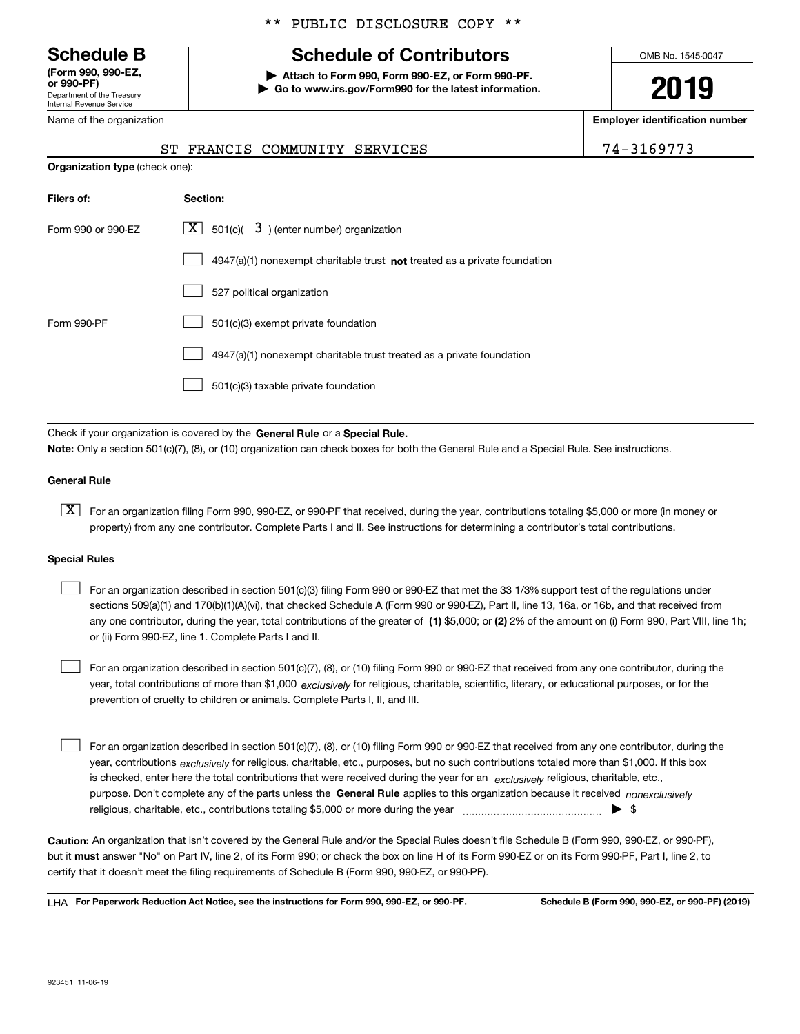\*\* PUBLIC DISCLOSURE COPY \*\*

**Schedule B**
**(Form 990, 990-EZ, or 990-PF)**
Department of the Treasury
Internal Revenue Service

# Schedule of Contributors

▶ **Attach to Form 990, Form 990-EZ, or Form 990-PF.**
▶ **Go to www.irs.gov/Form990 for the latest information.**

OMB No. 1545-0047

**2019**

| Name of the organization | Employer identification number |
|---|---|
| ST FRANCIS COMMUNITY SERVICES | 74-3169773 |

**Organization type** (check one):

| Filers of: | Section: |
|---|---|
| Form 990 or 990-EZ | [X] 501(c)( 3 ) (enter number) organization |
| | [ ] 4947(a)(1) nonexempt charitable trust **not** treated as a private foundation |
| | [ ] 527 political organization |
| Form 990-PF | [ ] 501(c)(3) exempt private foundation |
| | [ ] 4947(a)(1) nonexempt charitable trust treated as a private foundation |
| | [ ] 501(c)(3) taxable private foundation |

Check if your organization is covered by the **General Rule** or a **Special Rule.**

**Note:** Only a section 501(c)(7), (8), or (10) organization can check boxes for both the General Rule and a Special Rule. See instructions.

**General Rule**

[X] For an organization filing Form 990, 990-EZ, or 990-PF that received, during the year, contributions totaling $5,000 or more (in money or property) from any one contributor. Complete Parts I and II. See instructions for determining a contributor's total contributions.

**Special Rules**

[ ] For an organization described in section 501(c)(3) filing Form 990 or 990-EZ that met the 33 1/3% support test of the regulations under sections 509(a)(1) and 170(b)(1)(A)(vi), that checked Schedule A (Form 990 or 990-EZ), Part II, line 13, 16a, or 16b, and that received from any one contributor, during the year, total contributions of the greater of **(1)** $5,000; or **(2)** 2% of the amount on (i) Form 990, Part VIII, line 1h; or (ii) Form 990-EZ, line 1. Complete Parts I and II.

[ ] For an organization described in section 501(c)(7), (8), or (10) filing Form 990 or 990-EZ that received from any one contributor, during the year, total contributions of more than $1,000 *exclusively* for religious, charitable, scientific, literary, or educational purposes, or for the prevention of cruelty to children or animals. Complete Parts I, II, and III.

[ ] For an organization described in section 501(c)(7), (8), or (10) filing Form 990 or 990-EZ that received from any one contributor, during the year, contributions *exclusively* for religious, charitable, etc., purposes, but no such contributions totaled more than $1,000. If this box is checked, enter here the total contributions that were received during the year for an *exclusively* religious, charitable, etc., purpose. Don't complete any of the parts unless the **General Rule** applies to this organization because it received *nonexclusively* religious, charitable, etc., contributions totaling $5,000 or more during the year ▶ $ ____________

**Caution:** An organization that isn't covered by the General Rule and/or the Special Rules doesn't file Schedule B (Form 990, 990-EZ, or 990-PF), but it **must** answer "No" on Part IV, line 2, of its Form 990; or check the box on line H of its Form 990-EZ or on its Form 990-PF, Part I, line 2, to certify that it doesn't meet the filing requirements of Schedule B (Form 990, 990-EZ, or 990-PF).

LHA **For Paperwork Reduction Act Notice, see the instructions for Form 990, 990-EZ, or 990-PF.** **Schedule B (Form 990, 990-EZ, or 990-PF) (2019)**

923451 11-06-19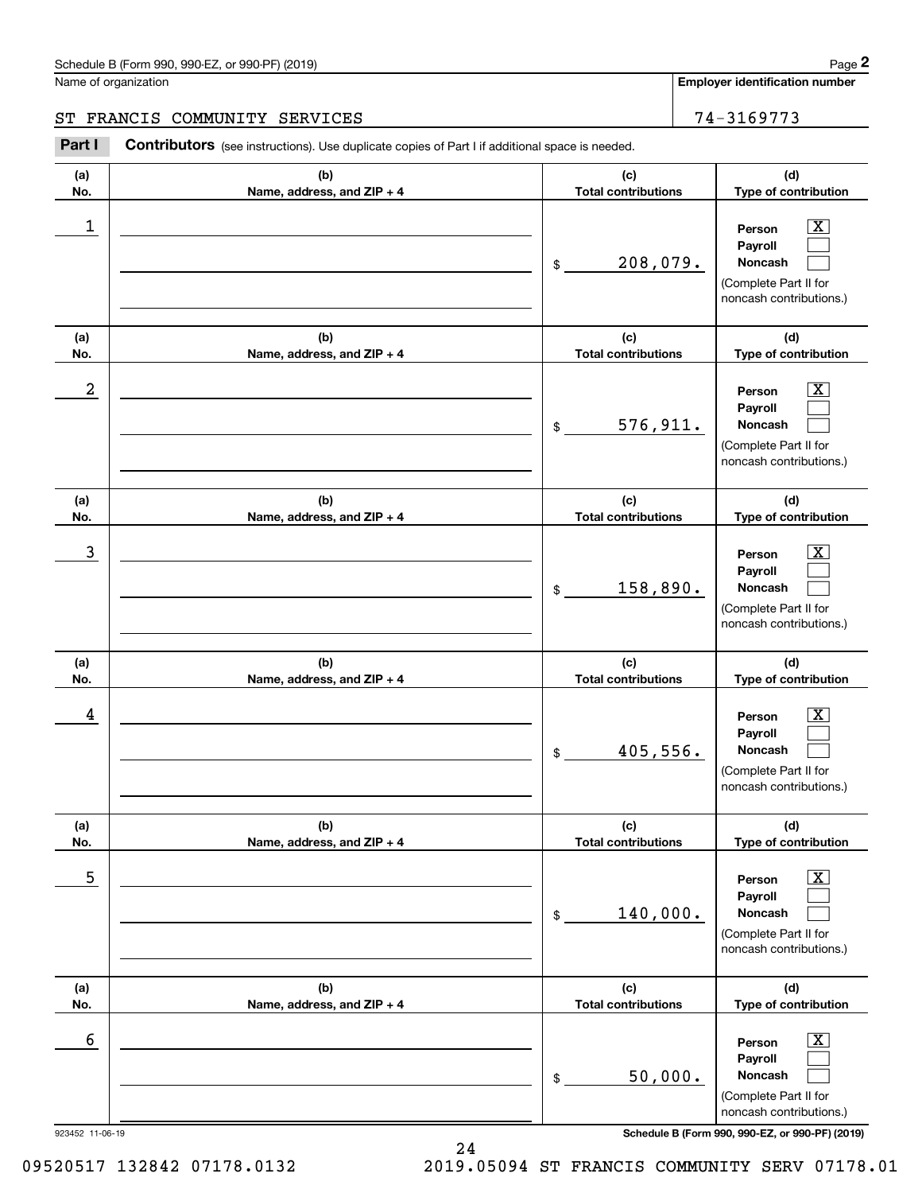Name of organization

**Employer identification number**

ST FRANCIS COMMUNITY SERVICES

74-3169773

**Part I** **Contributors** (see instructions). Use duplicate copies of Part I if additional space is needed.

| (a) No. | (b) Name, address, and ZIP + 4 | (c) Total contributions | (d) Type of contribution |
|---|---|---|---|
| 1 | | $ 208,079. | Person [X] Payroll [ ] Noncash [ ] (Complete Part II for noncash contributions.) |
| 2 | | $ 576,911. | Person [X] Payroll [ ] Noncash [ ] (Complete Part II for noncash contributions.) |
| 3 | | $ 158,890. | Person [X] Payroll [ ] Noncash [ ] (Complete Part II for noncash contributions.) |
| 4 | | $ 405,556. | Person [X] Payroll [ ] Noncash [ ] (Complete Part II for noncash contributions.) |
| 5 | | $ 140,000. | Person [X] Payroll [ ] Noncash [ ] (Complete Part II for noncash contributions.) |
| 6 | | $ 50,000. | Person [X] Payroll [ ] Noncash [ ] (Complete Part II for noncash contributions.) |

923452 11-06-19

09520517 132842 07178.0132 2019.05094 ST FRANCIS COMMUNITY SERV 07178.01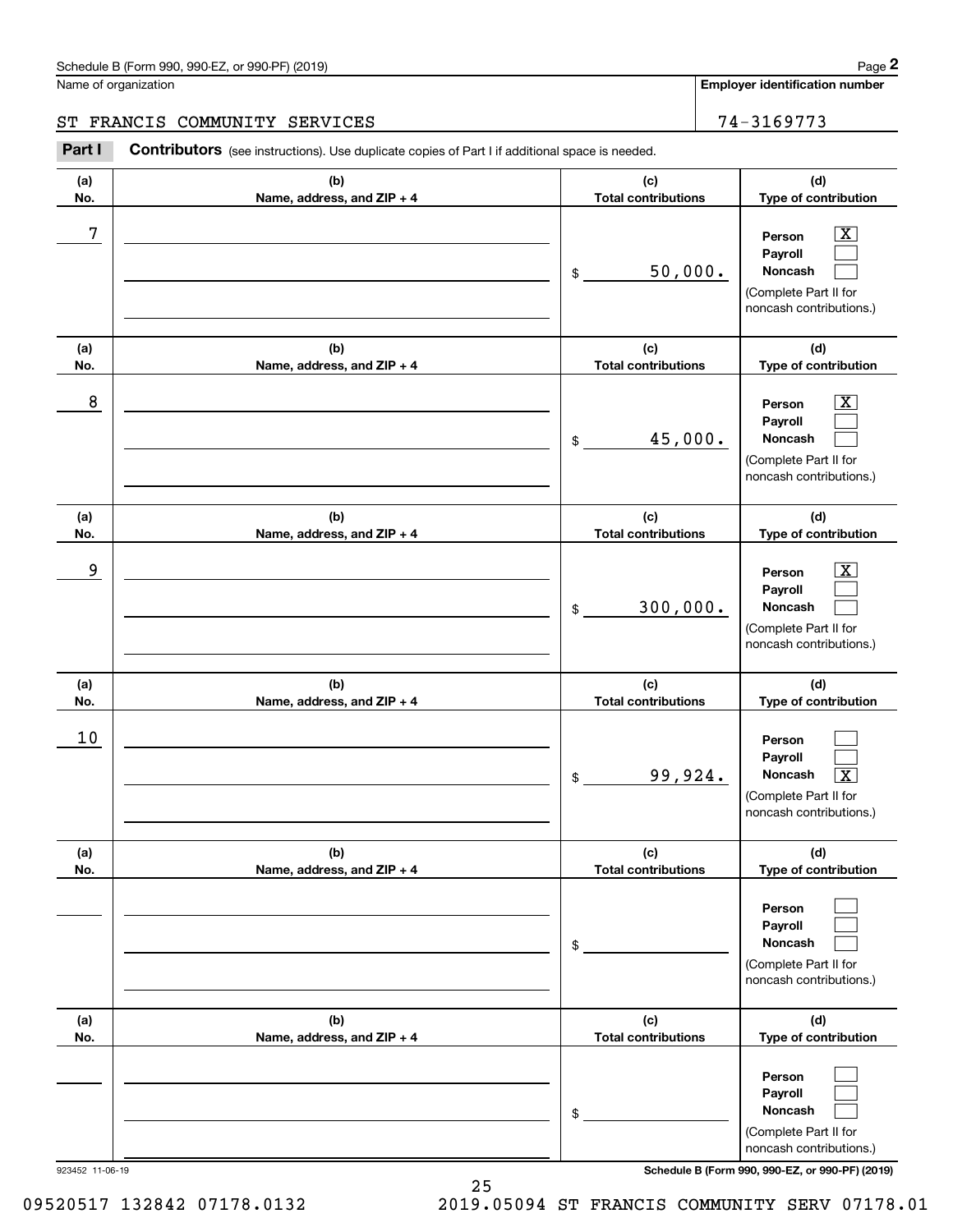Schedule B (Form 990, 990-EZ, or 990-PF) (2019)

Name of organization: ST FRANCIS COMMUNITY SERVICES

**Employer identification number:** 74-3169773

## Part I Contributors (see instructions). Use duplicate copies of Part I if additional space is needed.

| (a) No. | (b) Name, address, and ZIP + 4 | (c) Total contributions | (d) Type of contribution |
|---|---|---|---|
| 7 | | $ 50,000. | Person [X] Payroll [ ] Noncash [ ] (Complete Part II for noncash contributions.) |
| 8 | | $ 45,000. | Person [X] Payroll [ ] Noncash [ ] (Complete Part II for noncash contributions.) |
| 9 | | $ 300,000. | Person [X] Payroll [ ] Noncash [ ] (Complete Part II for noncash contributions.) |
| 10 | | $ 99,924. | Person [ ] Payroll [ ] Noncash [X] (Complete Part II for noncash contributions.) |
| | | $ | Person [ ] Payroll [ ] Noncash [ ] (Complete Part II for noncash contributions.) |
| | | $ | Person [ ] Payroll [ ] Noncash [ ] (Complete Part II for noncash contributions.) |

923452 11-06-19

Schedule B (Form 990, 990-EZ, or 990-PF) (2019)

09520517 132842 07178.0132 2019.05094 ST FRANCIS COMMUNITY SERV 07178.01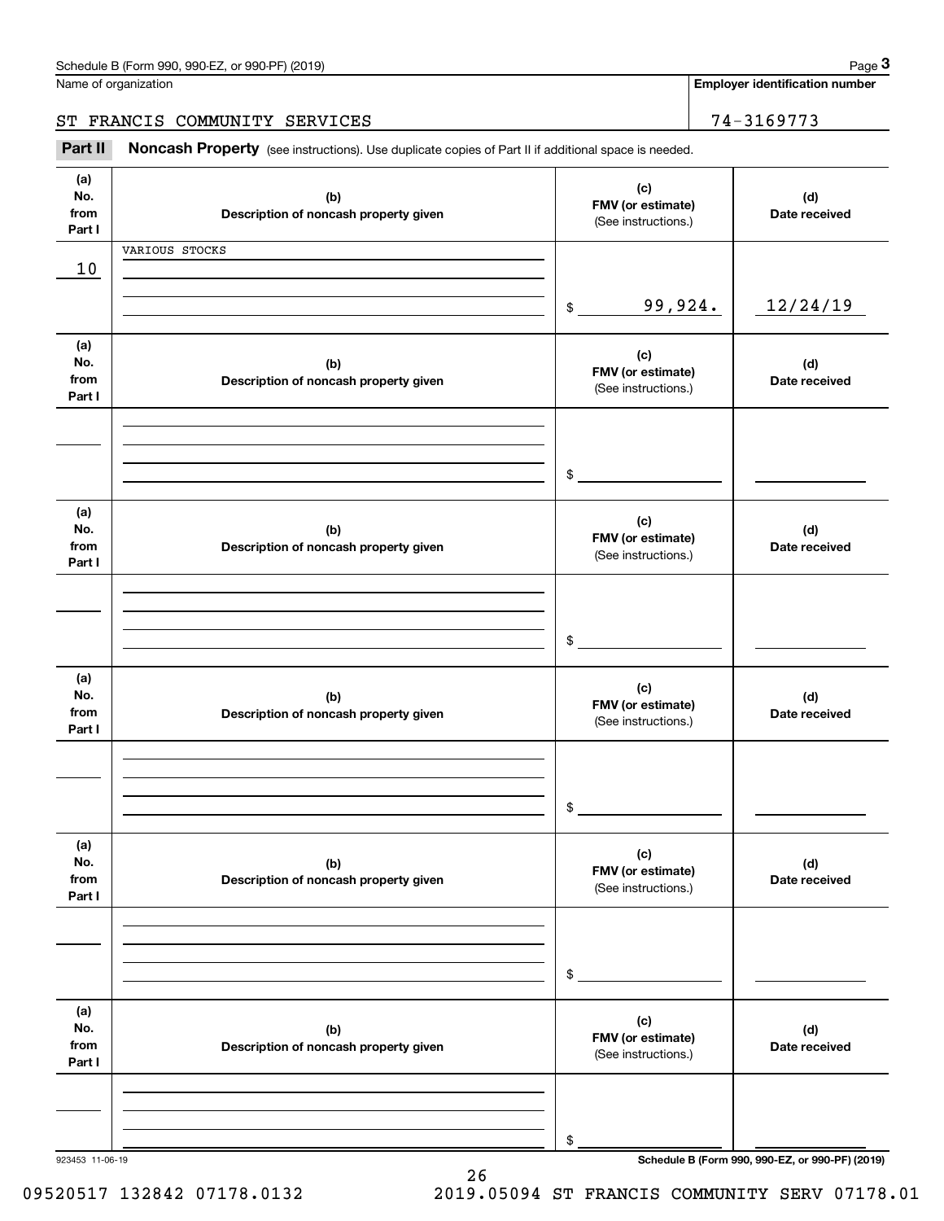Name of organization: ST FRANCIS COMMUNITY SERVICES

**Employer identification number:** 74-3169773

**Part II Noncash Property** (see instructions). Use duplicate copies of Part II if additional space is needed.

| (a) No. from Part I | (b) Description of noncash property given | (c) FMV (or estimate) (See instructions.) | (d) Date received |
|---|---|---|---|
| 10 | VARIOUS STOCKS | $ 99,924. | 12/24/19 |
| | | $ | |
| | | $ | |
| | | $ | |
| | | $ | |
| | | $ | |

923453 11-06-19

**Schedule B (Form 990, 990-EZ, or 990-PF) (2019)**

09520517 132842 07178.0132 2019.05094 ST FRANCIS COMMUNITY SERV 07178.01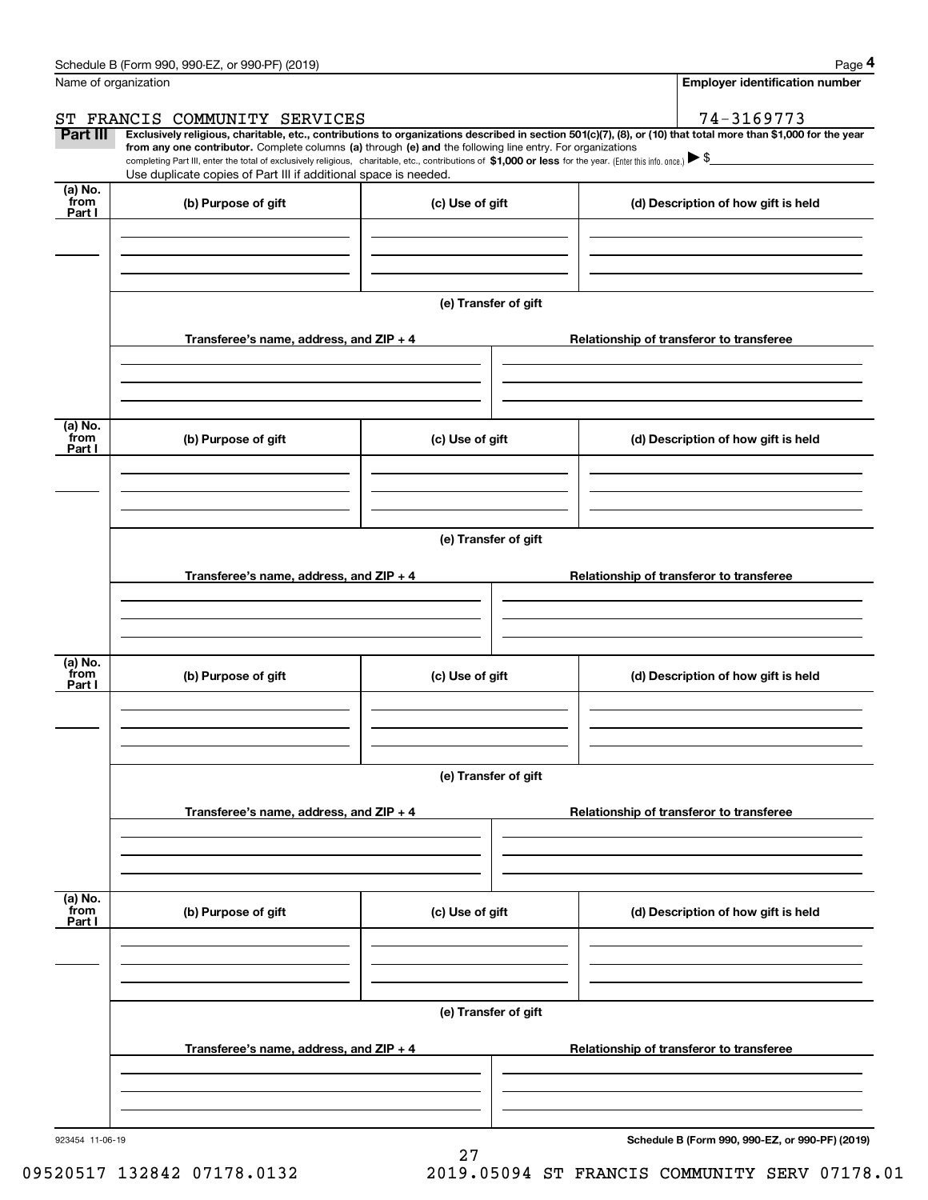Schedule B (Form 990, 990-EZ, or 990-PF) (2019)

Name of organization: ST FRANCIS COMMUNITY SERVICES

Employer identification number: 74-3169773

**Part III** **Exclusively religious, charitable, etc., contributions to organizations described in section 501(c)(7), (8), or (10) that total more than $1,000 for the year from any one contributor.** Complete columns **(a)** through **(e)** and the following line entry. For organizations completing Part III, enter the total of exclusively religious, charitable, etc., contributions of **$1,000 or less** for the year. (Enter this info. once.) ▶ $

Use duplicate copies of Part III if additional space is needed.

| (a) No. from Part I | (b) Purpose of gift | (c) Use of gift | (d) Description of how gift is held |
|---|---|---|---|
| | | | |

(e) Transfer of gift

| Transferee's name, address, and ZIP + 4 | Relationship of transferor to transferee |
|---|---|
| | |

| (a) No. from Part I | (b) Purpose of gift | (c) Use of gift | (d) Description of how gift is held |
|---|---|---|---|
| | | | |

(e) Transfer of gift

| Transferee's name, address, and ZIP + 4 | Relationship of transferor to transferee |
|---|---|
| | |

| (a) No. from Part I | (b) Purpose of gift | (c) Use of gift | (d) Description of how gift is held |
|---|---|---|---|
| | | | |

(e) Transfer of gift

| Transferee's name, address, and ZIP + 4 | Relationship of transferor to transferee |
|---|---|
| | |

| (a) No. from Part I | (b) Purpose of gift | (c) Use of gift | (d) Description of how gift is held |
|---|---|---|---|
| | | | |

(e) Transfer of gift

| Transferee's name, address, and ZIP + 4 | Relationship of transferor to transferee |
|---|---|
| | |

923454 11-06-19

Schedule B (Form 990, 990-EZ, or 990-PF) (2019)

09520517 132842 07178.0132 2019.05094 ST FRANCIS COMMUNITY SERV 07178.01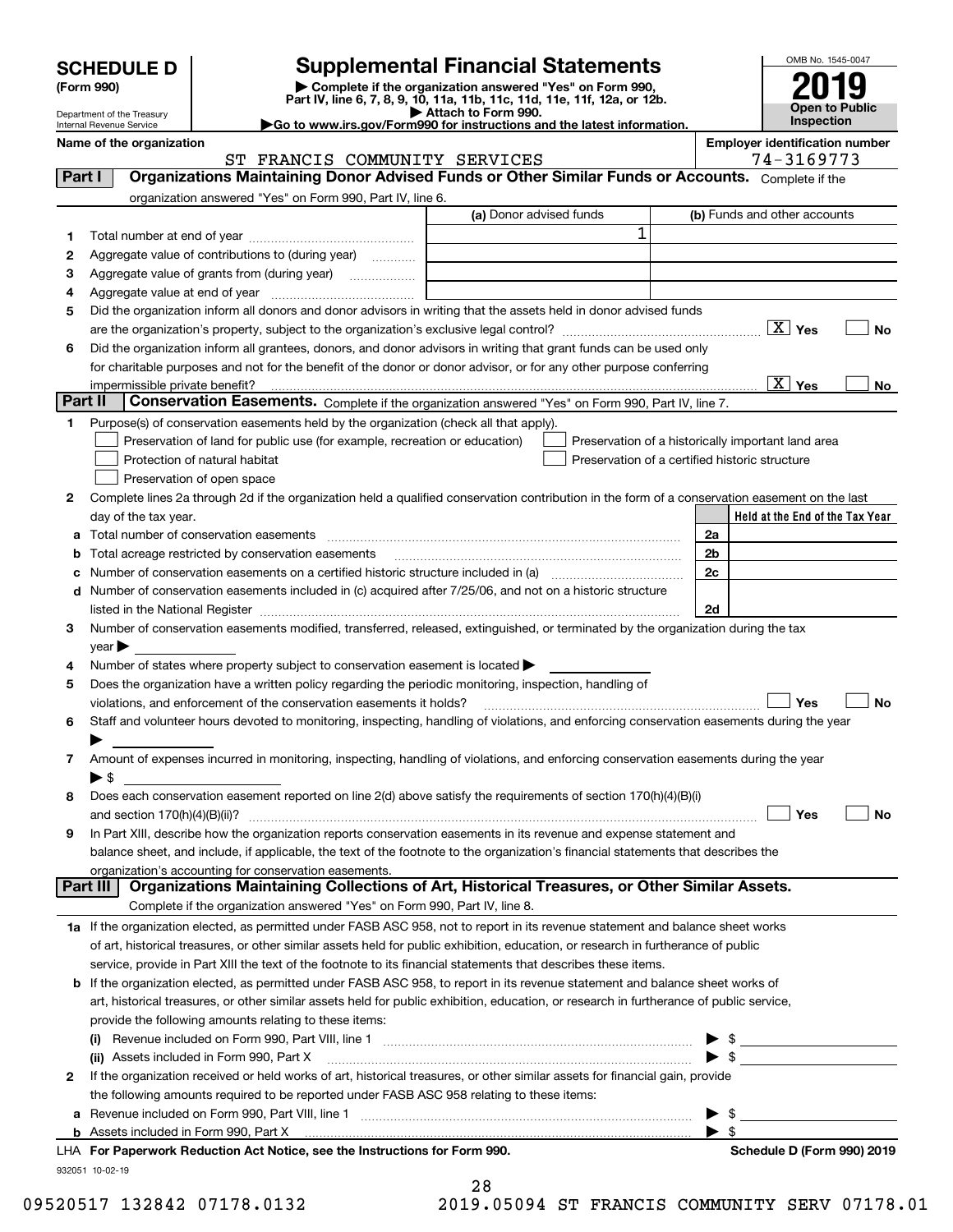# SCHEDULE D (Form 990)

Department of the Treasury
Internal Revenue Service

## Supplemental Financial Statements

▶ Complete if the organization answered "Yes" on Form 990, Part IV, line 6, 7, 8, 9, 10, 11a, 11b, 11c, 11d, 11e, 11f, 12a, or 12b.
▶ Attach to Form 990.
▶Go to www.irs.gov/Form990 for instructions and the latest information.

OMB No. 1545-0047

**2019**

**Open to Public Inspection**

**Name of the organization:** ST FRANCIS COMMUNITY SERVICES

**Employer identification number:** 74-3169773

### Part I — Organizations Maintaining Donor Advised Funds or Other Similar Funds or Accounts. Complete if the organization answered "Yes" on Form 990, Part IV, line 6.

| | | (a) Donor advised funds | (b) Funds and other accounts |
|---|---|---|---|
| 1 | Total number at end of year | 1 | |
| 2 | Aggregate value of contributions to (during year) | | |
| 3 | Aggregate value of grants from (during year) | | |
| 4 | Aggregate value at end of year | | |

5 Did the organization inform all donors and donor advisors in writing that the assets held in donor advised funds are the organization's property, subject to the organization's exclusive legal control? [X] Yes [ ] No

6 Did the organization inform all grantees, donors, and donor advisors in writing that grant funds can be used only for charitable purposes and not for the benefit of the donor or donor advisor, or for any other purpose conferring impermissible private benefit? [X] Yes [ ] No

### Part II — Conservation Easements. Complete if the organization answered "Yes" on Form 990, Part IV, line 7.

1 Purpose(s) of conservation easements held by the organization (check all that apply).

- [ ] Preservation of land for public use (for example, recreation or education)
- [ ] Protection of natural habitat
- [ ] Preservation of open space
- [ ] Preservation of a historically important land area
- [ ] Preservation of a certified historic structure

2 Complete lines 2a through 2d if the organization held a qualified conservation contribution in the form of a conservation easement on the last day of the tax year.

| | | | Held at the End of the Tax Year |
|---|---|---|---|
| a | Total number of conservation easements | 2a | |
| b | Total acreage restricted by conservation easements | 2b | |
| c | Number of conservation easements on a certified historic structure included in (a) | 2c | |
| d | Number of conservation easements included in (c) acquired after 7/25/06, and not on a historic structure listed in the National Register | 2d | |

3 Number of conservation easements modified, transferred, released, extinguished, or terminated by the organization during the tax year ▶

4 Number of states where property subject to conservation easement is located ▶

5 Does the organization have a written policy regarding the periodic monitoring, inspection, handling of violations, and enforcement of the conservation easements it holds? [ ] Yes [ ] No

6 Staff and volunteer hours devoted to monitoring, inspecting, handling of violations, and enforcing conservation easements during the year ▶

7 Amount of expenses incurred in monitoring, inspecting, handling of violations, and enforcing conservation easements during the year ▶ $

8 Does each conservation easement reported on line 2(d) above satisfy the requirements of section 170(h)(4)(B)(i) and section 170(h)(4)(B)(ii)? [ ] Yes [ ] No

9 In Part XIII, describe how the organization reports conservation easements in its revenue and expense statement and balance sheet, and include, if applicable, the text of the footnote to the organization's financial statements that describes the organization's accounting for conservation easements.

### Part III — Organizations Maintaining Collections of Art, Historical Treasures, or Other Similar Assets. Complete if the organization answered "Yes" on Form 990, Part IV, line 8.

1a If the organization elected, as permitted under FASB ASC 958, not to report in its revenue statement and balance sheet works of art, historical treasures, or other similar assets held for public exhibition, education, or research in furtherance of public service, provide in Part XIII the text of the footnote to its financial statements that describes these items.

b If the organization elected, as permitted under FASB ASC 958, to report in its revenue statement and balance sheet works of art, historical treasures, or other similar assets held for public exhibition, education, or research in furtherance of public service, provide the following amounts relating to these items:

(i) Revenue included on Form 990, Part VIII, line 1 ▶ $

(ii) Assets included in Form 990, Part X ▶ $

2 If the organization received or held works of art, historical treasures, or other similar assets for financial gain, provide the following amounts required to be reported under FASB ASC 958 relating to these items:

a Revenue included on Form 990, Part VIII, line 1 ▶ $

b Assets included in Form 990, Part X ▶ $

LHA For Paperwork Reduction Act Notice, see the Instructions for Form 990. **Schedule D (Form 990) 2019**

932051 10-02-19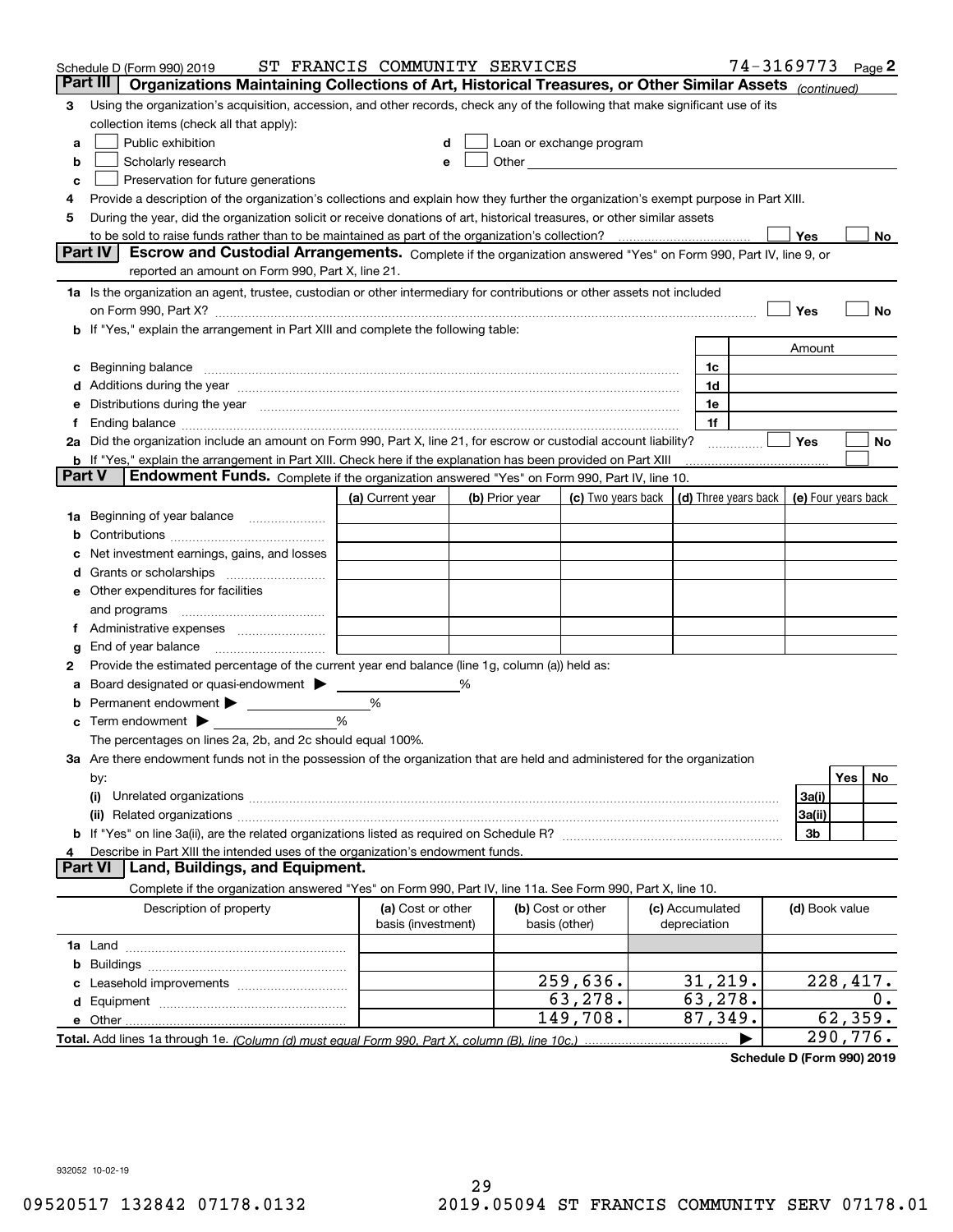Schedule D (Form 990) 2019 ST FRANCIS COMMUNITY SERVICES 74-3169773

## Part III Organizations Maintaining Collections of Art, Historical Treasures, or Other Similar Assets *(continued)*

3 Using the organization's acquisition, accession, and other records, check any of the following that make significant use of its collection items (check all that apply):

- a ☐ Public exhibition
- b ☐ Scholarly research
- c ☐ Preservation for future generations
- d ☐ Loan or exchange program
- e ☐ Other

4 Provide a description of the organization's collections and explain how they further the organization's exempt purpose in Part XIII.

5 During the year, did the organization solicit or receive donations of art, historical treasures, or other similar assets to be sold to raise funds rather than to be maintained as part of the organization's collection? ☐ Yes ☐ No

## Part IV Escrow and Custodial Arrangements.

Complete if the organization answered "Yes" on Form 990, Part IV, line 9, or reported an amount on Form 990, Part X, line 21.

1a Is the organization an agent, trustee, custodian or other intermediary for contributions or other assets not included on Form 990, Part X? ☐ Yes ☐ No

b If "Yes," explain the arrangement in Part XIII and complete the following table:

| | | Amount |
|---|---|---|
| c Beginning balance | 1c | |
| d Additions during the year | 1d | |
| e Distributions during the year | 1e | |
| f Ending balance | 1f | |

2a Did the organization include an amount on Form 990, Part X, line 21, for escrow or custodial account liability? ☐ Yes ☐ No

b If "Yes," explain the arrangement in Part XIII. Check here if the explanation has been provided on Part XIII ☐

## Part V Endowment Funds.

Complete if the organization answered "Yes" on Form 990, Part IV, line 10.

| | (a) Current year | (b) Prior year | (c) Two years back | (d) Three years back | (e) Four years back |
|---|---|---|---|---|---|
| 1a Beginning of year balance | | | | | |
| b Contributions | | | | | |
| c Net investment earnings, gains, and losses | | | | | |
| d Grants or scholarships | | | | | |
| e Other expenditures for facilities and programs | | | | | |
| f Administrative expenses | | | | | |
| g End of year balance | | | | | |

2 Provide the estimated percentage of the current year end balance (line 1g, column (a)) held as:

- a Board designated or quasi-endowment ▶ %
- b Permanent endowment ▶ %
- c Term endowment ▶ %

The percentages on lines 2a, 2b, and 2c should equal 100%.

3a Are there endowment funds not in the possession of the organization that are held and administered for the organization by:

| | | Yes | No |
|---|---|---|---|
| (i) Unrelated organizations | 3a(i) | | |
| (ii) Related organizations | 3a(ii) | | |
| b If "Yes" on line 3a(ii), are the related organizations listed as required on Schedule R? | 3b | | |

4 Describe in Part XIII the intended uses of the organization's endowment funds.

## Part VI Land, Buildings, and Equipment.

Complete if the organization answered "Yes" on Form 990, Part IV, line 11a. See Form 990, Part X, line 10.

| Description of property | (a) Cost or other basis (investment) | (b) Cost or other basis (other) | (c) Accumulated depreciation | (d) Book value |
|---|---|---|---|---|
| 1a Land | | | | |
| b Buildings | | | | |
| c Leasehold improvements | | 259,636. | 31,219. | 228,417. |
| d Equipment | | 63,278. | 63,278. | 0. |
| e Other | | 149,708. | 87,349. | 62,359. |
| Total. Add lines 1a through 1e. *(Column (d) must equal Form 990, Part X, column (B), line 10c.)* | | | ▶ | 290,776. |

Schedule D (Form 990) 2019

932052 10-02-19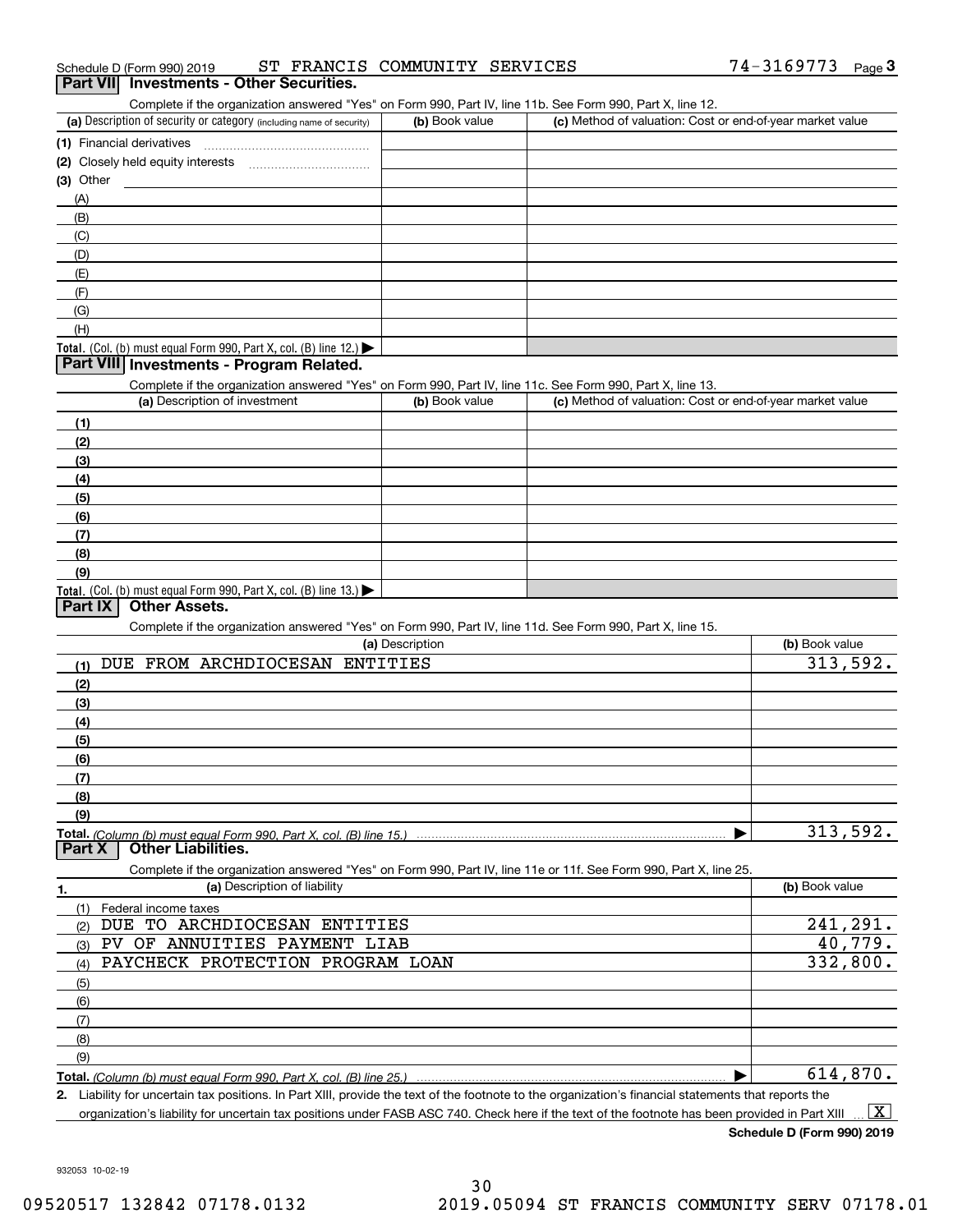Schedule D (Form 990) 2019 ST FRANCIS COMMUNITY SERVICES 74-3169773 Page 3

## Part VII Investments - Other Securities.

Complete if the organization answered "Yes" on Form 990, Part IV, line 11b. See Form 990, Part X, line 12.

| (a) Description of security or category (including name of security) | (b) Book value | (c) Method of valuation: Cost or end-of-year market value |
|---|---|---|
| (1) Financial derivatives | | |
| (2) Closely held equity interests | | |
| (3) Other | | |
| (A) | | |
| (B) | | |
| (C) | | |
| (D) | | |
| (E) | | |
| (F) | | |
| (G) | | |
| (H) | | |
| **Total.** (Col. (b) must equal Form 990, Part X, col. (B) line 12.) ▶ | | |

## Part VIII Investments - Program Related.

Complete if the organization answered "Yes" on Form 990, Part IV, line 11c. See Form 990, Part X, line 13.

| (a) Description of investment | (b) Book value | (c) Method of valuation: Cost or end-of-year market value |
|---|---|---|
| (1) | | |
| (2) | | |
| (3) | | |
| (4) | | |
| (5) | | |
| (6) | | |
| (7) | | |
| (8) | | |
| (9) | | |
| **Total.** (Col. (b) must equal Form 990, Part X, col. (B) line 13.) ▶ | | |

## Part IX Other Assets.

Complete if the organization answered "Yes" on Form 990, Part IV, line 11d. See Form 990, Part X, line 15.

| (a) Description | (b) Book value |
|---|---|
| (1) DUE FROM ARCHDIOCESAN ENTITIES | 313,592. |
| (2) | |
| (3) | |
| (4) | |
| (5) | |
| (6) | |
| (7) | |
| (8) | |
| (9) | |
| **Total.** *(Column (b) must equal Form 990, Part X, col. (B) line 15.)* ▶ | 313,592. |

## Part X Other Liabilities.

Complete if the organization answered "Yes" on Form 990, Part IV, line 11e or 11f. See Form 990, Part X, line 25.

| 1. (a) Description of liability | (b) Book value |
|---|---|
| (1) Federal income taxes | |
| (2) DUE TO ARCHDIOCESAN ENTITIES | 241,291. |
| (3) PV OF ANNUITIES PAYMENT LIAB | 40,779. |
| (4) PAYCHECK PROTECTION PROGRAM LOAN | 332,800. |
| (5) | |
| (6) | |
| (7) | |
| (8) | |
| (9) | |
| **Total.** *(Column (b) must equal Form 990, Part X, col. (B) line 25.)* ▶ | 614,870. |

2. Liability for uncertain tax positions. In Part XIII, provide the text of the footnote to the organization's financial statements that reports the organization's liability for uncertain tax positions under FASB ASC 740. Check here if the text of the footnote has been provided in Part XIII ... [X]

**Schedule D (Form 990) 2019**

932053 10-02-19

09520517 132842 07178.0132 2019.05094 ST FRANCIS COMMUNITY SERV 07178.01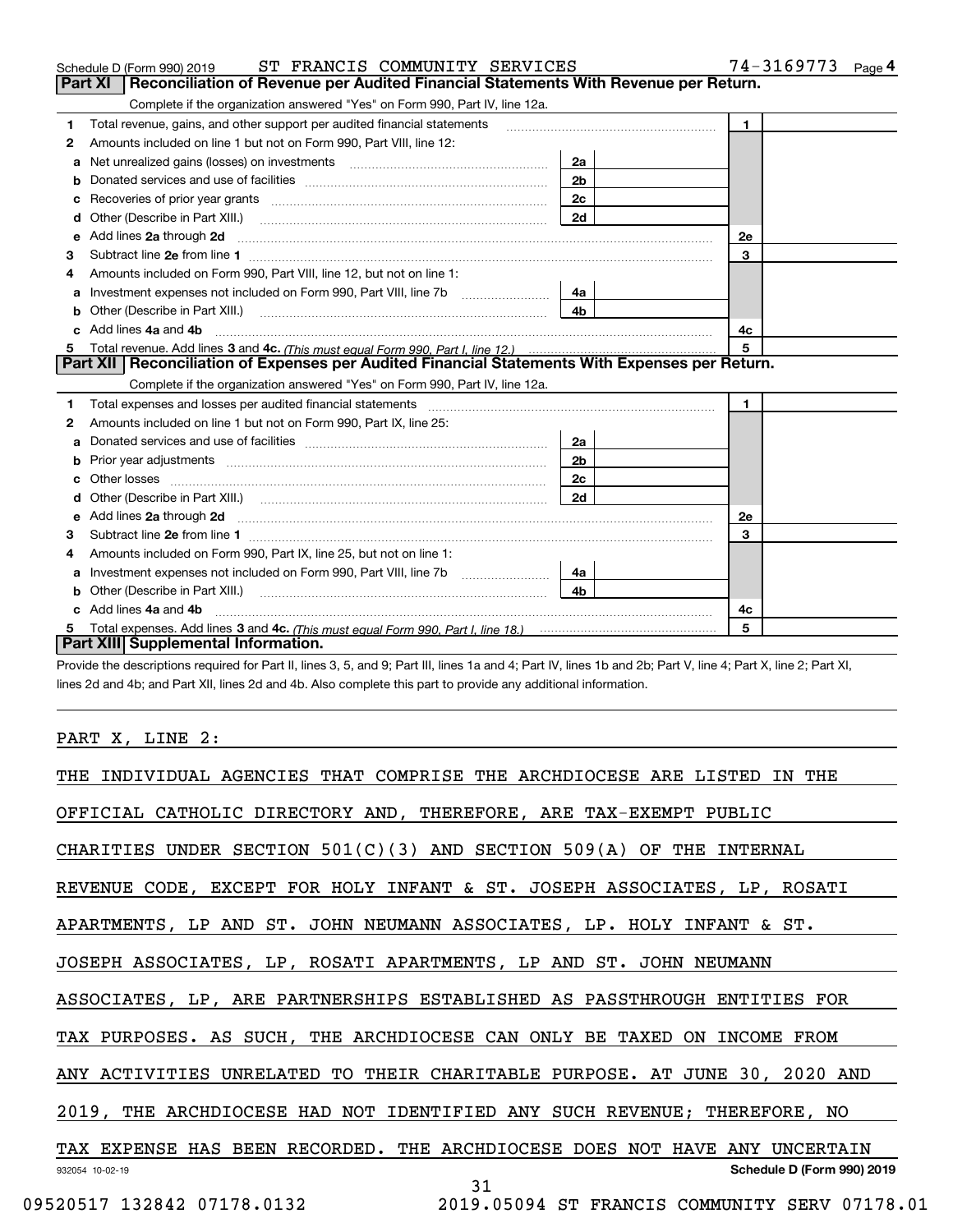Schedule D (Form 990) 2019 ST FRANCIS COMMUNITY SERVICES 74-3169773 Page 4

## Part XI Reconciliation of Revenue per Audited Financial Statements With Revenue per Return.

Complete if the organization answered "Yes" on Form 990, Part IV, line 12a.

| | | | | | |
|---|---|---|---|---|---|
| 1 | Total revenue, gains, and other support per audited financial statements | | | 1 | |
| 2 | Amounts included on line 1 but not on Form 990, Part VIII, line 12: | | | | |
| a | Net unrealized gains (losses) on investments | 2a | | | |
| b | Donated services and use of facilities | 2b | | | |
| c | Recoveries of prior year grants | 2c | | | |
| d | Other (Describe in Part XIII.) | 2d | | | |
| e | Add lines 2a through 2d | | | 2e | |
| 3 | Subtract line 2e from line 1 | | | 3 | |
| 4 | Amounts included on Form 990, Part VIII, line 12, but not on line 1: | | | | |
| a | Investment expenses not included on Form 990, Part VIII, line 7b | 4a | | | |
| b | Other (Describe in Part XIII.) | 4b | | | |
| c | Add lines 4a and 4b | | | 4c | |
| 5 | Total revenue. Add lines 3 and 4c. *(This must equal Form 990, Part I, line 12.)* | | | 5 | |

## Part XII Reconciliation of Expenses per Audited Financial Statements With Expenses per Return.

Complete if the organization answered "Yes" on Form 990, Part IV, line 12a.

| | | | | | |
|---|---|---|---|---|---|
| 1 | Total expenses and losses per audited financial statements | | | 1 | |
| 2 | Amounts included on line 1 but not on Form 990, Part IX, line 25: | | | | |
| a | Donated services and use of facilities | 2a | | | |
| b | Prior year adjustments | 2b | | | |
| c | Other losses | 2c | | | |
| d | Other (Describe in Part XIII.) | 2d | | | |
| e | Add lines 2a through 2d | | | 2e | |
| 3 | Subtract line 2e from line 1 | | | 3 | |
| 4 | Amounts included on Form 990, Part IX, line 25, but not on line 1: | | | | |
| a | Investment expenses not included on Form 990, Part VIII, line 7b | 4a | | | |
| b | Other (Describe in Part XIII.) | 4b | | | |
| c | Add lines 4a and 4b | | | 4c | |
| 5 | Total expenses. Add lines 3 and 4c. *(This must equal Form 990, Part I, line 18.)* | | | 5 | |

## Part XIII Supplemental Information.

Provide the descriptions required for Part II, lines 3, 5, and 9; Part III, lines 1a and 4; Part IV, lines 1b and 2b; Part V, line 4; Part X, line 2; Part XI, lines 2d and 4b; and Part XII, lines 2d and 4b. Also complete this part to provide any additional information.

PART X, LINE 2:

THE INDIVIDUAL AGENCIES THAT COMPRISE THE ARCHDIOCESE ARE LISTED IN THE OFFICIAL CATHOLIC DIRECTORY AND, THEREFORE, ARE TAX-EXEMPT PUBLIC CHARITIES UNDER SECTION 501(C)(3) AND SECTION 509(A) OF THE INTERNAL REVENUE CODE, EXCEPT FOR HOLY INFANT & ST. JOSEPH ASSOCIATES, LP, ROSATI APARTMENTS, LP AND ST. JOHN NEUMANN ASSOCIATES, LP. HOLY INFANT & ST. JOSEPH ASSOCIATES, LP, ROSATI APARTMENTS, LP AND ST. JOHN NEUMANN ASSOCIATES, LP, ARE PARTNERSHIPS ESTABLISHED AS PASSTHROUGH ENTITIES FOR TAX PURPOSES. AS SUCH, THE ARCHDIOCESE CAN ONLY BE TAXED ON INCOME FROM ANY ACTIVITIES UNRELATED TO THEIR CHARITABLE PURPOSE. AT JUNE 30, 2020 AND 2019, THE ARCHDIOCESE HAD NOT IDENTIFIED ANY SUCH REVENUE; THEREFORE, NO TAX EXPENSE HAS BEEN RECORDED. THE ARCHDIOCESE DOES NOT HAVE ANY UNCERTAIN

932054 10-02-19 Schedule D (Form 990) 2019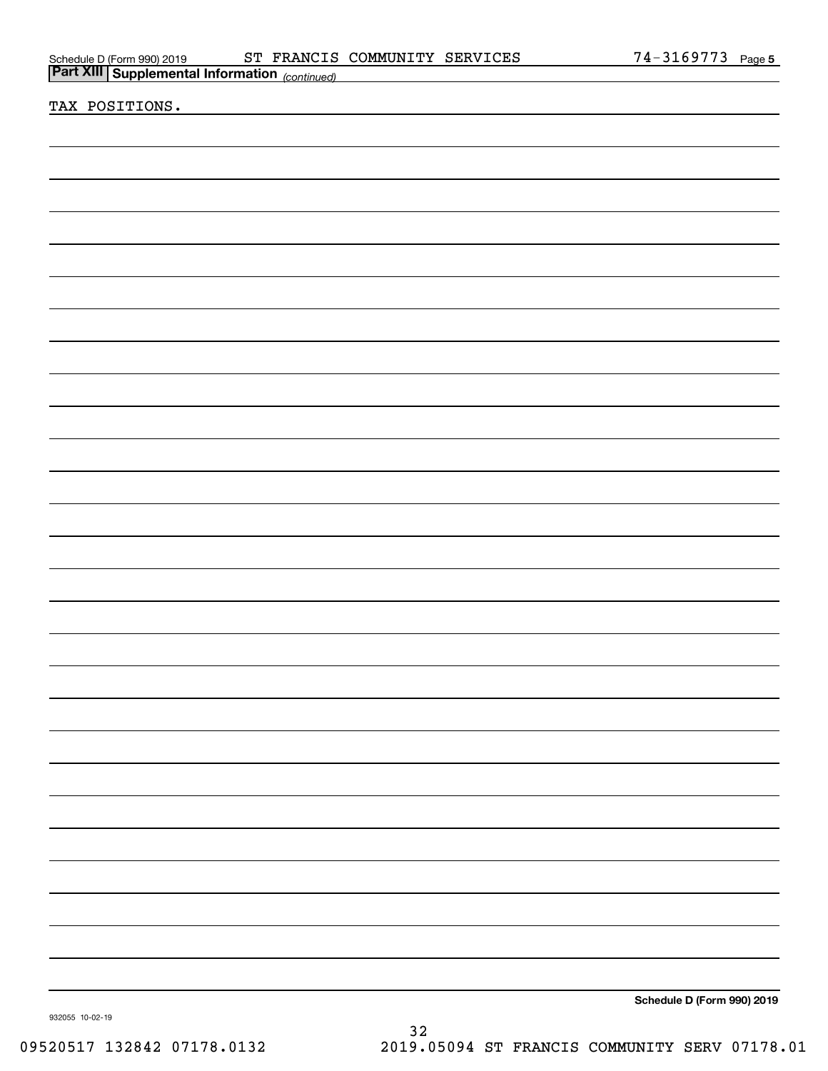## Part XIII Supplemental Information *(continued)*

TAX POSITIONS.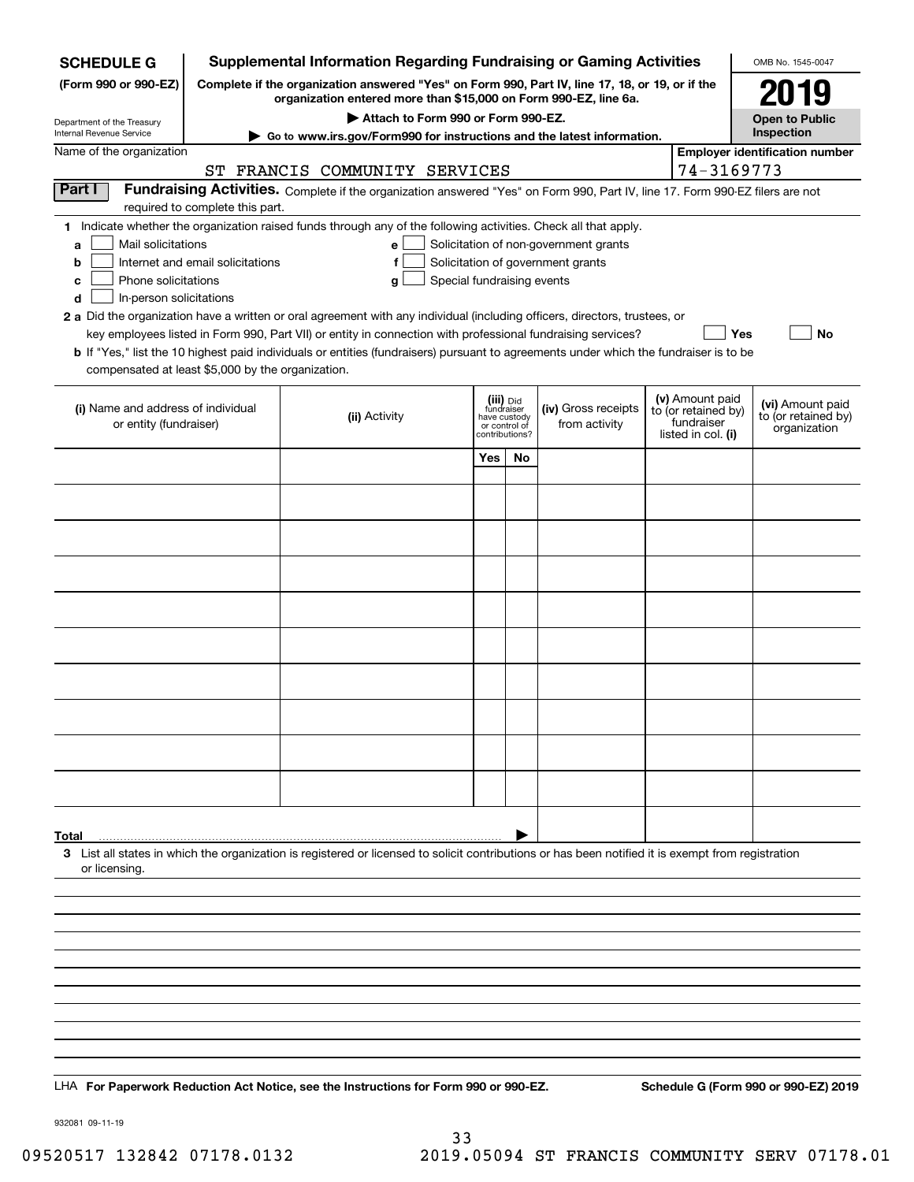**SCHEDULE G**
**(Form 990 or 990-EZ)**

Department of the Treasury
Internal Revenue Service

# Supplemental Information Regarding Fundraising or Gaming Activities

**Complete if the organization answered "Yes" on Form 990, Part IV, line 17, 18, or 19, or if the organization entered more than $15,000 on Form 990-EZ, line 6a.**

**▶ Attach to Form 990 or Form 990-EZ.**

**▶ Go to www.irs.gov/Form990 for instructions and the latest information.**

OMB No. 1545-0047

**2019**

**Open to Public Inspection**

Name of the organization: ST FRANCIS COMMUNITY SERVICES

Employer identification number: 74-3169773

## Part I Fundraising Activities.

Complete if the organization answered "Yes" on Form 990, Part IV, line 17. Form 990-EZ filers are not required to complete this part.

**1** Indicate whether the organization raised funds through any of the following activities. Check all that apply.

- **a** ☐ Mail solicitations
- **b** ☐ Internet and email solicitations
- **c** ☐ Phone solicitations
- **d** ☐ In-person solicitations
- **e** ☐ Solicitation of non-government grants
- **f** ☐ Solicitation of government grants
- **g** ☐ Special fundraising events

**2a** Did the organization have a written or oral agreement with any individual (including officers, directors, trustees, or key employees listed in Form 990, Part VII) or entity in connection with professional fundraising services? ☐ **Yes** ☐ **No**

**b** If "Yes," list the 10 highest paid individuals or entities (fundraisers) pursuant to agreements under which the fundraiser is to be compensated at least $5,000 by the organization.

| (i) Name and address of individual or entity (fundraiser) | (ii) Activity | (iii) Did fundraiser have custody or control of contributions? Yes | No | (iv) Gross receipts from activity | (v) Amount paid to (or retained by) fundraiser listed in col. (i) | (vi) Amount paid to (or retained by) organization |
|---|---|---|---|---|---|---|
| | | | | | | |
| | | | | | | |
| | | | | | | |
| | | | | | | |
| | | | | | | |
| | | | | | | |
| | | | | | | |
| | | | | | | |
| | | | | | | |
| | | | | | | |
| **Total** ▶ | | | | | | |

**3** List all states in which the organization is registered or licensed to solicit contributions or has been notified it is exempt from registration or licensing.

LHA **For Paperwork Reduction Act Notice, see the Instructions for Form 990 or 990-EZ.** **Schedule G (Form 990 or 990-EZ) 2019**

932081 09-11-19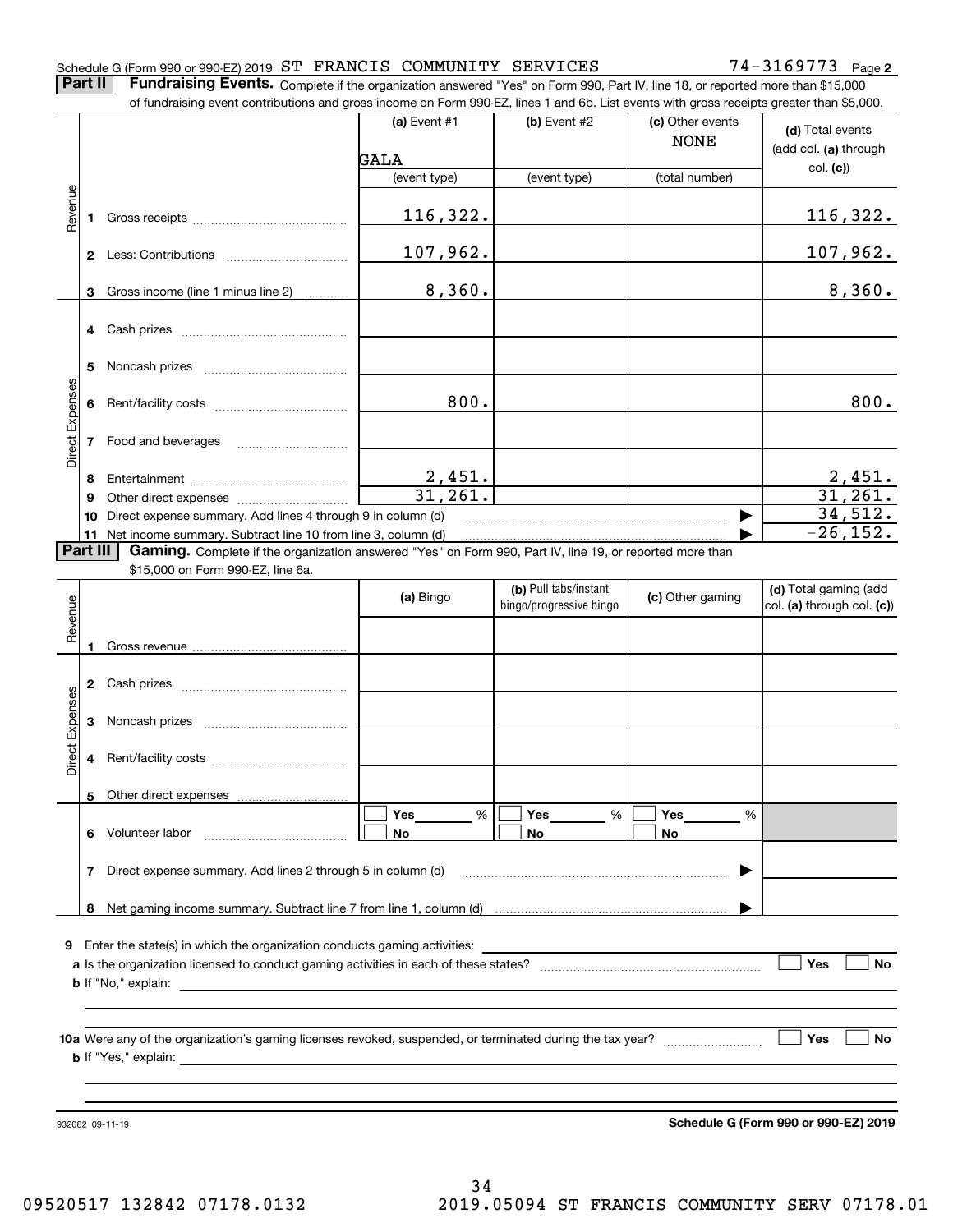Schedule G (Form 990 or 990-EZ) 2019 ST FRANCIS COMMUNITY SERVICES 74-3169773 Page **2**

**Part II** **Fundraising Events.** Complete if the organization answered "Yes" on Form 990, Part IV, line 18, or reported more than $15,000 of fundraising event contributions and gross income on Form 990-EZ, lines 1 and 6b. List events with gross receipts greater than $5,000.

| | | (a) Event #1 | (b) Event #2 | (c) Other events | (d) Total events (add col. (a) through col. (c)) |
|---|---|---|---|---|---|
| | | GALA | | NONE | |
| | | (event type) | (event type) | (total number) | |
| Revenue | 1 Gross receipts | 116,322. | | | 116,322. |
| | 2 Less: Contributions | 107,962. | | | 107,962. |
| | 3 Gross income (line 1 minus line 2) | 8,360. | | | 8,360. |
| Direct Expenses | 4 Cash prizes | | | | |
| | 5 Noncash prizes | | | | |
| | 6 Rent/facility costs | 800. | | | 800. |
| | 7 Food and beverages | | | | |
| | 8 Entertainment | 2,451. | | | 2,451. |
| | 9 Other direct expenses | 31,261. | | | 31,261. |
| | 10 Direct expense summary. Add lines 4 through 9 in column (d) | | | | 34,512. |
| | 11 Net income summary. Subtract line 10 from line 3, column (d) | | | | -26,152. |

**Part III** **Gaming.** Complete if the organization answered "Yes" on Form 990, Part IV, line 19, or reported more than $15,000 on Form 990-EZ, line 6a.

| | | (a) Bingo | (b) Pull tabs/instant bingo/progressive bingo | (c) Other gaming | (d) Total gaming (add col. (a) through col. (c)) |
|---|---|---|---|---|---|
| Revenue | 1 Gross revenue | | | | |
| Direct Expenses | 2 Cash prizes | | | | |
| | 3 Noncash prizes | | | | |
| | 4 Rent/facility costs | | | | |
| | 5 Other direct expenses | | | | |
| | 6 Volunteer labor | ☐ Yes ____ % ☐ No | ☐ Yes ____ % ☐ No | ☐ Yes ____ % ☐ No | |
| | 7 Direct expense summary. Add lines 2 through 5 in column (d) | | | | |
| | 8 Net gaming income summary. Subtract line 7 from line 1, column (d) | | | | |

**9** Enter the state(s) in which the organization conducts gaming activities:

**a** Is the organization licensed to conduct gaming activities in each of these states? ☐ Yes ☐ No

**b** If "No," explain:

**10a** Were any of the organization's gaming licenses revoked, suspended, or terminated during the tax year? ☐ Yes ☐ No

**b** If "Yes," explain:

932082 09-11-19 **Schedule G (Form 990 or 990-EZ) 2019**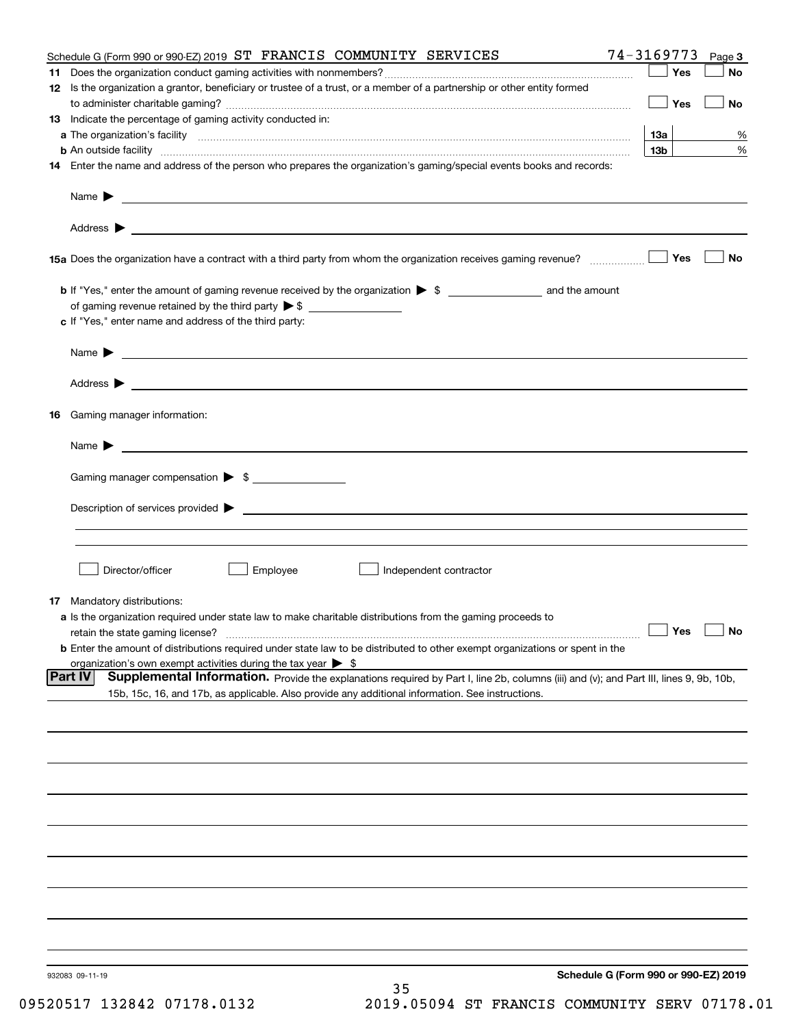Schedule G (Form 990 or 990-EZ) 2019 ST FRANCIS COMMUNITY SERVICES 74-3169773 Page 3

**11** Does the organization conduct gaming activities with nonmembers? ☐ Yes ☐ No

**12** Is the organization a grantor, beneficiary or trustee of a trust, or a member of a partnership or other entity formed to administer charitable gaming? ☐ Yes ☐ No

**13** Indicate the percentage of gaming activity conducted in:

**a** The organization's facility **13a** %

**b** An outside facility **13b** %

**14** Enter the name and address of the person who prepares the organization's gaming/special events books and records:

Name ▶

Address ▶

**15a** Does the organization have a contract with a third party from whom the organization receives gaming revenue? ☐ Yes ☐ No

**b** If "Yes," enter the amount of gaming revenue received by the organization ▶ $ and the amount of gaming revenue retained by the third party ▶ $

**c** If "Yes," enter name and address of the third party:

Name ▶

Address ▶

**16** Gaming manager information:

Name ▶

Gaming manager compensation ▶ $

Description of services provided ▶

☐ Director/officer ☐ Employee ☐ Independent contractor

**17** Mandatory distributions:

**a** Is the organization required under state law to make charitable distributions from the gaming proceeds to retain the state gaming license? ☐ Yes ☐ No

**b** Enter the amount of distributions required under state law to be distributed to other exempt organizations or spent in the organization's own exempt activities during the tax year ▶ $

**Part IV** **Supplemental Information.** Provide the explanations required by Part I, line 2b, columns (iii) and (v); and Part III, lines 9, 9b, 10b, 15b, 15c, 16, and 17b, as applicable. Also provide any additional information. See instructions.

932083 09-11-19 **Schedule G (Form 990 or 990-EZ) 2019**

09520517 132842 07178.0132 2019.05094 ST FRANCIS COMMUNITY SERV 07178.01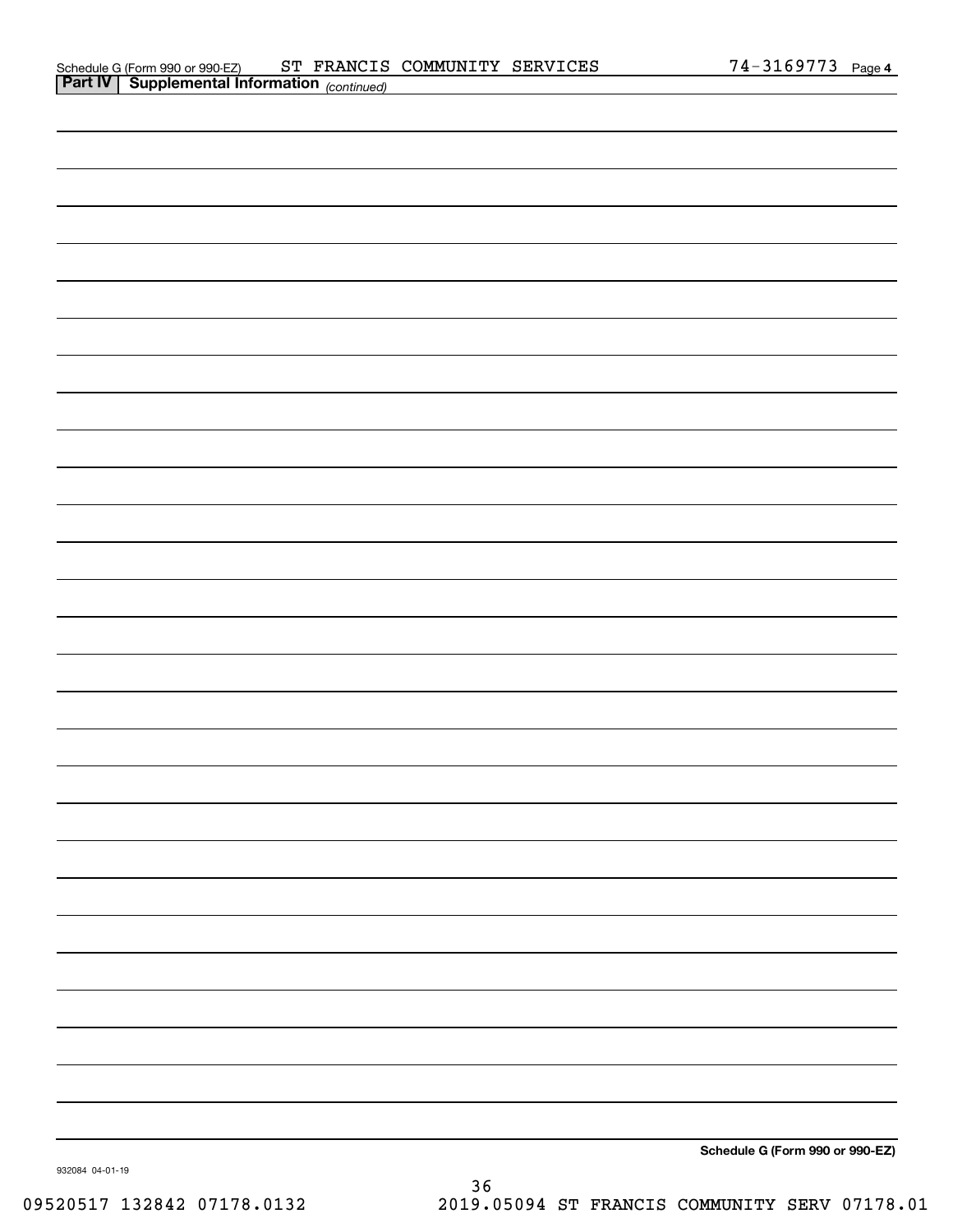Schedule G (Form 990 or 990-EZ) ST FRANCIS COMMUNITY SERVICES 74-3169773 Page 4

**Part IV | Supplemental Information** *(continued)*

**Schedule G (Form 990 or 990-EZ)**

932084 04-01-19

09520517 132842 07178.0132 2019.05094 ST FRANCIS COMMUNITY SERV 07178.01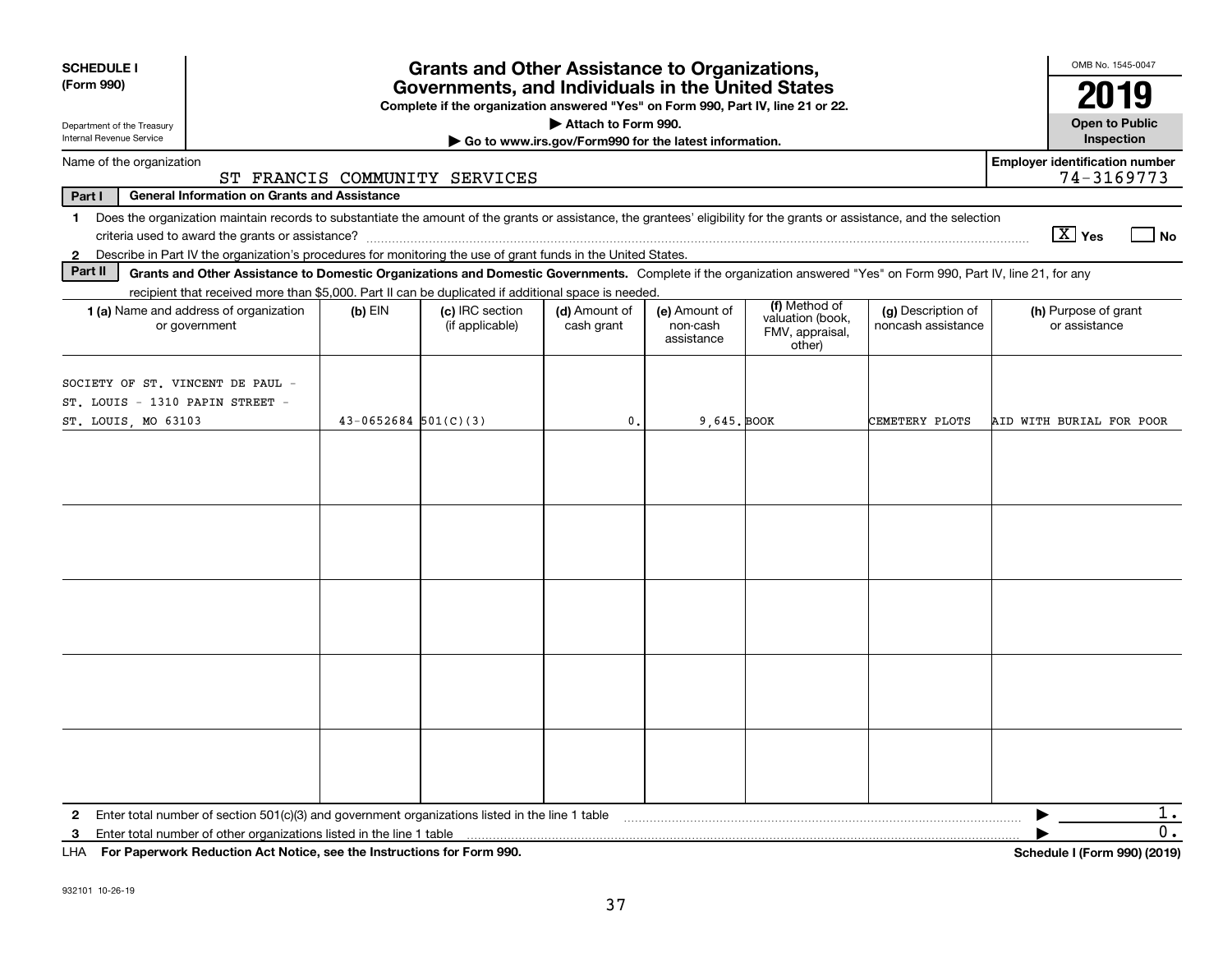**SCHEDULE I**
**(Form 990)**

Department of the Treasury
Internal Revenue Service

# Grants and Other Assistance to Organizations, Governments, and Individuals in the United States

**Complete if the organization answered "Yes" on Form 990, Part IV, line 21 or 22.**
**▶ Attach to Form 990.**
**▶ Go to www.irs.gov/Form990 for the latest information.**

OMB No. 1545-0047
**2019**
**Open to Public Inspection**

Name of the organization: ST FRANCIS COMMUNITY SERVICES
**Employer identification number:** 74-3169773

**Part I** **General Information on Grants and Assistance**

1 Does the organization maintain records to substantiate the amount of the grants or assistance, the grantees' eligibility for the grants or assistance, and the selection criteria used to award the grants or assistance? [X] **Yes** [ ] **No**

2 Describe in Part IV the organization's procedures for monitoring the use of grant funds in the United States.

**Part II** **Grants and Other Assistance to Domestic Organizations and Domestic Governments.** Complete if the organization answered "Yes" on Form 990, Part IV, line 21, for any recipient that received more than $5,000. Part II can be duplicated if additional space is needed.

| 1 (a) Name and address of organization or government | (b) EIN | (c) IRC section (if applicable) | (d) Amount of cash grant | (e) Amount of non-cash assistance | (f) Method of valuation (book, FMV, appraisal, other) | (g) Description of noncash assistance | (h) Purpose of grant or assistance |
|---|---|---|---|---|---|---|---|
| SOCIETY OF ST. VINCENT DE PAUL - ST. LOUIS - 1310 PAPIN STREET - ST. LOUIS, MO 63103 | 43-0652684 | 501(C)(3) | 0. | 9,645. | BOOK | CEMETERY PLOTS | AID WITH BURIAL FOR POOR |
| | | | | | | | |
| | | | | | | | |
| | | | | | | | |
| | | | | | | | |
| | | | | | | | |

2 Enter total number of section 501(c)(3) and government organizations listed in the line 1 table ▶ 1.

3 Enter total number of other organizations listed in the line 1 table ▶ 0.

LHA **For Paperwork Reduction Act Notice, see the Instructions for Form 990.** **Schedule I (Form 990) (2019)**

932101 10-26-19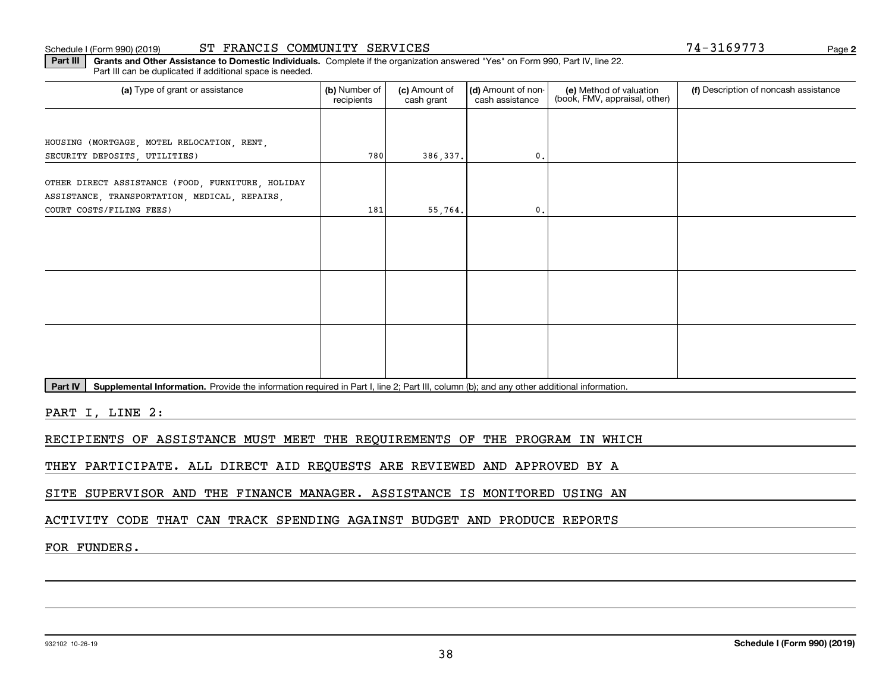Schedule I (Form 990) (2019) ST FRANCIS COMMUNITY SERVICES 74-3169773 Page **2**

**Part III** **Grants and Other Assistance to Domestic Individuals.** Complete if the organization answered "Yes" on Form 990, Part IV, line 22. Part III can be duplicated if additional space is needed.

| (a) Type of grant or assistance | (b) Number of recipients | (c) Amount of cash grant | (d) Amount of non-cash assistance | (e) Method of valuation (book, FMV, appraisal, other) | (f) Description of noncash assistance |
|---|---|---|---|---|---|
| HOUSING (MORTGAGE, MOTEL RELOCATION, RENT, SECURITY DEPOSITS, UTILITIES) | 780 | 386,337. | 0. | | |
| OTHER DIRECT ASSISTANCE (FOOD, FURNITURE, HOLIDAY ASSISTANCE, TRANSPORTATION, MEDICAL, REPAIRS, COURT COSTS/FILING FEES) | 181 | 55,764. | 0. | | |
| | | | | | |
| | | | | | |
| | | | | | |

**Part IV** **Supplemental Information.** Provide the information required in Part I, line 2; Part III, column (b); and any other additional information.

PART I, LINE 2:

RECIPIENTS OF ASSISTANCE MUST MEET THE REQUIREMENTS OF THE PROGRAM IN WHICH THEY PARTICIPATE. ALL DIRECT AID REQUESTS ARE REVIEWED AND APPROVED BY A SITE SUPERVISOR AND THE FINANCE MANAGER. ASSISTANCE IS MONITORED USING AN ACTIVITY CODE THAT CAN TRACK SPENDING AGAINST BUDGET AND PRODUCE REPORTS FOR FUNDERS.

932102 10-26-19 **Schedule I (Form 990) (2019)**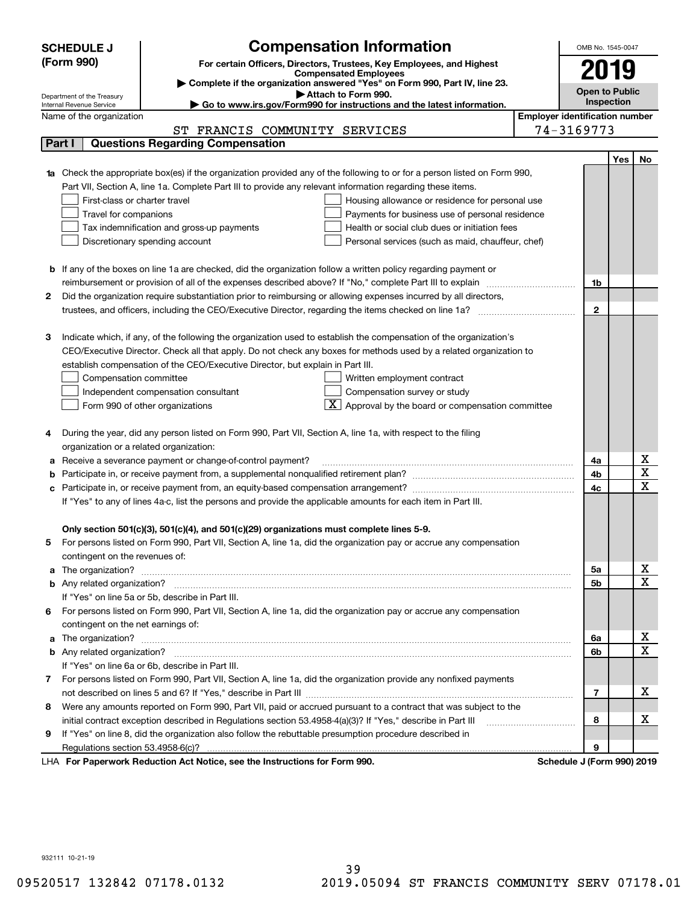# SCHEDULE J (Form 990)

# Compensation Information

**For certain Officers, Directors, Trustees, Key Employees, and Highest Compensated Employees**

▶ Complete if the organization answered "Yes" on Form 990, Part IV, line 23.

▶ Attach to Form 990.

▶ Go to www.irs.gov/Form990 for instructions and the latest information.

Department of the Treasury
Internal Revenue Service

OMB No. 1545-0047

**2019**

**Open to Public Inspection**

Name of the organization: ST FRANCIS COMMUNITY SERVICES

Employer identification number: 74-3169773

## Part I Questions Regarding Compensation

| | | | Yes | No |
|---|---|---|---|---|
| **1a** | Check the appropriate box(es) if the organization provided any of the following to or for a person listed on Form 990, Part VII, Section A, line 1a. Complete Part III to provide any relevant information regarding these items.<br>☐ First-class or charter travel ☐ Housing allowance or residence for personal use<br>☐ Travel for companions ☐ Payments for business use of personal residence<br>☐ Tax indemnification and gross-up payments ☐ Health or social club dues or initiation fees<br>☐ Discretionary spending account ☐ Personal services (such as maid, chauffeur, chef) | | | |
| **b** | If any of the boxes on line 1a are checked, did the organization follow a written policy regarding payment or reimbursement or provision of all of the expenses described above? If "No," complete Part III to explain | 1b | | |
| **2** | Did the organization require substantiation prior to reimbursing or allowing expenses incurred by all directors, trustees, and officers, including the CEO/Executive Director, regarding the items checked on line 1a? | 2 | | |
| **3** | Indicate which, if any, of the following the organization used to establish the compensation of the organization's CEO/Executive Director. Check all that apply. Do not check any boxes for methods used by a related organization to establish compensation of the CEO/Executive Director, but explain in Part III.<br>☐ Compensation committee ☐ Written employment contract<br>☐ Independent compensation consultant ☐ Compensation survey or study<br>☐ Form 990 of other organizations ☒ Approval by the board or compensation committee | | | |
| **4** | During the year, did any person listed on Form 990, Part VII, Section A, line 1a, with respect to the filing organization or a related organization: | | | |
| **a** | Receive a severance payment or change-of-control payment? | 4a | | X |
| **b** | Participate in, or receive payment from, a supplemental nonqualified retirement plan? | 4b | | X |
| **c** | Participate in, or receive payment from, an equity-based compensation arrangement? | 4c | | X |
| | If "Yes" to any of lines 4a-c, list the persons and provide the applicable amounts for each item in Part III. | | | |
| | **Only section 501(c)(3), 501(c)(4), and 501(c)(29) organizations must complete lines 5-9.** | | | |
| **5** | For persons listed on Form 990, Part VII, Section A, line 1a, did the organization pay or accrue any compensation contingent on the revenues of: | | | |
| **a** | The organization? | 5a | | X |
| **b** | Any related organization? | 5b | | X |
| | If "Yes" on line 5a or 5b, describe in Part III. | | | |
| **6** | For persons listed on Form 990, Part VII, Section A, line 1a, did the organization pay or accrue any compensation contingent on the net earnings of: | | | |
| **a** | The organization? | 6a | | X |
| **b** | Any related organization? | 6b | | X |
| | If "Yes" on line 6a or 6b, describe in Part III. | | | |
| **7** | For persons listed on Form 990, Part VII, Section A, line 1a, did the organization provide any nonfixed payments not described on lines 5 and 6? If "Yes," describe in Part III | 7 | | X |
| **8** | Were any amounts reported on Form 990, Part VII, paid or accrued pursuant to a contract that was subject to the initial contract exception described in Regulations section 53.4958-4(a)(3)? If "Yes," describe in Part III | 8 | | X |
| **9** | If "Yes" on line 8, did the organization also follow the rebuttable presumption procedure described in Regulations section 53.4958-6(c)? | 9 | | |

LHA **For Paperwork Reduction Act Notice, see the Instructions for Form 990.** **Schedule J (Form 990) 2019**

932111 10-21-19

09520517 132842 07178.0132 2019.05094 ST FRANCIS COMMUNITY SERV 07178.01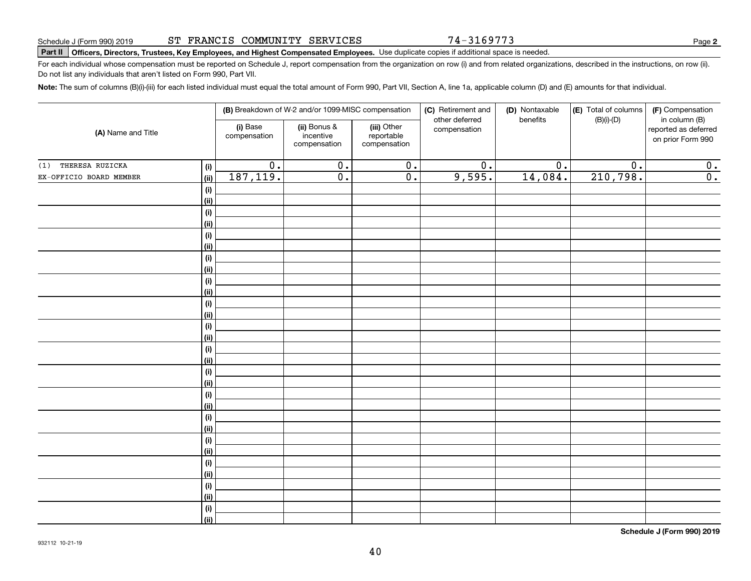Schedule J (Form 990) 2019 ST FRANCIS COMMUNITY SERVICES 74-3169773 Page **2**

**Part II Officers, Directors, Trustees, Key Employees, and Highest Compensated Employees.** Use duplicate copies if additional space is needed.

For each individual whose compensation must be reported on Schedule J, report compensation from the organization on row (i) and from related organizations, described in the instructions, on row (ii). Do not list any individuals that aren't listed on Form 990, Part VII.

**Note:** The sum of columns (B)(i)-(iii) for each listed individual must equal the total amount of Form 990, Part VII, Section A, line 1a, applicable column (D) and (E) amounts for that individual.

| (A) Name and Title | | (B) Breakdown of W-2 and/or 1099-MISC compensation | | | (C) Retirement and other deferred compensation | (D) Nontaxable benefits | (E) Total of columns (B)(i)-(D) | (F) Compensation in column (B) reported as deferred on prior Form 990 |
|---|---|---|---|---|---|---|---|---|
| | | (i) Base compensation | (ii) Bonus & incentive compensation | (iii) Other reportable compensation | | | | |
| (1) THERESA RUZICKA | (i) | 0. | 0. | 0. | 0. | 0. | 0. | 0. |
| EX-OFFICIO BOARD MEMBER | (ii) | 187,119. | 0. | 0. | 9,595. | 14,084. | 210,798. | 0. |
| | (i) | | | | | | | |
| | (ii) | | | | | | | |
| | (i) | | | | | | | |
| | (ii) | | | | | | | |
| | (i) | | | | | | | |
| | (ii) | | | | | | | |
| | (i) | | | | | | | |
| | (ii) | | | | | | | |
| | (i) | | | | | | | |
| | (ii) | | | | | | | |
| | (i) | | | | | | | |
| | (ii) | | | | | | | |
| | (i) | | | | | | | |
| | (ii) | | | | | | | |
| | (i) | | | | | | | |
| | (ii) | | | | | | | |
| | (i) | | | | | | | |
| | (ii) | | | | | | | |
| | (i) | | | | | | | |
| | (ii) | | | | | | | |
| | (i) | | | | | | | |
| | (ii) | | | | | | | |
| | (i) | | | | | | | |
| | (ii) | | | | | | | |
| | (i) | | | | | | | |
| | (ii) | | | | | | | |
| | (i) | | | | | | | |
| | (ii) | | | | | | | |
| | (i) | | | | | | | |
| | (ii) | | | | | | | |

**Schedule J (Form 990) 2019**

932112 10-21-19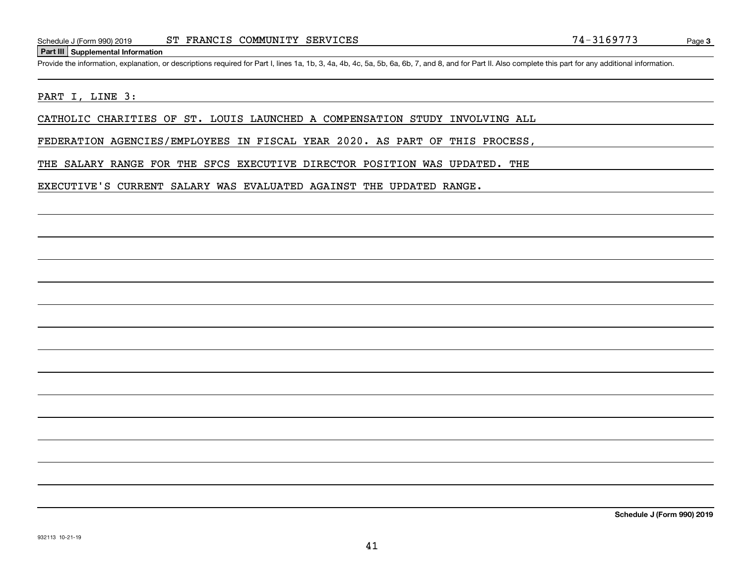Schedule J (Form 990) 2019 ST FRANCIS COMMUNITY SERVICES 74-3169773

## Part III Supplemental Information

Provide the information, explanation, or descriptions required for Part I, lines 1a, 1b, 3, 4a, 4b, 4c, 5a, 5b, 6a, 6b, 7, and 8, and for Part II. Also complete this part for any additional information.

PART I, LINE 3:

CATHOLIC CHARITIES OF ST. LOUIS LAUNCHED A COMPENSATION STUDY INVOLVING ALL FEDERATION AGENCIES/EMPLOYEES IN FISCAL YEAR 2020. AS PART OF THIS PROCESS, THE SALARY RANGE FOR THE SFCS EXECUTIVE DIRECTOR POSITION WAS UPDATED. THE EXECUTIVE'S CURRENT SALARY WAS EVALUATED AGAINST THE UPDATED RANGE.

Schedule J (Form 990) 2019

932113 10-21-19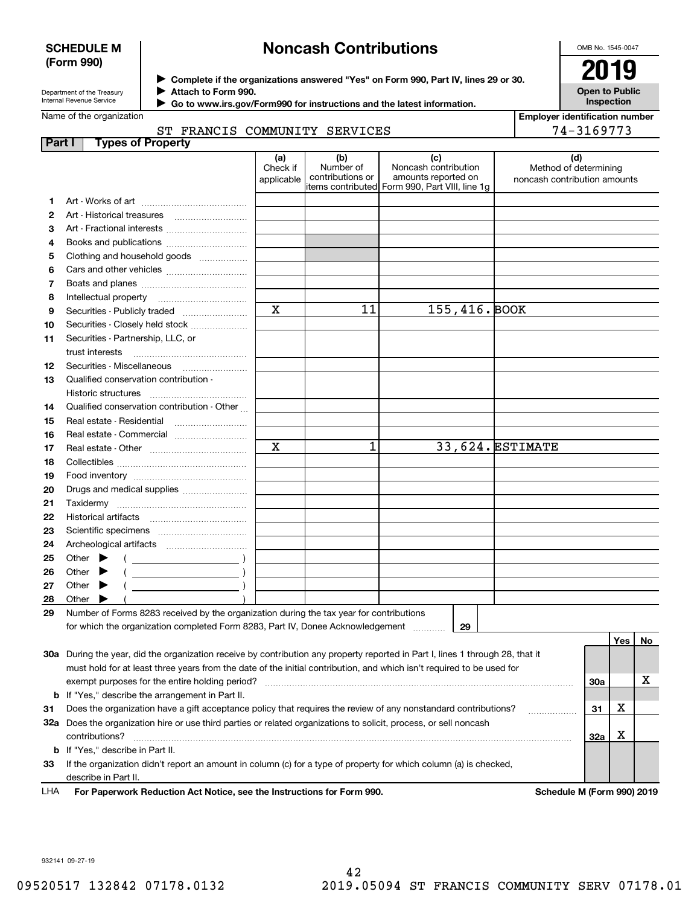**SCHEDULE M (Form 990)**

Department of the Treasury
Internal Revenue Service

# Noncash Contributions

▶ Complete if the organizations answered "Yes" on Form 990, Part IV, lines 29 or 30.
▶ Attach to Form 990.
▶ Go to www.irs.gov/Form990 for instructions and the latest information.

OMB No. 1545-0047

**2019**

**Open to Public Inspection**

Name of the organization: ST FRANCIS COMMUNITY SERVICES

Employer identification number: 74-3169773

## Part I Types of Property

| | | (a) Check if applicable | (b) Number of contributions or items contributed | (c) Noncash contribution amounts reported on Form 990, Part VIII, line 1g | (d) Method of determining noncash contribution amounts |
|---|---|---|---|---|---|
| 1 | Art - Works of art | | | | |
| 2 | Art - Historical treasures | | | | |
| 3 | Art - Fractional interests | | | | |
| 4 | Books and publications | | | | |
| 5 | Clothing and household goods | | | | |
| 6 | Cars and other vehicles | | | | |
| 7 | Boats and planes | | | | |
| 8 | Intellectual property | | | | |
| 9 | Securities - Publicly traded | X | 11 | 155,416. | BOOK |
| 10 | Securities - Closely held stock | | | | |
| 11 | Securities - Partnership, LLC, or trust interests | | | | |
| 12 | Securities - Miscellaneous | | | | |
| 13 | Qualified conservation contribution - Historic structures | | | | |
| 14 | Qualified conservation contribution - Other | | | | |
| 15 | Real estate - Residential | | | | |
| 16 | Real estate - Commercial | | | | |
| 17 | Real estate - Other | X | 1 | 33,624. | ESTIMATE |
| 18 | Collectibles | | | | |
| 19 | Food inventory | | | | |
| 20 | Drugs and medical supplies | | | | |
| 21 | Taxidermy | | | | |
| 22 | Historical artifacts | | | | |
| 23 | Scientific specimens | | | | |
| 24 | Archeological artifacts | | | | |
| 25 | Other ▶ ( ) | | | | |
| 26 | Other ▶ ( ) | | | | |
| 27 | Other ▶ ( ) | | | | |
| 28 | Other ▶ ( ) | | | | |

29 Number of Forms 8283 received by the organization during the tax year for contributions for which the organization completed Form 8283, Part IV, Donee Acknowledgement ..... **29**

| | | | Yes | No |
|---|---|---|---|---|
| 30a | During the year, did the organization receive by contribution any property reported in Part I, lines 1 through 28, that it must hold for at least three years from the date of the initial contribution, and which isn't required to be used for exempt purposes for the entire holding period? | 30a | | X |
| b | If "Yes," describe the arrangement in Part II. | | | |
| 31 | Does the organization have a gift acceptance policy that requires the review of any nonstandard contributions? | 31 | X | |
| 32a | Does the organization hire or use third parties or related organizations to solicit, process, or sell noncash contributions? | 32a | X | |
| b | If "Yes," describe in Part II. | | | |
| 33 | If the organization didn't report an amount in column (c) for a type of property for which column (a) is checked, describe in Part II. | | | |

LHA **For Paperwork Reduction Act Notice, see the Instructions for Form 990.** **Schedule M (Form 990) 2019**

932141 09-27-19

09520517 132842 07178.0132 2019.05094 ST FRANCIS COMMUNITY SERV 07178.01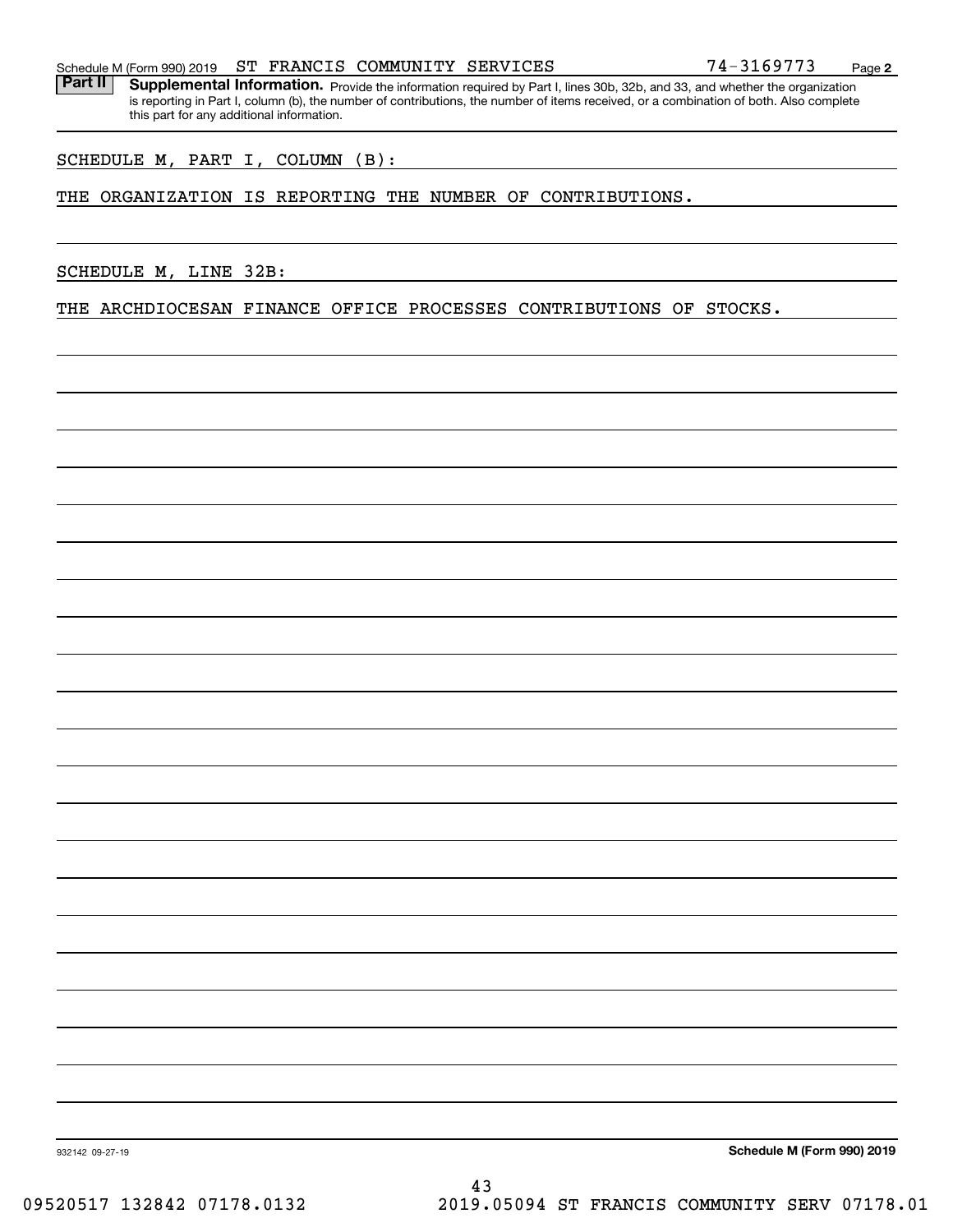Schedule M (Form 990) 2019 ST FRANCIS COMMUNITY SERVICES 74-3169773 Page **2**

**Part II** **Supplemental Information.** Provide the information required by Part I, lines 30b, 32b, and 33, and whether the organization is reporting in Part I, column (b), the number of contributions, the number of items received, or a combination of both. Also complete this part for any additional information.

SCHEDULE M, PART I, COLUMN (B):

THE ORGANIZATION IS REPORTING THE NUMBER OF CONTRIBUTIONS.

SCHEDULE M, LINE 32B:

THE ARCHDIOCESAN FINANCE OFFICE PROCESSES CONTRIBUTIONS OF STOCKS.

932142 09-27-19

**Schedule M (Form 990) 2019**

09520517 132842 07178.0132 2019.05094 ST FRANCIS COMMUNITY SERV 07178.01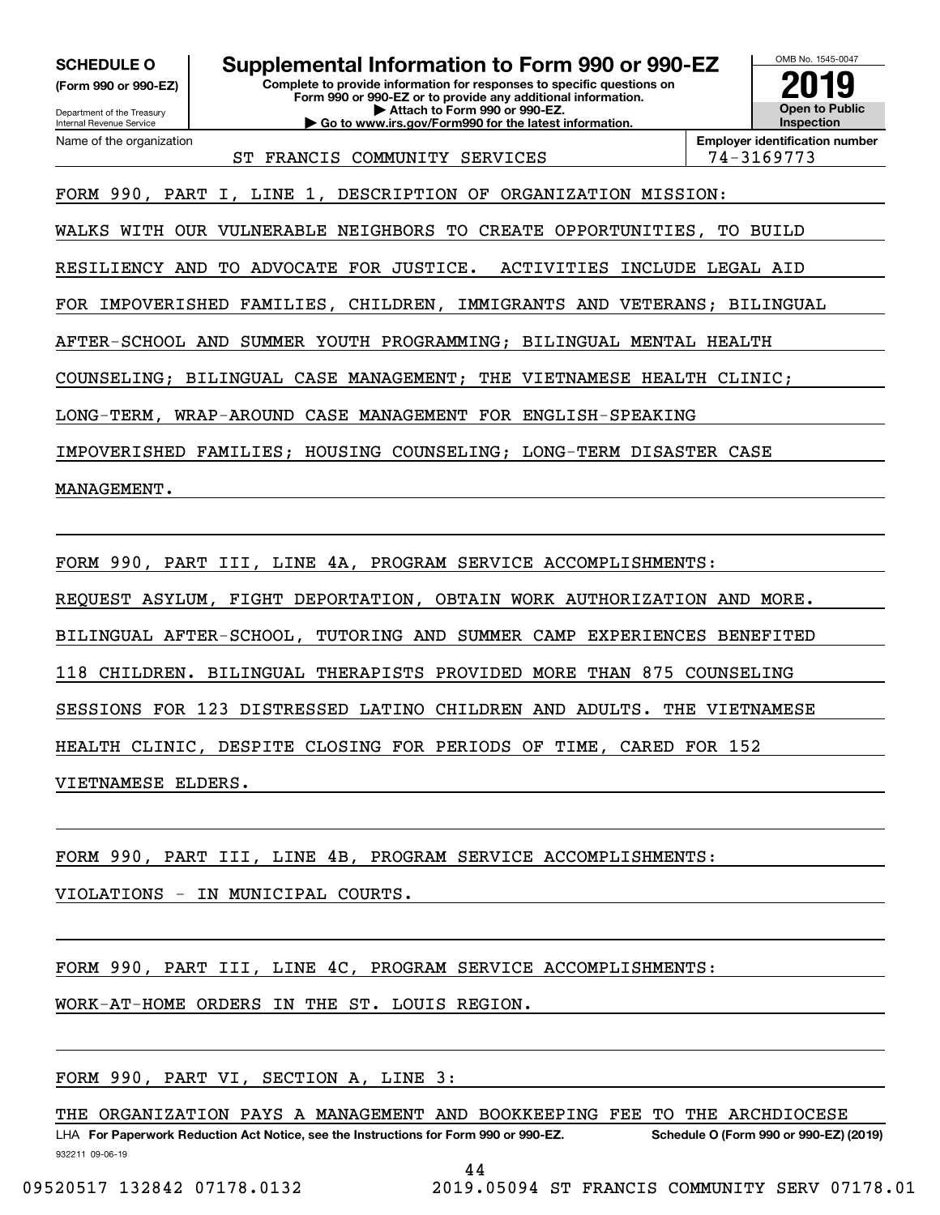**SCHEDULE O**
**(Form 990 or 990-EZ)**

Department of the Treasury
Internal Revenue Service

# Supplemental Information to Form 990 or 990-EZ

**Complete to provide information for responses to specific questions on Form 990 or 990-EZ or to provide any additional information.**
**▶ Attach to Form 990 or 990-EZ.**
**▶ Go to www.irs.gov/Form990 for the latest information.**

OMB No. 1545-0047

**2019**

**Open to Public Inspection**

| Name of the organization | Employer identification number |
|---|---|
| ST FRANCIS COMMUNITY SERVICES | 74-3169773 |

FORM 990, PART I, LINE 1, DESCRIPTION OF ORGANIZATION MISSION:

WALKS WITH OUR VULNERABLE NEIGHBORS TO CREATE OPPORTUNITIES, TO BUILD RESILIENCY AND TO ADVOCATE FOR JUSTICE. ACTIVITIES INCLUDE LEGAL AID FOR IMPOVERISHED FAMILIES, CHILDREN, IMMIGRANTS AND VETERANS; BILINGUAL AFTER-SCHOOL AND SUMMER YOUTH PROGRAMMING; BILINGUAL MENTAL HEALTH COUNSELING; BILINGUAL CASE MANAGEMENT; THE VIETNAMESE HEALTH CLINIC; LONG-TERM, WRAP-AROUND CASE MANAGEMENT FOR ENGLISH-SPEAKING IMPOVERISHED FAMILIES; HOUSING COUNSELING; LONG-TERM DISASTER CASE MANAGEMENT.

FORM 990, PART III, LINE 4A, PROGRAM SERVICE ACCOMPLISHMENTS:

REQUEST ASYLUM, FIGHT DEPORTATION, OBTAIN WORK AUTHORIZATION AND MORE. BILINGUAL AFTER-SCHOOL, TUTORING AND SUMMER CAMP EXPERIENCES BENEFITED 118 CHILDREN. BILINGUAL THERAPISTS PROVIDED MORE THAN 875 COUNSELING SESSIONS FOR 123 DISTRESSED LATINO CHILDREN AND ADULTS. THE VIETNAMESE HEALTH CLINIC, DESPITE CLOSING FOR PERIODS OF TIME, CARED FOR 152 VIETNAMESE ELDERS.

FORM 990, PART III, LINE 4B, PROGRAM SERVICE ACCOMPLISHMENTS:

VIOLATIONS - IN MUNICIPAL COURTS.

FORM 990, PART III, LINE 4C, PROGRAM SERVICE ACCOMPLISHMENTS:

WORK-AT-HOME ORDERS IN THE ST. LOUIS REGION.

FORM 990, PART VI, SECTION A, LINE 3:

THE ORGANIZATION PAYS A MANAGEMENT AND BOOKKEEPING FEE TO THE ARCHDIOCESE

LHA **For Paperwork Reduction Act Notice, see the Instructions for Form 990 or 990-EZ.** **Schedule O (Form 990 or 990-EZ) (2019)**

932211 09-06-19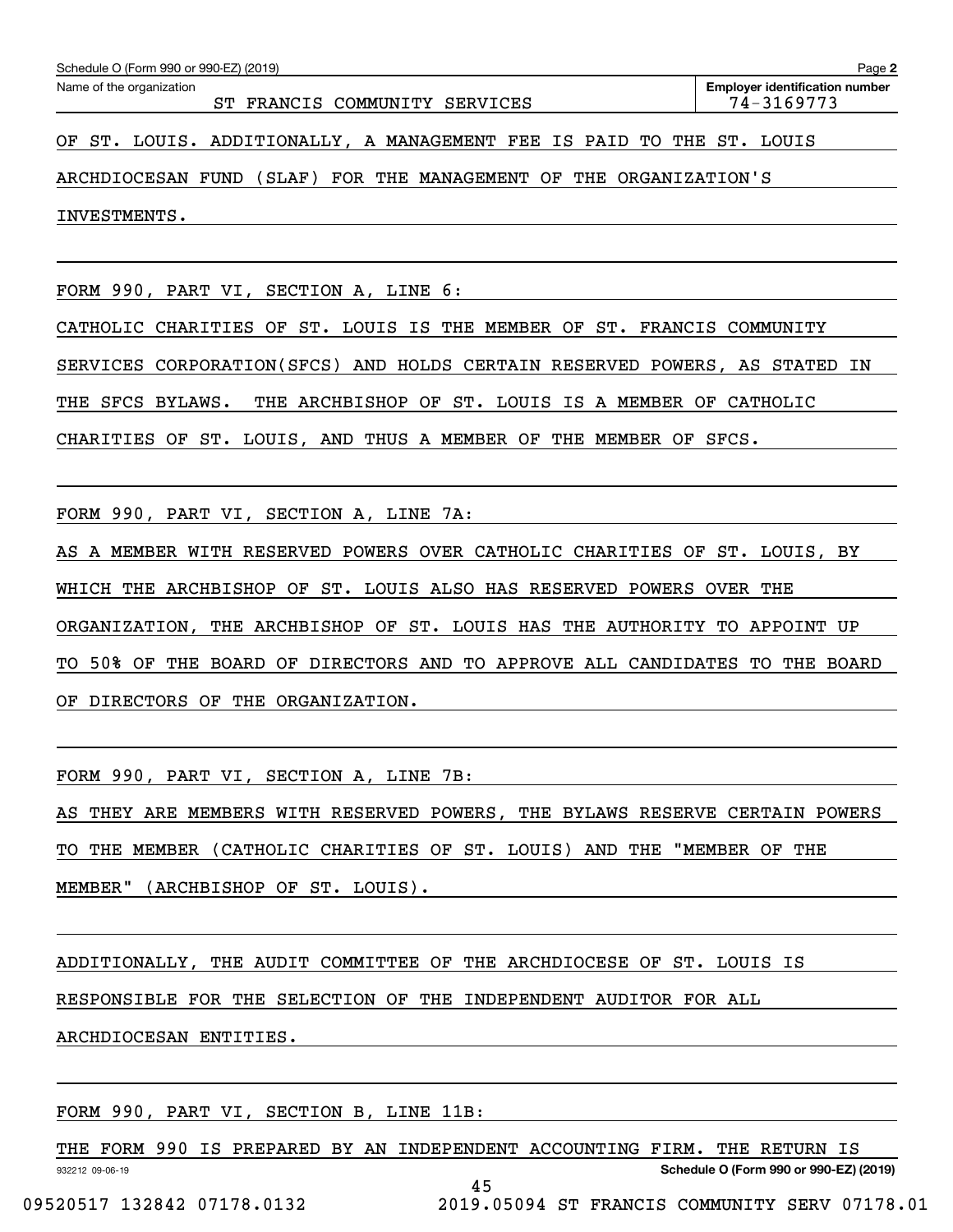Name of the organization: ST FRANCIS COMMUNITY SERVICES

Employer identification number: 74-3169773

OF ST. LOUIS. ADDITIONALLY, A MANAGEMENT FEE IS PAID TO THE ST. LOUIS ARCHDIOCESAN FUND (SLAF) FOR THE MANAGEMENT OF THE ORGANIZATION'S INVESTMENTS.

FORM 990, PART VI, SECTION A, LINE 6:

CATHOLIC CHARITIES OF ST. LOUIS IS THE MEMBER OF ST. FRANCIS COMMUNITY SERVICES CORPORATION(SFCS) AND HOLDS CERTAIN RESERVED POWERS, AS STATED IN THE SFCS BYLAWS. THE ARCHBISHOP OF ST. LOUIS IS A MEMBER OF CATHOLIC CHARITIES OF ST. LOUIS, AND THUS A MEMBER OF THE MEMBER OF SFCS.

FORM 990, PART VI, SECTION A, LINE 7A:

AS A MEMBER WITH RESERVED POWERS OVER CATHOLIC CHARITIES OF ST. LOUIS, BY WHICH THE ARCHBISHOP OF ST. LOUIS ALSO HAS RESERVED POWERS OVER THE ORGANIZATION, THE ARCHBISHOP OF ST. LOUIS HAS THE AUTHORITY TO APPOINT UP TO 50% OF THE BOARD OF DIRECTORS AND TO APPROVE ALL CANDIDATES TO THE BOARD OF DIRECTORS OF THE ORGANIZATION.

FORM 990, PART VI, SECTION A, LINE 7B:

AS THEY ARE MEMBERS WITH RESERVED POWERS, THE BYLAWS RESERVE CERTAIN POWERS TO THE MEMBER (CATHOLIC CHARITIES OF ST. LOUIS) AND THE "MEMBER OF THE MEMBER" (ARCHBISHOP OF ST. LOUIS).

ADDITIONALLY, THE AUDIT COMMITTEE OF THE ARCHDIOCESE OF ST. LOUIS IS RESPONSIBLE FOR THE SELECTION OF THE INDEPENDENT AUDITOR FOR ALL ARCHDIOCESAN ENTITIES.

FORM 990, PART VI, SECTION B, LINE 11B:

THE FORM 990 IS PREPARED BY AN INDEPENDENT ACCOUNTING FIRM. THE RETURN IS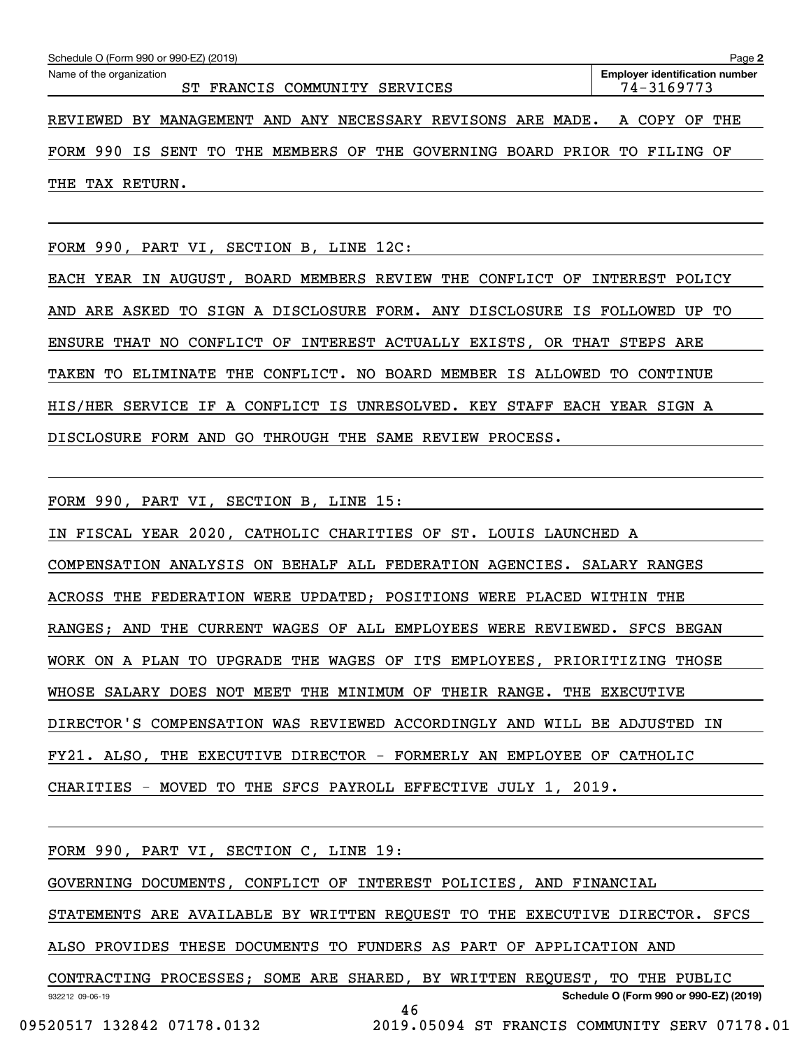Name of the organization: ST FRANCIS COMMUNITY SERVICES

Employer identification number: 74-3169773

REVIEWED BY MANAGEMENT AND ANY NECESSARY REVISONS ARE MADE. A COPY OF THE FORM 990 IS SENT TO THE MEMBERS OF THE GOVERNING BOARD PRIOR TO FILING OF THE TAX RETURN.

FORM 990, PART VI, SECTION B, LINE 12C:

EACH YEAR IN AUGUST, BOARD MEMBERS REVIEW THE CONFLICT OF INTEREST POLICY AND ARE ASKED TO SIGN A DISCLOSURE FORM. ANY DISCLOSURE IS FOLLOWED UP TO ENSURE THAT NO CONFLICT OF INTEREST ACTUALLY EXISTS, OR THAT STEPS ARE TAKEN TO ELIMINATE THE CONFLICT. NO BOARD MEMBER IS ALLOWED TO CONTINUE HIS/HER SERVICE IF A CONFLICT IS UNRESOLVED. KEY STAFF EACH YEAR SIGN A DISCLOSURE FORM AND GO THROUGH THE SAME REVIEW PROCESS.

FORM 990, PART VI, SECTION B, LINE 15:

IN FISCAL YEAR 2020, CATHOLIC CHARITIES OF ST. LOUIS LAUNCHED A COMPENSATION ANALYSIS ON BEHALF ALL FEDERATION AGENCIES. SALARY RANGES ACROSS THE FEDERATION WERE UPDATED; POSITIONS WERE PLACED WITHIN THE RANGES; AND THE CURRENT WAGES OF ALL EMPLOYEES WERE REVIEWED. SFCS BEGAN WORK ON A PLAN TO UPGRADE THE WAGES OF ITS EMPLOYEES, PRIORITIZING THOSE WHOSE SALARY DOES NOT MEET THE MINIMUM OF THEIR RANGE. THE EXECUTIVE DIRECTOR'S COMPENSATION WAS REVIEWED ACCORDINGLY AND WILL BE ADJUSTED IN FY21. ALSO, THE EXECUTIVE DIRECTOR - FORMERLY AN EMPLOYEE OF CATHOLIC CHARITIES - MOVED TO THE SFCS PAYROLL EFFECTIVE JULY 1, 2019.

FORM 990, PART VI, SECTION C, LINE 19:

GOVERNING DOCUMENTS, CONFLICT OF INTEREST POLICIES, AND FINANCIAL STATEMENTS ARE AVAILABLE BY WRITTEN REQUEST TO THE EXECUTIVE DIRECTOR. SFCS ALSO PROVIDES THESE DOCUMENTS TO FUNDERS AS PART OF APPLICATION AND CONTRACTING PROCESSES; SOME ARE SHARED, BY WRITTEN REQUEST, TO THE PUBLIC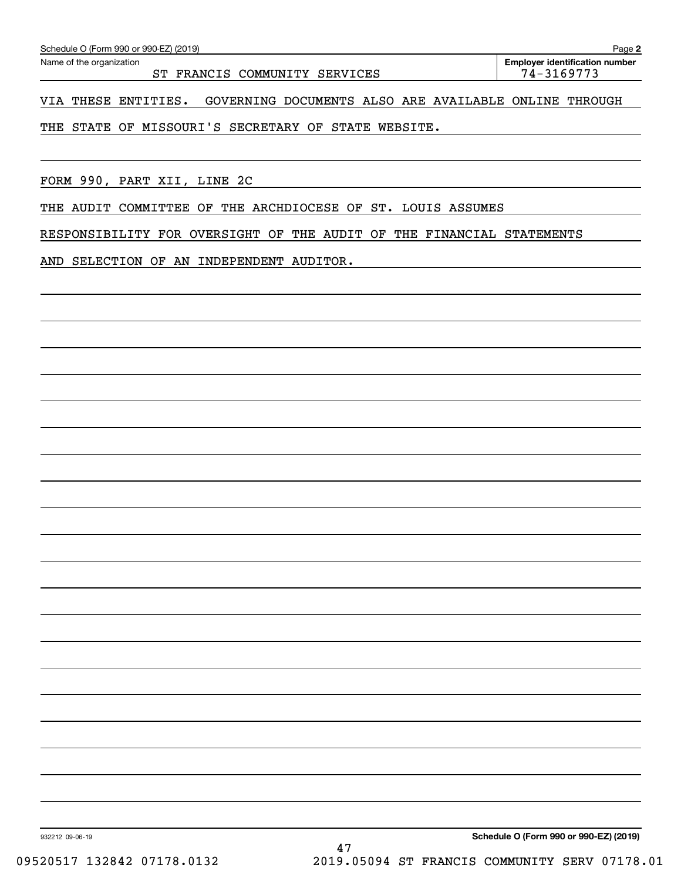Schedule O (Form 990 or 990-EZ) (2019) Page **2**

Name of the organization: ST FRANCIS COMMUNITY SERVICES

**Employer identification number**: 74-3169773

VIA THESE ENTITIES. GOVERNING DOCUMENTS ALSO ARE AVAILABLE ONLINE THROUGH THE STATE OF MISSOURI'S SECRETARY OF STATE WEBSITE.

FORM 990, PART XII, LINE 2C

THE AUDIT COMMITTEE OF THE ARCHDIOCESE OF ST. LOUIS ASSUMES RESPONSIBILITY FOR OVERSIGHT OF THE AUDIT OF THE FINANCIAL STATEMENTS AND SELECTION OF AN INDEPENDENT AUDITOR.

932212 09-06-19 **Schedule O (Form 990 or 990-EZ) (2019)**

09520517 132842 07178.0132 2019.05094 ST FRANCIS COMMUNITY SERV 07178.01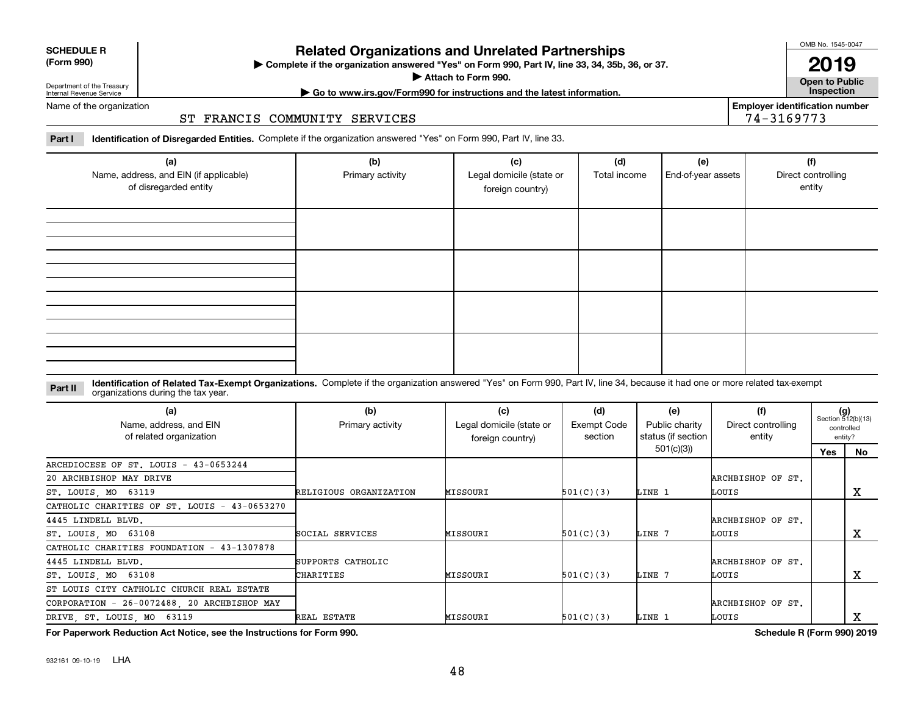**SCHEDULE R (Form 990)**

Department of the Treasury
Internal Revenue Service

# Related Organizations and Unrelated Partnerships

▶ Complete if the organization answered "Yes" on Form 990, Part IV, line 33, 34, 35b, 36, or 37.
▶ Attach to Form 990.
▶ Go to www.irs.gov/Form990 for instructions and the latest information.

OMB No. 1545-0047

**2019**

**Open to Public Inspection**

Name of the organization: ST FRANCIS COMMUNITY SERVICES

**Employer identification number** 74-3169773

**Part I** **Identification of Disregarded Entities.** Complete if the organization answered "Yes" on Form 990, Part IV, line 33.

| (a) Name, address, and EIN (if applicable) of disregarded entity | (b) Primary activity | (c) Legal domicile (state or foreign country) | (d) Total income | (e) End-of-year assets | (f) Direct controlling entity |
|---|---|---|---|---|---|
| | | | | | |
| | | | | | |
| | | | | | |
| | | | | | |

**Part II** **Identification of Related Tax-Exempt Organizations.** Complete if the organization answered "Yes" on Form 990, Part IV, line 34, because it had one or more related tax-exempt organizations during the tax year.

| (a) Name, address, and EIN of related organization | (b) Primary activity | (c) Legal domicile (state or foreign country) | (d) Exempt Code section | (e) Public charity status (if section 501(c)(3)) | (f) Direct controlling entity | (g) Section 512(b)(13) controlled entity? Yes | No |
|---|---|---|---|---|---|---|---|
| ARCHDIOCESE OF ST. LOUIS - 43-0653244, 20 ARCHBISHOP MAY DRIVE, ST. LOUIS, MO 63119 | RELIGIOUS ORGANIZATION | MISSOURI | 501(C)(3) | LINE 1 | ARCHBISHOP OF ST. LOUIS | | X |
| CATHOLIC CHARITIES OF ST. LOUIS - 43-0653270, 4445 LINDELL BLVD., ST. LOUIS, MO 63108 | SOCIAL SERVICES | MISSOURI | 501(C)(3) | LINE 7 | ARCHBISHOP OF ST. LOUIS | | X |
| CATHOLIC CHARITIES FOUNDATION - 43-1307878, 4445 LINDELL BLVD., ST. LOUIS, MO 63108 | SUPPORTS CATHOLIC CHARITIES | MISSOURI | 501(C)(3) | LINE 7 | ARCHBISHOP OF ST. LOUIS | | X |
| ST LOUIS CITY CATHOLIC CHURCH REAL ESTATE CORPORATION - 26-0072488, 20 ARCHBISHOP MAY DRIVE, ST. LOUIS, MO 63119 | REAL ESTATE | MISSOURI | 501(C)(3) | LINE 1 | ARCHBISHOP OF ST. LOUIS | | X |

**For Paperwork Reduction Act Notice, see the Instructions for Form 990.** **Schedule R (Form 990) 2019**

932161 09-10-19 LHA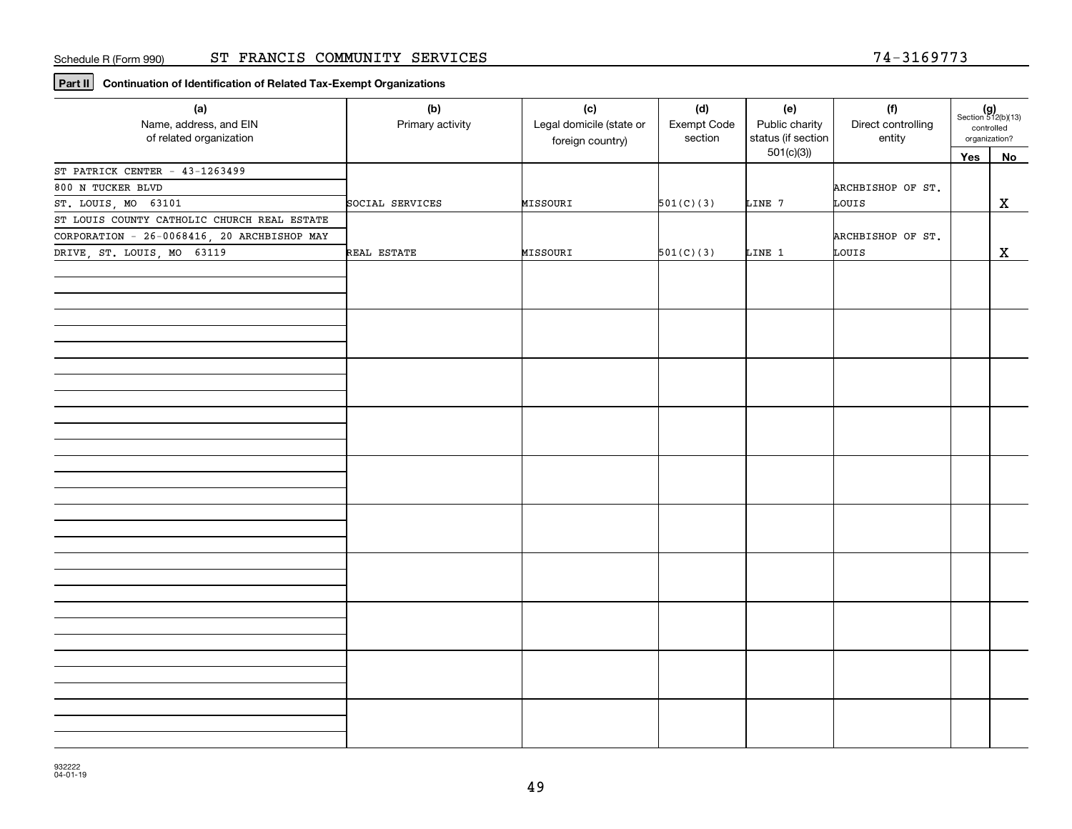Schedule R (Form 990) ST FRANCIS COMMUNITY SERVICES 74-3169773

**Part II** **Continuation of Identification of Related Tax-Exempt Organizations**

| (a) Name, address, and EIN of related organization | (b) Primary activity | (c) Legal domicile (state or foreign country) | (d) Exempt Code section | (e) Public charity status (if section 501(c)(3)) | (f) Direct controlling entity | (g) Section 512(b)(13) controlled organization? Yes | No |
|---|---|---|---|---|---|---|---|
| ST PATRICK CENTER - 43-1263499, 800 N TUCKER BLVD, ST. LOUIS, MO 63101 | SOCIAL SERVICES | MISSOURI | 501(C)(3) | LINE 7 | ARCHBISHOP OF ST. LOUIS | | X |
| ST LOUIS COUNTY CATHOLIC CHURCH REAL ESTATE CORPORATION - 26-0068416, 20 ARCHBISHOP MAY DRIVE, ST. LOUIS, MO 63119 | REAL ESTATE | MISSOURI | 501(C)(3) | LINE 1 | ARCHBISHOP OF ST. LOUIS | | X |
| | | | | | | | |
| | | | | | | | |
| | | | | | | | |
| | | | | | | | |
| | | | | | | | |
| | | | | | | | |
| | | | | | | | |
| | | | | | | | |
| | | | | | | | |
| | | | | | | | |

932222 04-01-19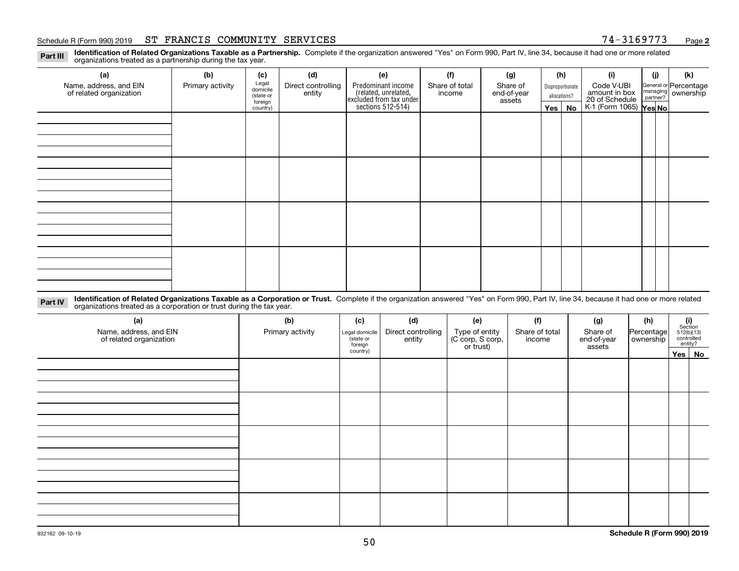Schedule R (Form 990) 2019 ST FRANCIS COMMUNITY SERVICES 74-3169773

**Part III** **Identification of Related Organizations Taxable as a Partnership.** Complete if the organization answered "Yes" on Form 990, Part IV, line 34, because it had one or more related organizations treated as a partnership during the tax year.

| (a) Name, address, and EIN of related organization | (b) Primary activity | (c) Legal domicile (state or foreign country) | (d) Direct controlling entity | (e) Predominant income (related, unrelated, excluded from tax under sections 512-514) | (f) Share of total income | (g) Share of end-of-year assets | (h) Disproportionate allocations? Yes | No | (i) Code V-UBI amount in box 20 of Schedule K-1 (Form 1065) | (j) General or managing partner? Yes | No | (k) Percentage ownership |
|---|---|---|---|---|---|---|---|---|---|---|---|---|
| | | | | | | | | | | | | |
| | | | | | | | | | | | | |
| | | | | | | | | | | | | |
| | | | | | | | | | | | | |

**Part IV** **Identification of Related Organizations Taxable as a Corporation or Trust.** Complete if the organization answered "Yes" on Form 990, Part IV, line 34, because it had one or more related organizations treated as a corporation or trust during the tax year.

| (a) Name, address, and EIN of related organization | (b) Primary activity | (c) Legal domicile (state or foreign country) | (d) Direct controlling entity | (e) Type of entity (C corp, S corp, or trust) | (f) Share of total income | (g) Share of end-of-year assets | (h) Percentage ownership | (i) Section 512(b)(13) controlled entity? Yes | No |
|---|---|---|---|---|---|---|---|---|---|
| | | | | | | | | | |
| | | | | | | | | | |
| | | | | | | | | | |
| | | | | | | | | | |
| | | | | | | | | | |

932162 09-10-19

**Schedule R (Form 990) 2019**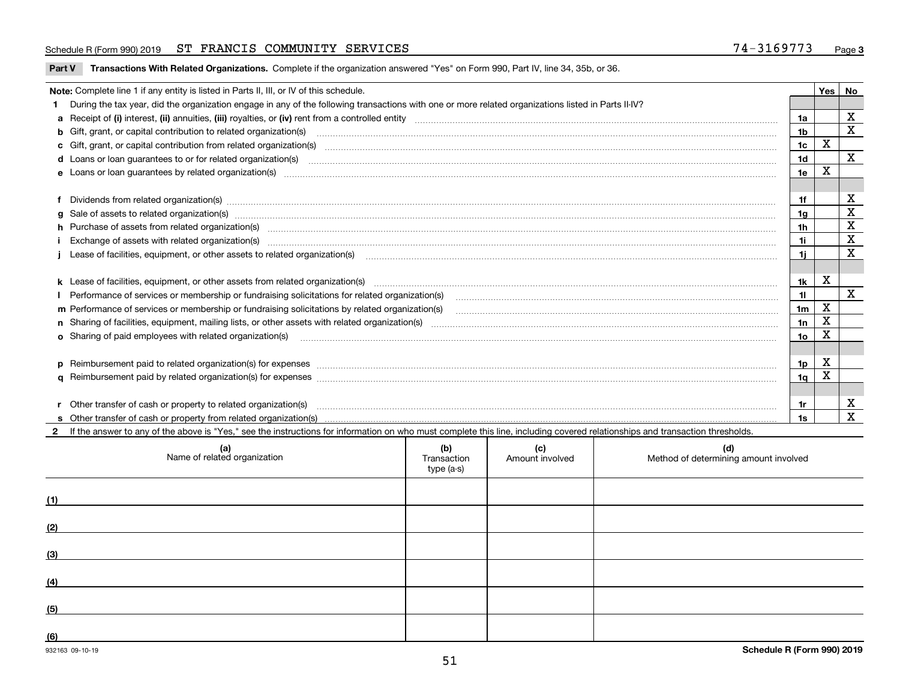Schedule R (Form 990) 2019 ST FRANCIS COMMUNITY SERVICES 74-3169773 Page 3

**Part V Transactions With Related Organizations.** Complete if the organization answered "Yes" on Form 990, Part IV, line 34, 35b, or 36.

| **Note:** Complete line 1 if any entity is listed in Parts II, III, or IV of this schedule. | | Yes | No |
|---|---|---|---|
| **1** During the tax year, did the organization engage in any of the following transactions with one or more related organizations listed in Parts II-IV? | | | |
| **a** Receipt of **(i)** interest, **(ii)** annuities, **(iii)** royalties, or **(iv)** rent from a controlled entity | 1a | | X |
| **b** Gift, grant, or capital contribution to related organization(s) | 1b | | X |
| **c** Gift, grant, or capital contribution from related organization(s) | 1c | X | |
| **d** Loans or loan guarantees to or for related organization(s) | 1d | | X |
| **e** Loans or loan guarantees by related organization(s) | 1e | X | |
| **f** Dividends from related organization(s) | 1f | | X |
| **g** Sale of assets to related organization(s) | 1g | | X |
| **h** Purchase of assets from related organization(s) | 1h | | X |
| **i** Exchange of assets with related organization(s) | 1i | | X |
| **j** Lease of facilities, equipment, or other assets to related organization(s) | 1j | | X |
| **k** Lease of facilities, equipment, or other assets from related organization(s) | 1k | X | |
| **l** Performance of services or membership or fundraising solicitations for related organization(s) | 1l | | X |
| **m** Performance of services or membership or fundraising solicitations by related organization(s) | 1m | X | |
| **n** Sharing of facilities, equipment, mailing lists, or other assets with related organization(s) | 1n | X | |
| **o** Sharing of paid employees with related organization(s) | 1o | X | |
| **p** Reimbursement paid to related organization(s) for expenses | 1p | X | |
| **q** Reimbursement paid by related organization(s) for expenses | 1q | X | |
| **r** Other transfer of cash or property to related organization(s) | 1r | | X |
| **s** Other transfer of cash or property from related organization(s) | 1s | | X |

**2** If the answer to any of the above is "Yes," see the instructions for information on who must complete this line, including covered relationships and transaction thresholds.

| **(a)** Name of related organization | **(b)** Transaction type (a-s) | **(c)** Amount involved | **(d)** Method of determining amount involved |
|---|---|---|---|
| (1) | | | |
| (2) | | | |
| (3) | | | |
| (4) | | | |
| (5) | | | |
| (6) | | | |

932163 09-10-19 **Schedule R (Form 990) 2019**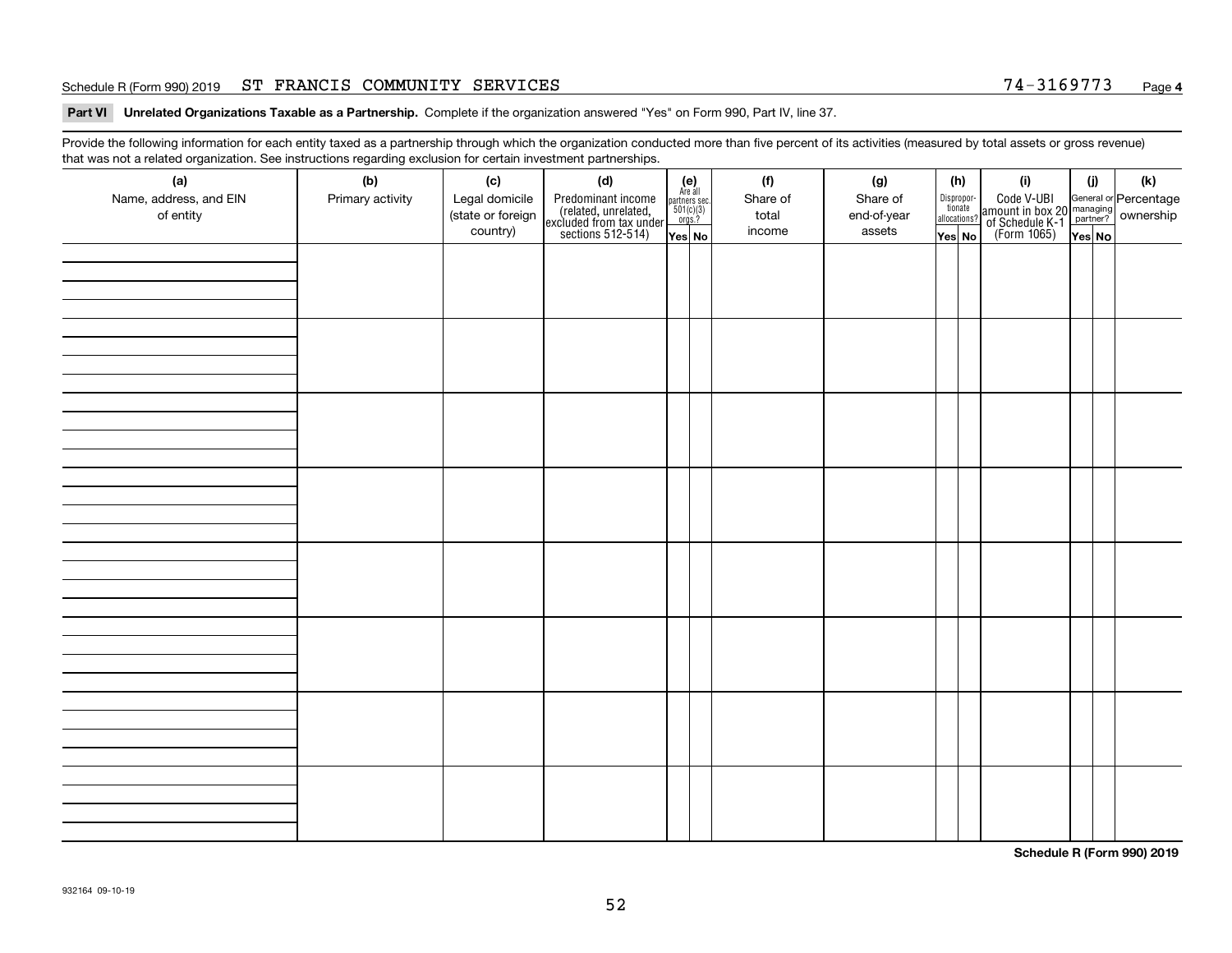Schedule R (Form 990) 2019 ST FRANCIS COMMUNITY SERVICES 74-3169773 Page 4

**Part VI Unrelated Organizations Taxable as a Partnership.** Complete if the organization answered "Yes" on Form 990, Part IV, line 37.

Provide the following information for each entity taxed as a partnership through which the organization conducted more than five percent of its activities (measured by total assets or gross revenue) that was not a related organization. See instructions regarding exclusion for certain investment partnerships.

| (a) Name, address, and EIN of entity | (b) Primary activity | (c) Legal domicile (state or foreign country) | (d) Predominant income (related, unrelated, excluded from tax under sections 512-514) | (e) Are all partners sec. 501(c)(3) orgs.? | | (f) Share of total income | (g) Share of end-of-year assets | (h) Disproportionate allocations? | | (i) Code V-UBI amount in box 20 of Schedule K-1 (Form 1065) | (j) General or managing partner? | | (k) Percentage ownership |
|---|---|---|---|---|---|---|---|---|---|---|---|---|---|
| | | | | Yes | No | | | Yes | No | | Yes | No | |
| | | | | | | | | | | | | | |
| | | | | | | | | | | | | | |
| | | | | | | | | | | | | | |
| | | | | | | | | | | | | | |
| | | | | | | | | | | | | | |
| | | | | | | | | | | | | | |
| | | | | | | | | | | | | | |
| | | | | | | | | | | | | | |

**Schedule R (Form 990) 2019**

932164 09-10-19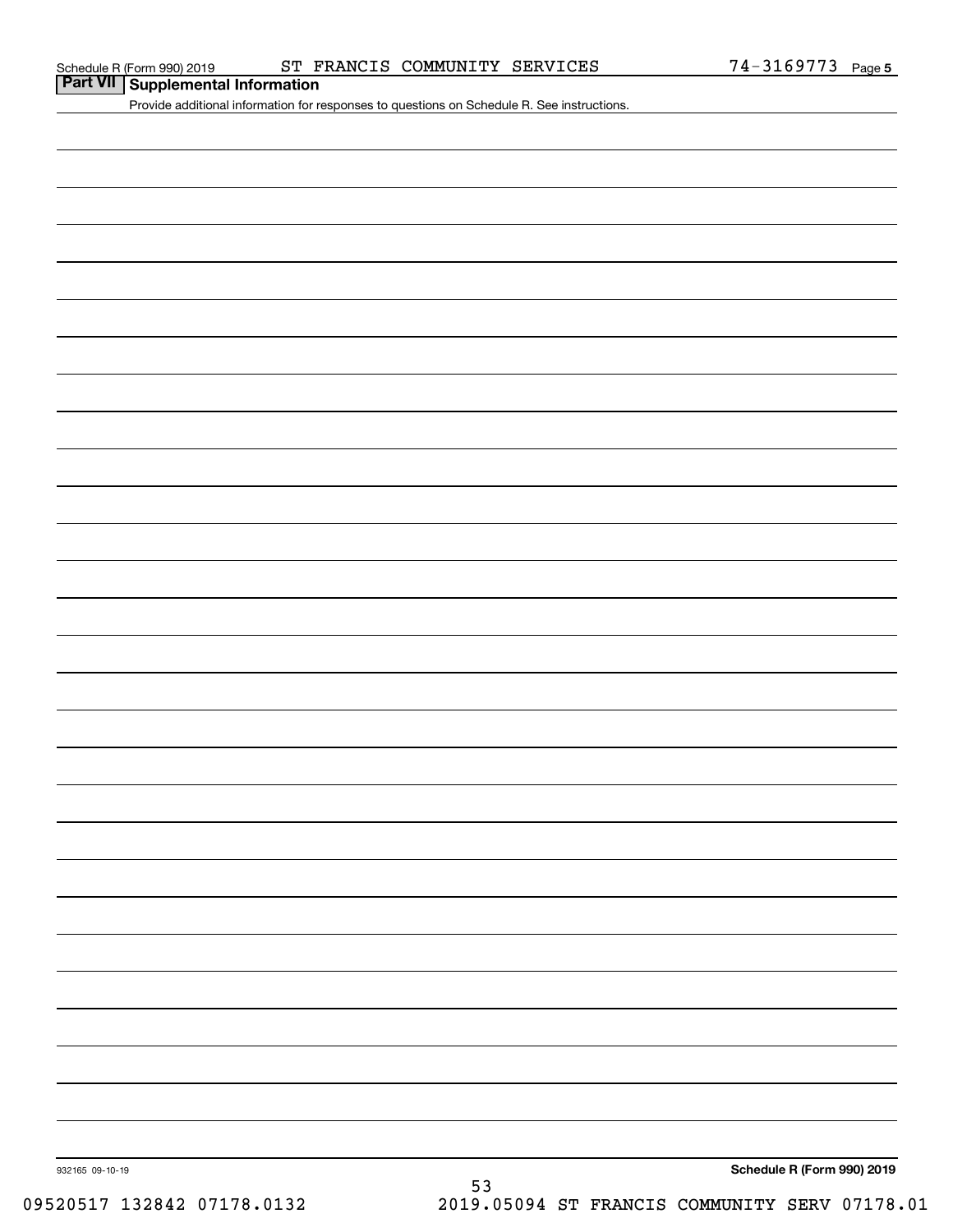## Part VII Supplemental Information

Provide additional information for responses to questions on Schedule R. See instructions.